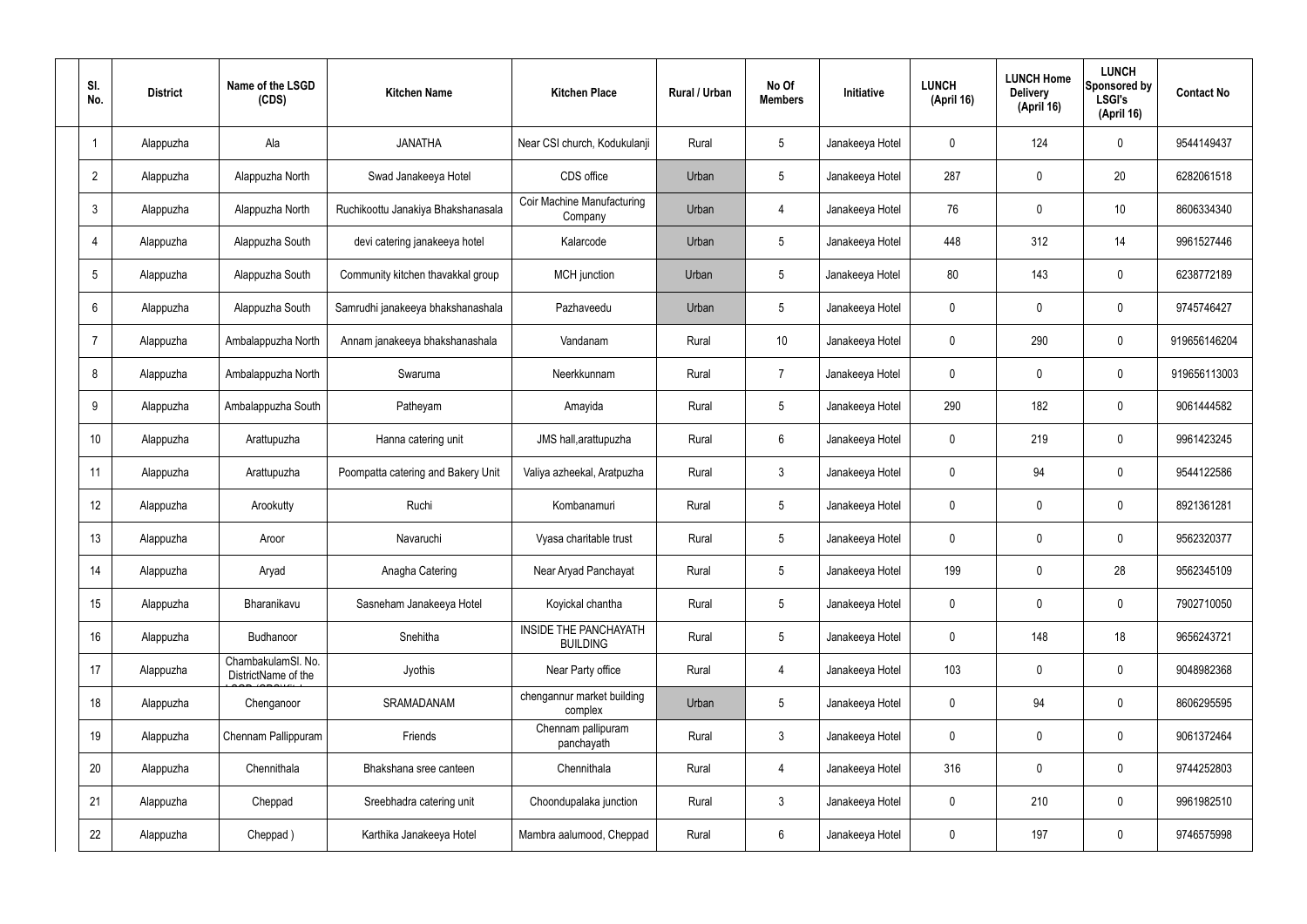| Sl. No. | District | Name of the LSGD (CDS) | Kitchen Name | Kitchen Place | Rural / Urban | No Of Members | Initiative | LUNCH (April 16) | LUNCH Home Delivery (April 16) | LUNCH Sponsored by LSGI's (April 16) | Contact No |
|---|---|---|---|---|---|---|---|---|---|---|---|
| 1 | Alappuzha | Ala | JANATHA | Near CSI church, Kodukulanji | Rural | 5 | Janakeeya Hotel | 0 | 124 | 0 | 9544149437 |
| 2 | Alappuzha | Alappuzha North | Swad Janakeeya Hotel | CDS office | Urban | 5 | Janakeeya Hotel | 287 | 0 | 20 | 6282061518 |
| 3 | Alappuzha | Alappuzha North | Ruchikoottu Janakiya Bhakshanasala | Coir Machine Manufacturing Company | Urban | 4 | Janakeeya Hotel | 76 | 0 | 10 | 8606334340 |
| 4 | Alappuzha | Alappuzha South | devi catering janakeeya hotel | Kalarcode | Urban | 5 | Janakeeya Hotel | 448 | 312 | 14 | 9961527446 |
| 5 | Alappuzha | Alappuzha South | Community kitchen thavakkal group | MCH junction | Urban | 5 | Janakeeya Hotel | 80 | 143 | 0 | 6238772189 |
| 6 | Alappuzha | Alappuzha South | Samrudhi janakeeya bhakshanashala | Pazhaveedu | Urban | 5 | Janakeeya Hotel | 0 | 0 | 0 | 9745746427 |
| 7 | Alappuzha | Ambalappuzha North | Annam janakeeya bhakshanashala | Vandanam | Rural | 10 | Janakeeya Hotel | 0 | 290 | 0 | 919656146204 |
| 8 | Alappuzha | Ambalappuzha North | Swaruma | Neerkkunnam | Rural | 7 | Janakeeya Hotel | 0 | 0 | 0 | 919656113003 |
| 9 | Alappuzha | Ambalappuzha South | Patheyam | Amayida | Rural | 5 | Janakeeya Hotel | 290 | 182 | 0 | 9061444582 |
| 10 | Alappuzha | Arattupuzha | Hanna catering unit | JMS hall,arattupuzha | Rural | 6 | Janakeeya Hotel | 0 | 219 | 0 | 9961423245 |
| 11 | Alappuzha | Arattupuzha | Poompatta catering and Bakery Unit | Valiya azheekal, Aratpuzha | Rural | 3 | Janakeeya Hotel | 0 | 94 | 0 | 9544122586 |
| 12 | Alappuzha | Arookutty | Ruchi | Kombanamuri | Rural | 5 | Janakeeya Hotel | 0 | 0 | 0 | 8921361281 |
| 13 | Alappuzha | Aroor | Navaruchi | Vyasa charitable trust | Rural | 5 | Janakeeya Hotel | 0 | 0 | 0 | 9562320377 |
| 14 | Alappuzha | Aryad | Anagha Catering | Near Aryad Panchayat | Rural | 5 | Janakeeya Hotel | 199 | 0 | 28 | 9562345109 |
| 15 | Alappuzha | Bharanikavu | Sasneham Janakeeya Hotel | Koyickal chantha | Rural | 5 | Janakeeya Hotel | 0 | 0 | 0 | 7902710050 |
| 16 | Alappuzha | Budhanoor | Snehitha | INSIDE THE PANCHAYATH BUILDING | Rural | 5 | Janakeeya Hotel | 0 | 148 | 18 | 9656243721 |
| 17 | Alappuzha | ChambakulamSl. No. DistrictName of the | Jyothis | Near Party office | Rural | 4 | Janakeeya Hotel | 103 | 0 | 0 | 9048982368 |
| 18 | Alappuzha | Chenganoor | SRAMADANAM | chengannur market building complex | Urban | 5 | Janakeeya Hotel | 0 | 94 | 0 | 8606295595 |
| 19 | Alappuzha | Chennam Pallippuram | Friends | Chennam pallipuram panchayath | Rural | 3 | Janakeeya Hotel | 0 | 0 | 0 | 9061372464 |
| 20 | Alappuzha | Chennithala | Bhakshana sree canteen | Chennithala | Rural | 4 | Janakeeya Hotel | 316 | 0 | 0 | 9744252803 |
| 21 | Alappuzha | Cheppad | Sreebhadra catering unit | Choondupalaka junction | Rural | 3 | Janakeeya Hotel | 0 | 210 | 0 | 9961982510 |
| 22 | Alappuzha | Cheppad ) | Karthika Janakeeya Hotel | Mambra aalumood, Cheppad | Rural | 6 | Janakeeya Hotel | 0 | 197 | 0 | 9746575998 |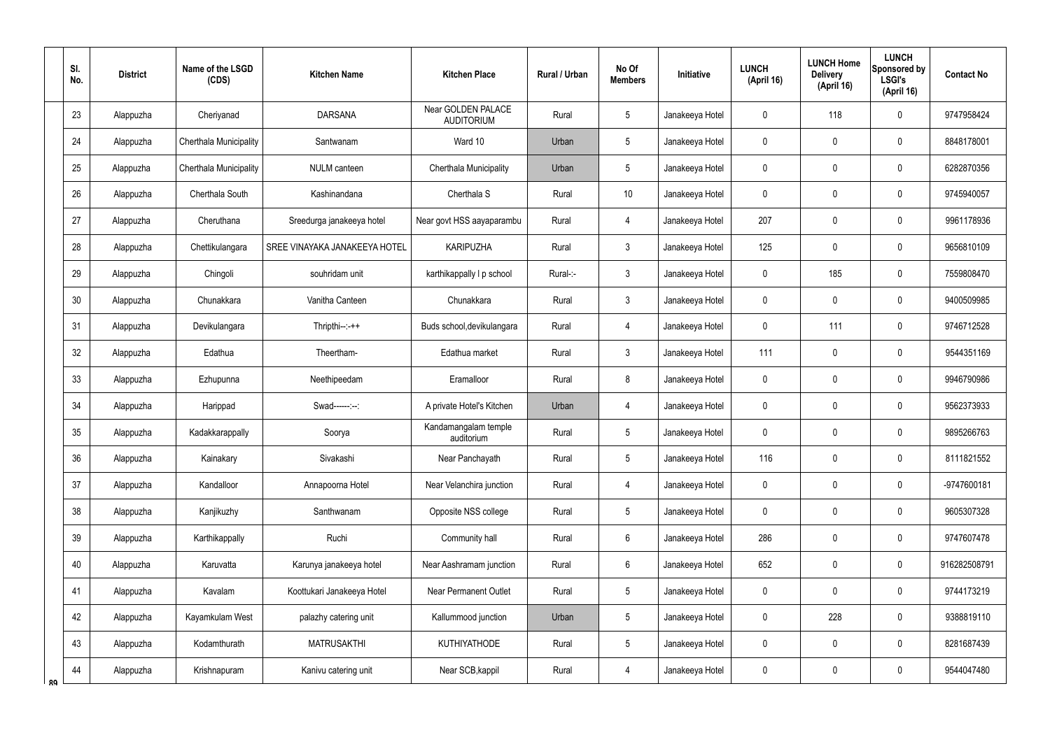| Sl. No. | District | Name of the LSGD (CDS) | Kitchen Name | Kitchen Place | Rural / Urban | No Of Members | Initiative | LUNCH (April 16) | LUNCH Home Delivery (April 16) | LUNCH Sponsored by LSGI's (April 16) | Contact No |
|---|---|---|---|---|---|---|---|---|---|---|---|
| 23 | Alappuzha | Cheriyanad | DARSANA | Near GOLDEN PALACE AUDITORIUM | Rural | 5 | Janakeeya Hotel | 0 | 118 | 0 | 9747958424 |
| 24 | Alappuzha | Cherthala Municipality | Santwanam | Ward 10 | Urban | 5 | Janakeeya Hotel | 0 | 0 | 0 | 8848178001 |
| 25 | Alappuzha | Cherthala Municipality | NULM canteen | Cherthala Municipality | Urban | 5 | Janakeeya Hotel | 0 | 0 | 0 | 6282870356 |
| 26 | Alappuzha | Cherthala South | Kashinandana | Cherthala S | Rural | 10 | Janakeeya Hotel | 0 | 0 | 0 | 9745940057 |
| 27 | Alappuzha | Cheruthana | Sreedurga janakeeya hotel | Near govt HSS aayaparambu | Rural | 4 | Janakeeya Hotel | 207 | 0 | 0 | 9961178936 |
| 28 | Alappuzha | Chettikulangara | SREE VINAYAKA JANAKEEYA HOTEL | KARIPUZHA | Rural | 3 | Janakeeya Hotel | 125 | 0 | 0 | 9656810109 |
| 29 | Alappuzha | Chingoli | souhridam unit | karthikappally l p school | Rural-:- | 3 | Janakeeya Hotel | 0 | 185 | 0 | 7559808470 |
| 30 | Alappuzha | Chunakkara | Vanitha Canteen | Chunakkara | Rural | 3 | Janakeeya Hotel | 0 | 0 | 0 | 9400509985 |
| 31 | Alappuzha | Devikulangara | Thripthi--:-++ | Buds school,devikulangara | Rural | 4 | Janakeeya Hotel | 0 | 111 | 0 | 9746712528 |
| 32 | Alappuzha | Edathua | Theertham- | Edathua market | Rural | 3 | Janakeeya Hotel | 111 | 0 | 0 | 9544351169 |
| 33 | Alappuzha | Ezhupunna | Neethipeedam | Eramalloor | Rural | 8 | Janakeeya Hotel | 0 | 0 | 0 | 9946790986 |
| 34 | Alappuzha | Harippad | Swad------:--: | A private Hotel's Kitchen | Urban | 4 | Janakeeya Hotel | 0 | 0 | 0 | 9562373933 |
| 35 | Alappuzha | Kadakkarappally | Soorya | Kandamangalam temple auditorium | Rural | 5 | Janakeeya Hotel | 0 | 0 | 0 | 9895266763 |
| 36 | Alappuzha | Kainakary | Sivakashi | Near Panchayath | Rural | 5 | Janakeeya Hotel | 116 | 0 | 0 | 8111821552 |
| 37 | Alappuzha | Kandalloor | Annapoorna Hotel | Near Velanchira junction | Rural | 4 | Janakeeya Hotel | 0 | 0 | 0 | -9747600181 |
| 38 | Alappuzha | Kanjikuzhy | Santhwanam | Opposite NSS college | Rural | 5 | Janakeeya Hotel | 0 | 0 | 0 | 9605307328 |
| 39 | Alappuzha | Karthikappally | Ruchi | Community hall | Rural | 6 | Janakeeya Hotel | 286 | 0 | 0 | 9747607478 |
| 40 | Alappuzha | Karuvatta | Karunya janakeeya hotel | Near Aashramam junction | Rural | 6 | Janakeeya Hotel | 652 | 0 | 0 | 916282508791 |
| 41 | Alappuzha | Kavalam | Koottukari Janakeeya Hotel | Near Permanent Outlet | Rural | 5 | Janakeeya Hotel | 0 | 0 | 0 | 9744173219 |
| 42 | Alappuzha | Kayamkulam West | palazhy catering unit | Kallummood junction | Urban | 5 | Janakeeya Hotel | 0 | 228 | 0 | 9388819110 |
| 43 | Alappuzha | Kodamthurath | MATRUSAKTHI | KUTHIYATHODE | Rural | 5 | Janakeeya Hotel | 0 | 0 | 0 | 8281687439 |
| 44 | Alappuzha | Krishnapuram | Kanivu catering unit | Near SCB,kappil | Rural | 4 | Janakeeya Hotel | 0 | 0 | 0 | 9544047480 |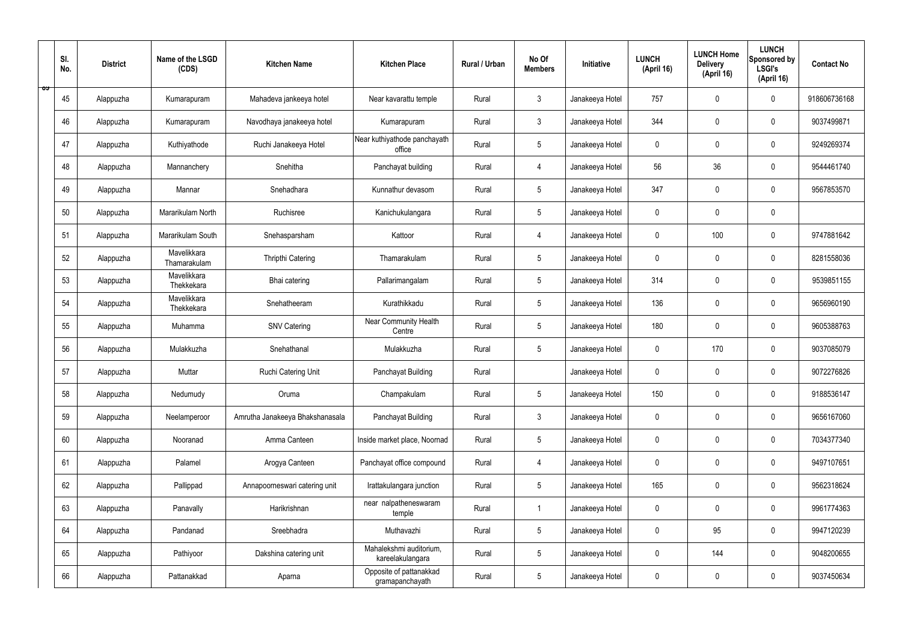| Sl. No. | District | Name of the LSGD (CDS) | Kitchen Name | Kitchen Place | Rural / Urban | No Of Members | Initiative | LUNCH (April 16) | LUNCH Home Delivery (April 16) | LUNCH Sponsored by LSGI's (April 16) | Contact No |
|---|---|---|---|---|---|---|---|---|---|---|---|
| 45 | Alappuzha | Kumarapuram | Mahadeva jankeeya hotel | Near kavarattu temple | Rural | 3 | Janakeeya Hotel | 757 | 0 | 0 | 918606736168 |
| 46 | Alappuzha | Kumarapuram | Navodhaya janakeeya hotel | Kumarapuram | Rural | 3 | Janakeeya Hotel | 344 | 0 | 0 | 9037499871 |
| 47 | Alappuzha | Kuthiyathode | Ruchi Janakeeya Hotel | Near kuthiyathode panchayath office | Rural | 5 | Janakeeya Hotel | 0 | 0 | 0 | 9249269374 |
| 48 | Alappuzha | Mannanchery | Snehitha | Panchayat building | Rural | 4 | Janakeeya Hotel | 56 | 36 | 0 | 9544461740 |
| 49 | Alappuzha | Mannar | Snehadhara | Kunnathur devasom | Rural | 5 | Janakeeya Hotel | 347 | 0 | 0 | 9567853570 |
| 50 | Alappuzha | Mararikulam North | Ruchisree | Kanichukulangara | Rural | 5 | Janakeeya Hotel | 0 | 0 | 0 | |
| 51 | Alappuzha | Mararikulam South | Snehasparsham | Kattoor | Rural | 4 | Janakeeya Hotel | 0 | 100 | 0 | 9747881642 |
| 52 | Alappuzha | Mavelikkara Thamarakulam | Thripthi Catering | Thamarakulam | Rural | 5 | Janakeeya Hotel | 0 | 0 | 0 | 8281558036 |
| 53 | Alappuzha | Mavelikkara Thekkekara | Bhai catering | Pallarimangalam | Rural | 5 | Janakeeya Hotel | 314 | 0 | 0 | 9539851155 |
| 54 | Alappuzha | Mavelikkara Thekkekara | Snehatheeram | Kurathikkadu | Rural | 5 | Janakeeya Hotel | 136 | 0 | 0 | 9656960190 |
| 55 | Alappuzha | Muhamma | SNV Catering | Near Community Health Centre | Rural | 5 | Janakeeya Hotel | 180 | 0 | 0 | 9605388763 |
| 56 | Alappuzha | Mulakkuzha | Snehathanal | Mulakkuzha | Rural | 5 | Janakeeya Hotel | 0 | 170 | 0 | 9037085079 |
| 57 | Alappuzha | Muttar | Ruchi Catering Unit | Panchayat Building | Rural | | Janakeeya Hotel | 0 | 0 | 0 | 9072276826 |
| 58 | Alappuzha | Nedumudy | Oruma | Champakulam | Rural | 5 | Janakeeya Hotel | 150 | 0 | 0 | 9188536147 |
| 59 | Alappuzha | Neelamperoor | Amrutha Janakeeya Bhakshanasala | Panchayat Building | Rural | 3 | Janakeeya Hotel | 0 | 0 | 0 | 9656167060 |
| 60 | Alappuzha | Nooranad | Amma Canteen | Inside market place, Noornad | Rural | 5 | Janakeeya Hotel | 0 | 0 | 0 | 7034377340 |
| 61 | Alappuzha | Palamel | Arogya Canteen | Panchayat office compound | Rural | 4 | Janakeeya Hotel | 0 | 0 | 0 | 9497107651 |
| 62 | Alappuzha | Pallippad | Annapoorneswari catering unit | Irattakulangara junction | Rural | 5 | Janakeeya Hotel | 165 | 0 | 0 | 9562318624 |
| 63 | Alappuzha | Panavally | Harikrishnan | near nalpatheneswaram temple | Rural | 1 | Janakeeya Hotel | 0 | 0 | 0 | 9961774363 |
| 64 | Alappuzha | Pandanad | Sreebhadra | Muthavazhi | Rural | 5 | Janakeeya Hotel | 0 | 95 | 0 | 9947120239 |
| 65 | Alappuzha | Pathiyoor | Dakshina catering unit | Mahalekshmi auditorium, kareelakulangara | Rural | 5 | Janakeeya Hotel | 0 | 144 | 0 | 9048200655 |
| 66 | Alappuzha | Pattanakkad | Aparna | Opposite of pattanakkad gramapanchayath | Rural | 5 | Janakeeya Hotel | 0 | 0 | 0 | 9037450634 |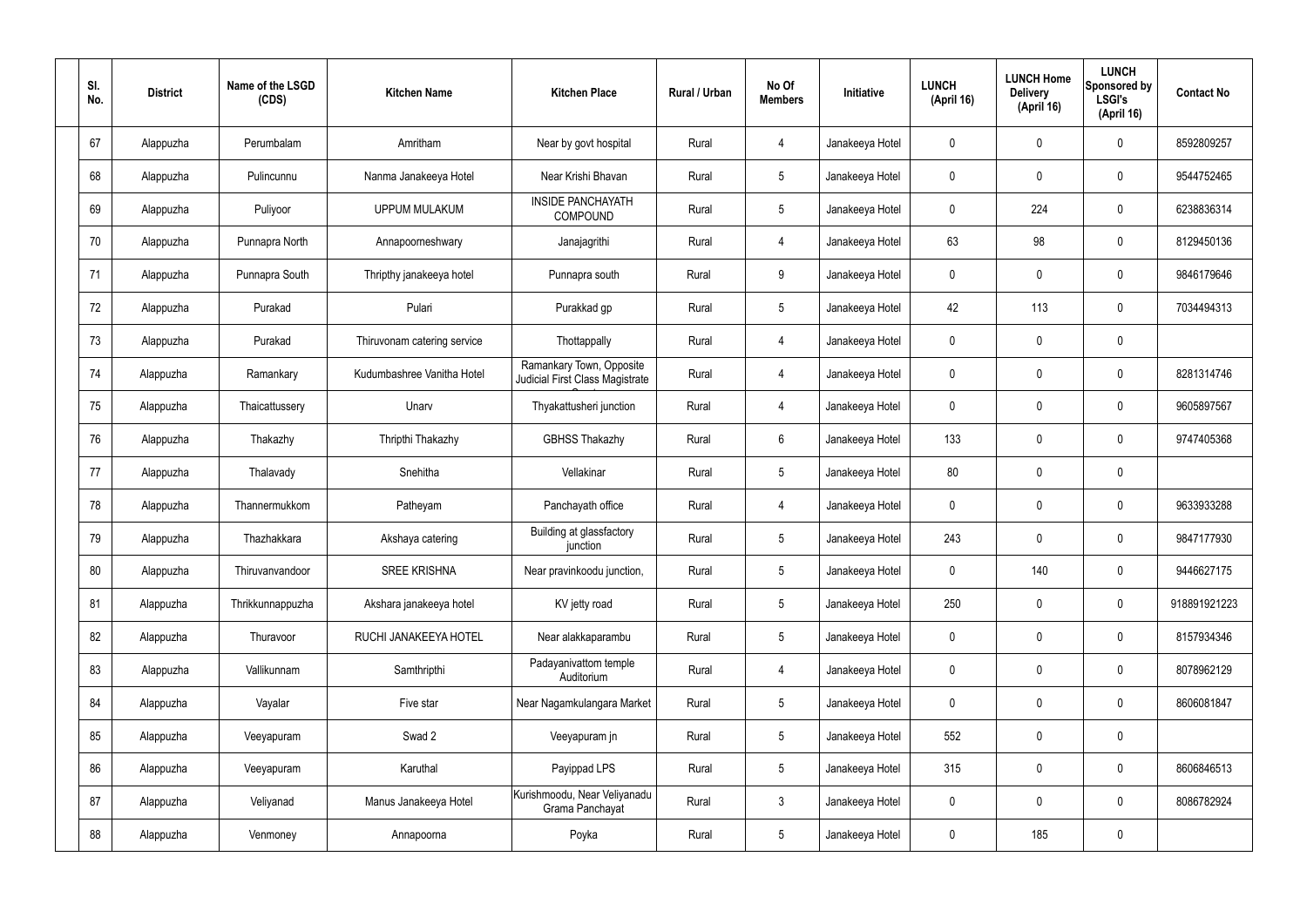| Sl. No. | District | Name of the LSGD (CDS) | Kitchen Name | Kitchen Place | Rural / Urban | No Of Members | Initiative | LUNCH (April 16) | LUNCH Home Delivery (April 16) | LUNCH Sponsored by LSGI's (April 16) | Contact No |
|---|---|---|---|---|---|---|---|---|---|---|---|
| 67 | Alappuzha | Perumbalam | Amritham | Near by govt hospital | Rural | 4 | Janakeeya Hotel | 0 | 0 | 0 | 8592809257 |
| 68 | Alappuzha | Pulincunnu | Nanma Janakeeya Hotel | Near Krishi Bhavan | Rural | 5 | Janakeeya Hotel | 0 | 0 | 0 | 9544752465 |
| 69 | Alappuzha | Puliyoor | UPPUM MULAKUM | INSIDE PANCHAYATH COMPOUND | Rural | 5 | Janakeeya Hotel | 0 | 224 | 0 | 6238836314 |
| 70 | Alappuzha | Punnapra North | Annapoorneshwary | Janajagrithi | Rural | 4 | Janakeeya Hotel | 63 | 98 | 0 | 8129450136 |
| 71 | Alappuzha | Punnapra South | Thripthy janakeeya hotel | Punnapra south | Rural | 9 | Janakeeya Hotel | 0 | 0 | 0 | 9846179646 |
| 72 | Alappuzha | Purakad | Pulari | Purakkad gp | Rural | 5 | Janakeeya Hotel | 42 | 113 | 0 | 7034494313 |
| 73 | Alappuzha | Purakad | Thiruvonam catering service | Thottappally | Rural | 4 | Janakeeya Hotel | 0 | 0 | 0 | |
| 74 | Alappuzha | Ramankary | Kudumbashree Vanitha Hotel | Ramankary Town, Opposite Judicial First Class Magistrate C | Rural | 4 | Janakeeya Hotel | 0 | 0 | 0 | 8281314746 |
| 75 | Alappuzha | Thaicattussery | Unarv | Thyakattusheri junction | Rural | 4 | Janakeeya Hotel | 0 | 0 | 0 | 9605897567 |
| 76 | Alappuzha | Thakazhy | Thripthi Thakazhy | GBHSS Thakazhy | Rural | 6 | Janakeeya Hotel | 133 | 0 | 0 | 9747405368 |
| 77 | Alappuzha | Thalavady | Snehitha | Vellakinar | Rural | 5 | Janakeeya Hotel | 80 | 0 | 0 | |
| 78 | Alappuzha | Thannermukkom | Patheyam | Panchayath office | Rural | 4 | Janakeeya Hotel | 0 | 0 | 0 | 9633933288 |
| 79 | Alappuzha | Thazhakkara | Akshaya catering | Building at glassfactory junction | Rural | 5 | Janakeeya Hotel | 243 | 0 | 0 | 9847177930 |
| 80 | Alappuzha | Thiruvanvandoor | SREE KRISHNA | Near pravinkoodu junction, | Rural | 5 | Janakeeya Hotel | 0 | 140 | 0 | 9446627175 |
| 81 | Alappuzha | Thrikkunnappuzha | Akshara janakeeya hotel | KV jetty road | Rural | 5 | Janakeeya Hotel | 250 | 0 | 0 | 918891921223 |
| 82 | Alappuzha | Thuravoor | RUCHI JANAKEEYA HOTEL | Near alakkaparambu | Rural | 5 | Janakeeya Hotel | 0 | 0 | 0 | 8157934346 |
| 83 | Alappuzha | Vallikunnam | Samthripthi | Padayanivattom temple Auditorium | Rural | 4 | Janakeeya Hotel | 0 | 0 | 0 | 8078962129 |
| 84 | Alappuzha | Vayalar | Five star | Near Nagamkulangara Market | Rural | 5 | Janakeeya Hotel | 0 | 0 | 0 | 8606081847 |
| 85 | Alappuzha | Veeyapuram | Swad 2 | Veeyapuram jn | Rural | 5 | Janakeeya Hotel | 552 | 0 | 0 | |
| 86 | Alappuzha | Veeyapuram | Karuthal | Payippad LPS | Rural | 5 | Janakeeya Hotel | 315 | 0 | 0 | 8606846513 |
| 87 | Alappuzha | Veliyanad | Manus Janakeeya Hotel | Kurishmoodu, Near Veliyanadu Grama Panchayat | Rural | 3 | Janakeeya Hotel | 0 | 0 | 0 | 8086782924 |
| 88 | Alappuzha | Venmoney | Annapoorna | Poyka | Rural | 5 | Janakeeya Hotel | 0 | 185 | 0 | |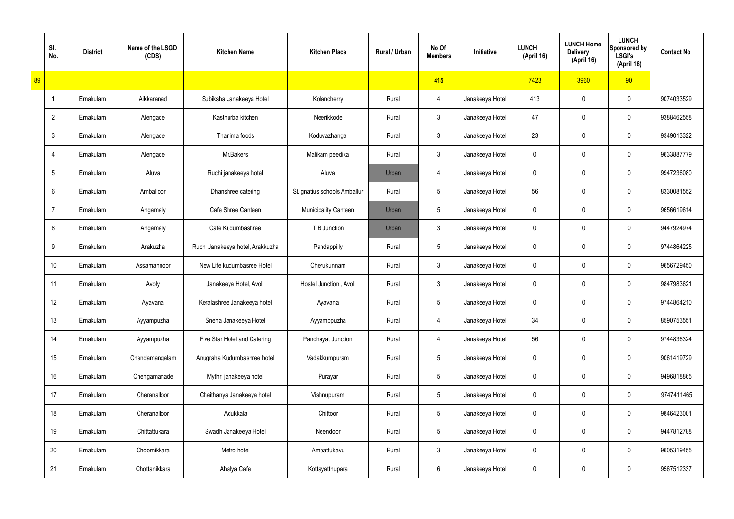| | Sl. No. | District | Name of the LSGD (CDS) | Kitchen Name | Kitchen Place | Rural / Urban | No Of Members | Initiative | LUNCH (April 16) | LUNCH Home Delivery (April 16) | LUNCH Sponsored by LSGI's (April 16) | Contact No |
|---|---|---|---|---|---|---|---|---|---|---|---|---|
| 89 | | | | | | | 415 | | 7423 | 3960 | 90 | |
| | 1 | Ernakulam | Aikkaranad | Subiksha Janakeeya Hotel | Kolancherry | Rural | 4 | Janakeeya Hotel | 413 | 0 | 0 | 9074033529 |
| | 2 | Ernakulam | Alengade | Kasthurba kitchen | Neerikkode | Rural | 3 | Janakeeya Hotel | 47 | 0 | 0 | 9388462558 |
| | 3 | Ernakulam | Alengade | Thanima foods | Koduvazhanga | Rural | 3 | Janakeeya Hotel | 23 | 0 | 0 | 9349013322 |
| | 4 | Ernakulam | Alengade | Mr.Bakers | Malikam peedika | Rural | 3 | Janakeeya Hotel | 0 | 0 | 0 | 9633887779 |
| | 5 | Ernakulam | Aluva | Ruchi janakeeya hotel | Aluva | Urban | 4 | Janakeeya Hotel | 0 | 0 | 0 | 9947236080 |
| | 6 | Ernakulam | Amballoor | Dhanshree catering | St.ignatius schools Amballur | Rural | 5 | Janakeeya Hotel | 56 | 0 | 0 | 8330081552 |
| | 7 | Ernakulam | Angamaly | Cafe Shree Canteen | Municipality Canteen | Urban | 5 | Janakeeya Hotel | 0 | 0 | 0 | 9656619614 |
| | 8 | Ernakulam | Angamaly | Cafe Kudumbashree | T B Junction | Urban | 3 | Janakeeya Hotel | 0 | 0 | 0 | 9447924974 |
| | 9 | Ernakulam | Arakuzha | Ruchi Janakeeya hotel, Arakkuzha | Pandappilly | Rural | 5 | Janakeeya Hotel | 0 | 0 | 0 | 9744864225 |
| | 10 | Ernakulam | Assamannoor | New Life kudumbasree Hotel | Cherukunnam | Rural | 3 | Janakeeya Hotel | 0 | 0 | 0 | 9656729450 |
| | 11 | Ernakulam | Avoly | Janakeeya Hotel, Avoli | Hostel Junction , Avoli | Rural | 3 | Janakeeya Hotel | 0 | 0 | 0 | 9847983621 |
| | 12 | Ernakulam | Ayavana | Keralashree Janakeeya hotel | Ayavana | Rural | 5 | Janakeeya Hotel | 0 | 0 | 0 | 9744864210 |
| | 13 | Ernakulam | Ayyampuzha | Sneha Janakeeya Hotel | Ayyamppuzha | Rural | 4 | Janakeeya Hotel | 34 | 0 | 0 | 8590753551 |
| | 14 | Ernakulam | Ayyampuzha | Five Star Hotel and Catering | Panchayat Junction | Rural | 4 | Janakeeya Hotel | 56 | 0 | 0 | 9744836324 |
| | 15 | Ernakulam | Chendamangalam | Anugraha Kudumbashree hotel | Vadakkumpuram | Rural | 5 | Janakeeya Hotel | 0 | 0 | 0 | 9061419729 |
| | 16 | Ernakulam | Chengamanade | Mythri janakeeya hotel | Purayar | Rural | 5 | Janakeeya Hotel | 0 | 0 | 0 | 9496818865 |
| | 17 | Ernakulam | Cheranalloor | Chaithanya Janakeeya hotel | Vishnupuram | Rural | 5 | Janakeeya Hotel | 0 | 0 | 0 | 9747411465 |
| | 18 | Ernakulam | Cheranalloor | Adukkala | Chittoor | Rural | 5 | Janakeeya Hotel | 0 | 0 | 0 | 9846423001 |
| | 19 | Ernakulam | Chittattukara | Swadh Janakeeya Hotel | Neendoor | Rural | 5 | Janakeeya Hotel | 0 | 0 | 0 | 9447812788 |
| | 20 | Ernakulam | Choornikkara | Metro hotel | Ambattukavu | Rural | 3 | Janakeeya Hotel | 0 | 0 | 0 | 9605319455 |
| | 21 | Ernakulam | Chottanikkara | Ahalya Cafe | Kottayatthupara | Rural | 6 | Janakeeya Hotel | 0 | 0 | 0 | 9567512337 |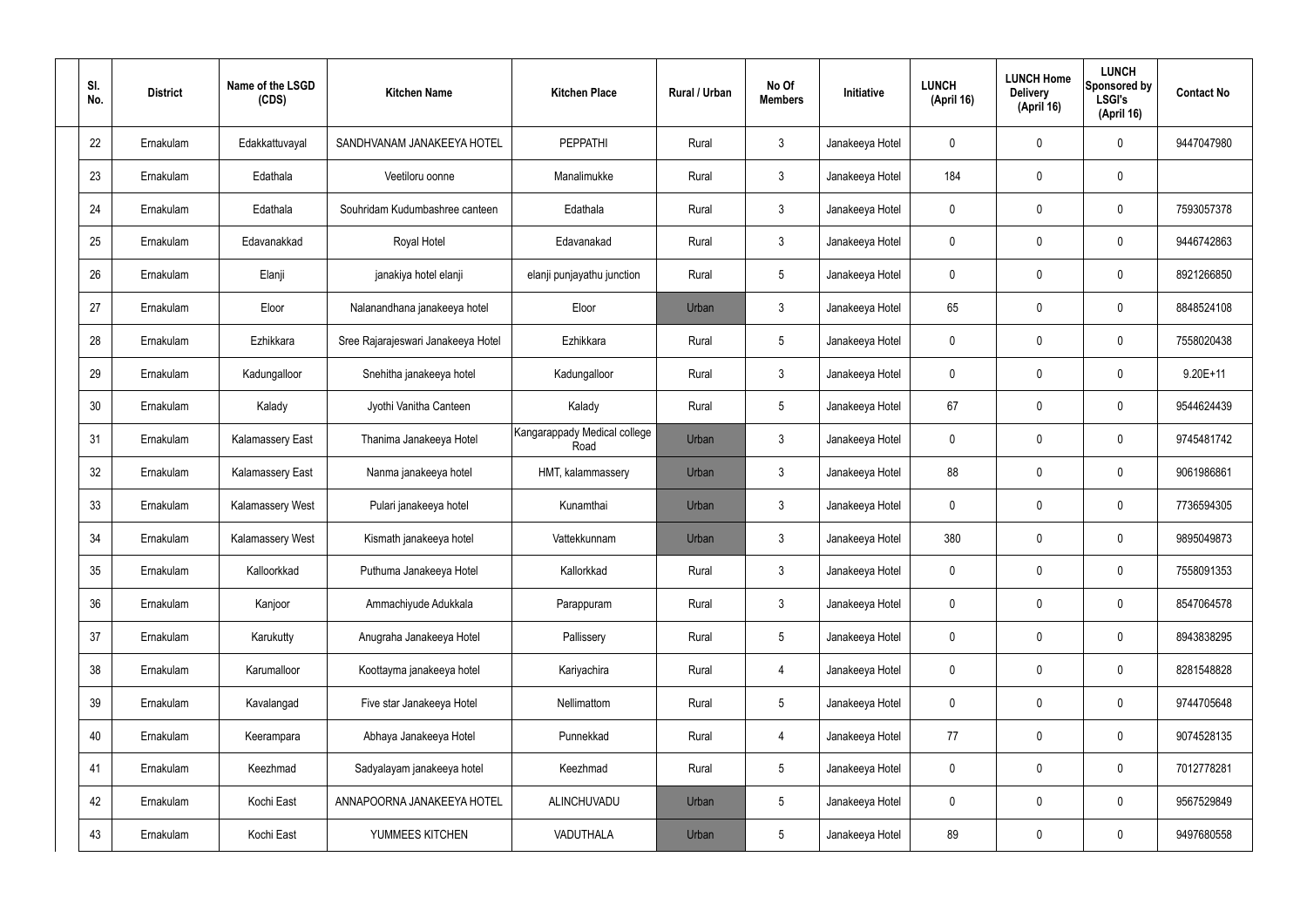| Sl. No. | District | Name of the LSGD (CDS) | Kitchen Name | Kitchen Place | Rural / Urban | No Of Members | Initiative | LUNCH (April 16) | LUNCH Home Delivery (April 16) | LUNCH Sponsored by LSGI's (April 16) | Contact No |
|---|---|---|---|---|---|---|---|---|---|---|---|
| 22 | Ernakulam | Edakkattuvayal | SANDHVANAM JANAKEEYA HOTEL | PEPPATHI | Rural | 3 | Janakeeya Hotel | 0 | 0 | 0 | 9447047980 |
| 23 | Ernakulam | Edathala | Veetiloru oonne | Manalimukke | Rural | 3 | Janakeeya Hotel | 184 | 0 | 0 | |
| 24 | Ernakulam | Edathala | Souhridam Kudumbashree canteen | Edathala | Rural | 3 | Janakeeya Hotel | 0 | 0 | 0 | 7593057378 |
| 25 | Ernakulam | Edavanakkad | Royal Hotel | Edavanakad | Rural | 3 | Janakeeya Hotel | 0 | 0 | 0 | 9446742863 |
| 26 | Ernakulam | Elanji | janakiya hotel elanji | elanji punjayathu junction | Rural | 5 | Janakeeya Hotel | 0 | 0 | 0 | 8921266850 |
| 27 | Ernakulam | Eloor | Nalanandhana janakeeya hotel | Eloor | Urban | 3 | Janakeeya Hotel | 65 | 0 | 0 | 8848524108 |
| 28 | Ernakulam | Ezhikkara | Sree Rajarajeswari Janakeeya Hotel | Ezhikkara | Rural | 5 | Janakeeya Hotel | 0 | 0 | 0 | 7558020438 |
| 29 | Ernakulam | Kadungalloor | Snehitha janakeeya hotel | Kadungalloor | Rural | 3 | Janakeeya Hotel | 0 | 0 | 0 | 9.20E+11 |
| 30 | Ernakulam | Kalady | Jyothi Vanitha Canteen | Kalady | Rural | 5 | Janakeeya Hotel | 67 | 0 | 0 | 9544624439 |
| 31 | Ernakulam | Kalamassery East | Thanima Janakeeya Hotel | Kangarappady Medical college Road | Urban | 3 | Janakeeya Hotel | 0 | 0 | 0 | 9745481742 |
| 32 | Ernakulam | Kalamassery East | Nanma janakeeya hotel | HMT, kalammassery | Urban | 3 | Janakeeya Hotel | 88 | 0 | 0 | 9061986861 |
| 33 | Ernakulam | Kalamassery West | Pulari janakeeya hotel | Kunamthai | Urban | 3 | Janakeeya Hotel | 0 | 0 | 0 | 7736594305 |
| 34 | Ernakulam | Kalamassery West | Kismath janakeeya hotel | Vattekkunnam | Urban | 3 | Janakeeya Hotel | 380 | 0 | 0 | 9895049873 |
| 35 | Ernakulam | Kalloorkkad | Puthuma Janakeeya Hotel | Kallorkkad | Rural | 3 | Janakeeya Hotel | 0 | 0 | 0 | 7558091353 |
| 36 | Ernakulam | Kanjoor | Ammachiyude Adukkala | Parappuram | Rural | 3 | Janakeeya Hotel | 0 | 0 | 0 | 8547064578 |
| 37 | Ernakulam | Karukutty | Anugraha Janakeeya Hotel | Pallissery | Rural | 5 | Janakeeya Hotel | 0 | 0 | 0 | 8943838295 |
| 38 | Ernakulam | Karumalloor | Koottayma janakeeya hotel | Kariyachira | Rural | 4 | Janakeeya Hotel | 0 | 0 | 0 | 8281548828 |
| 39 | Ernakulam | Kavalangad | Five star Janakeeya Hotel | Nellimattom | Rural | 5 | Janakeeya Hotel | 0 | 0 | 0 | 9744705648 |
| 40 | Ernakulam | Keerampara | Abhaya Janakeeya Hotel | Punnekkad | Rural | 4 | Janakeeya Hotel | 77 | 0 | 0 | 9074528135 |
| 41 | Ernakulam | Keezhmad | Sadyalayam janakeeya hotel | Keezhmad | Rural | 5 | Janakeeya Hotel | 0 | 0 | 0 | 7012778281 |
| 42 | Ernakulam | Kochi East | ANNAPOORNA JANAKEEYA HOTEL | ALINCHUVADU | Urban | 5 | Janakeeya Hotel | 0 | 0 | 0 | 9567529849 |
| 43 | Ernakulam | Kochi East | YUMMEES KITCHEN | VADUTHALA | Urban | 5 | Janakeeya Hotel | 89 | 0 | 0 | 9497680558 |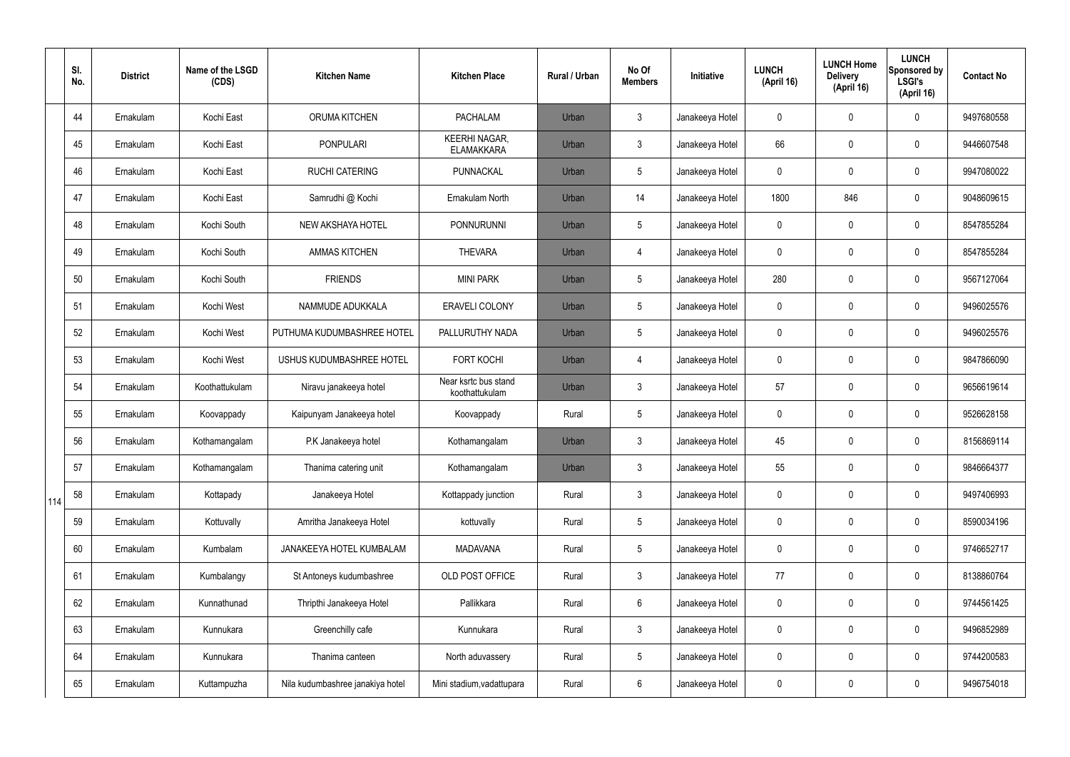|  | Sl. No. | District | Name of the LSGD (CDS) | Kitchen Name | Kitchen Place | Rural / Urban | No Of Members | Initiative | LUNCH (April 16) | LUNCH Home Delivery (April 16) | LUNCH Sponsored by LSGI's (April 16) | Contact No |
|---|---|---|---|---|---|---|---|---|---|---|---|---|
| 114 | 44 | Ernakulam | Kochi East | ORUMA KITCHEN | PACHALAM | Urban | 3 | Janakeeya Hotel | 0 | 0 | 0 | 9497680558 |
|  | 45 | Ernakulam | Kochi East | PONPULARI | KEERHI NAGAR, ELAMAKKARA | Urban | 3 | Janakeeya Hotel | 66 | 0 | 0 | 9446607548 |
|  | 46 | Ernakulam | Kochi East | RUCHI CATERING | PUNNACKAL | Urban | 5 | Janakeeya Hotel | 0 | 0 | 0 | 9947080022 |
|  | 47 | Ernakulam | Kochi East | Samrudhi @ Kochi | Ernakulam North | Urban | 14 | Janakeeya Hotel | 1800 | 846 | 0 | 9048609615 |
|  | 48 | Ernakulam | Kochi South | NEW AKSHAYA HOTEL | PONNURUNNI | Urban | 5 | Janakeeya Hotel | 0 | 0 | 0 | 8547855284 |
|  | 49 | Ernakulam | Kochi South | AMMAS KITCHEN | THEVARA | Urban | 4 | Janakeeya Hotel | 0 | 0 | 0 | 8547855284 |
|  | 50 | Ernakulam | Kochi South | FRIENDS | MINI PARK | Urban | 5 | Janakeeya Hotel | 280 | 0 | 0 | 9567127064 |
|  | 51 | Ernakulam | Kochi West | NAMMUDE ADUKKALA | ERAVELI COLONY | Urban | 5 | Janakeeya Hotel | 0 | 0 | 0 | 9496025576 |
|  | 52 | Ernakulam | Kochi West | PUTHUMA KUDUMBASHREE HOTEL | PALLURUTHY NADA | Urban | 5 | Janakeeya Hotel | 0 | 0 | 0 | 9496025576 |
|  | 53 | Ernakulam | Kochi West | USHUS KUDUMBASHREE HOTEL | FORT KOCHI | Urban | 4 | Janakeeya Hotel | 0 | 0 | 0 | 9847866090 |
|  | 54 | Ernakulam | Koothattukulam | Niravu janakeeya hotel | Near ksrtc bus stand koothattukulam | Urban | 3 | Janakeeya Hotel | 57 | 0 | 0 | 9656619614 |
|  | 55 | Ernakulam | Koovappady | Kaipunyam Janakeeya hotel | Koovappady | Rural | 5 | Janakeeya Hotel | 0 | 0 | 0 | 9526628158 |
|  | 56 | Ernakulam | Kothamangalam | P.K Janakeeya hotel | Kothamangalam | Urban | 3 | Janakeeya Hotel | 45 | 0 | 0 | 8156869114 |
|  | 57 | Ernakulam | Kothamangalam | Thanima catering unit | Kothamangalam | Urban | 3 | Janakeeya Hotel | 55 | 0 | 0 | 9846664377 |
|  | 58 | Ernakulam | Kottapady | Janakeeya Hotel | Kottappady junction | Rural | 3 | Janakeeya Hotel | 0 | 0 | 0 | 9497406993 |
|  | 59 | Ernakulam | Kottuvally | Amritha Janakeeya Hotel | kottuvally | Rural | 5 | Janakeeya Hotel | 0 | 0 | 0 | 8590034196 |
|  | 60 | Ernakulam | Kumbalam | JANAKEEYA HOTEL KUMBALAM | MADAVANA | Rural | 5 | Janakeeya Hotel | 0 | 0 | 0 | 9746652717 |
|  | 61 | Ernakulam | Kumbalangy | St Antoneys kudumbashree | OLD POST OFFICE | Rural | 3 | Janakeeya Hotel | 77 | 0 | 0 | 8138860764 |
|  | 62 | Ernakulam | Kunnathunad | Thripthi Janakeeya Hotel | Pallikkara | Rural | 6 | Janakeeya Hotel | 0 | 0 | 0 | 9744561425 |
|  | 63 | Ernakulam | Kunnukara | Greenchilly cafe | Kunnukara | Rural | 3 | Janakeeya Hotel | 0 | 0 | 0 | 9496852989 |
|  | 64 | Ernakulam | Kunnukara | Thanima canteen | North aduvassery | Rural | 5 | Janakeeya Hotel | 0 | 0 | 0 | 9744200583 |
|  | 65 | Ernakulam | Kuttampuzha | Nila kudumbashree janakiya hotel | Mini stadium,vadattupara | Rural | 6 | Janakeeya Hotel | 0 | 0 | 0 | 9496754018 |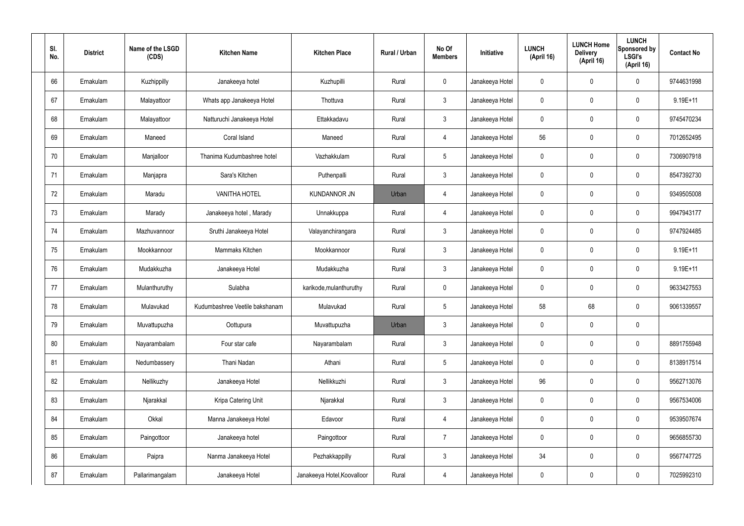| Sl. No. | District | Name of the LSGD (CDS) | Kitchen Name | Kitchen Place | Rural / Urban | No Of Members | Initiative | LUNCH (April 16) | LUNCH Home Delivery (April 16) | LUNCH Sponsored by LSGI's (April 16) | Contact No |
|---|---|---|---|---|---|---|---|---|---|---|---|
| 66 | Ernakulam | Kuzhippilly | Janakeeya hotel | Kuzhupilli | Rural | 0 | Janakeeya Hotel | 0 | 0 | 0 | 9744631998 |
| 67 | Ernakulam | Malayattoor | Whats app Janakeeya Hotel | Thottuva | Rural | 3 | Janakeeya Hotel | 0 | 0 | 0 | 9.19E+11 |
| 68 | Ernakulam | Malayattoor | Natturuchi Janakeeya Hotel | Ettakkadavu | Rural | 3 | Janakeeya Hotel | 0 | 0 | 0 | 9745470234 |
| 69 | Ernakulam | Maneed | Coral Island | Maneed | Rural | 4 | Janakeeya Hotel | 56 | 0 | 0 | 7012652495 |
| 70 | Ernakulam | Manjalloor | Thanima Kudumbashree hotel | Vazhakkulam | Rural | 5 | Janakeeya Hotel | 0 | 0 | 0 | 7306907918 |
| 71 | Ernakulam | Manjapra | Sara's Kitchen | Puthenpalli | Rural | 3 | Janakeeya Hotel | 0 | 0 | 0 | 8547392730 |
| 72 | Ernakulam | Maradu | VANITHA HOTEL | KUNDANNOR JN | Urban | 4 | Janakeeya Hotel | 0 | 0 | 0 | 9349505008 |
| 73 | Ernakulam | Marady | Janakeeya hotel , Marady | Unnakkuppa | Rural | 4 | Janakeeya Hotel | 0 | 0 | 0 | 9947943177 |
| 74 | Ernakulam | Mazhuvannoor | Sruthi Janakeeya Hotel | Valayanchirangara | Rural | 3 | Janakeeya Hotel | 0 | 0 | 0 | 9747924485 |
| 75 | Ernakulam | Mookkannoor | Mammaks Kitchen | Mookkannoor | Rural | 3 | Janakeeya Hotel | 0 | 0 | 0 | 9.19E+11 |
| 76 | Ernakulam | Mudakkuzha | Janakeeya Hotel | Mudakkuzha | Rural | 3 | Janakeeya Hotel | 0 | 0 | 0 | 9.19E+11 |
| 77 | Ernakulam | Mulanthuruthy | Sulabha | karikode,mulanthuruthy | Rural | 0 | Janakeeya Hotel | 0 | 0 | 0 | 9633427553 |
| 78 | Ernakulam | Mulavukad | Kudumbashree Veetile bakshanam | Mulavukad | Rural | 5 | Janakeeya Hotel | 58 | 68 | 0 | 9061339557 |
| 79 | Ernakulam | Muvattupuzha | Oottupura | Muvattupuzha | Urban | 3 | Janakeeya Hotel | 0 | 0 | 0 | |
| 80 | Ernakulam | Nayarambalam | Four star cafe | Nayarambalam | Rural | 3 | Janakeeya Hotel | 0 | 0 | 0 | 8891755948 |
| 81 | Ernakulam | Nedumbassery | Thani Nadan | Athani | Rural | 5 | Janakeeya Hotel | 0 | 0 | 0 | 8138917514 |
| 82 | Ernakulam | Nellikuzhy | Janakeeya Hotel | Nellikkuzhi | Rural | 3 | Janakeeya Hotel | 96 | 0 | 0 | 9562713076 |
| 83 | Ernakulam | Njarakkal | Kripa Catering Unit | Njarakkal | Rural | 3 | Janakeeya Hotel | 0 | 0 | 0 | 9567534006 |
| 84 | Ernakulam | Okkal | Manna Janakeeya Hotel | Edavoor | Rural | 4 | Janakeeya Hotel | 0 | 0 | 0 | 9539507674 |
| 85 | Ernakulam | Paingottoor | Janakeeya hotel | Paingottoor | Rural | 7 | Janakeeya Hotel | 0 | 0 | 0 | 9656855730 |
| 86 | Ernakulam | Paipra | Nanma Janakeeya Hotel | Pezhakkappilly | Rural | 3 | Janakeeya Hotel | 34 | 0 | 0 | 9567747725 |
| 87 | Ernakulam | Pallarimangalam | Janakeeya Hotel | Janakeeya Hotel,Koovalloor | Rural | 4 | Janakeeya Hotel | 0 | 0 | 0 | 7025992310 |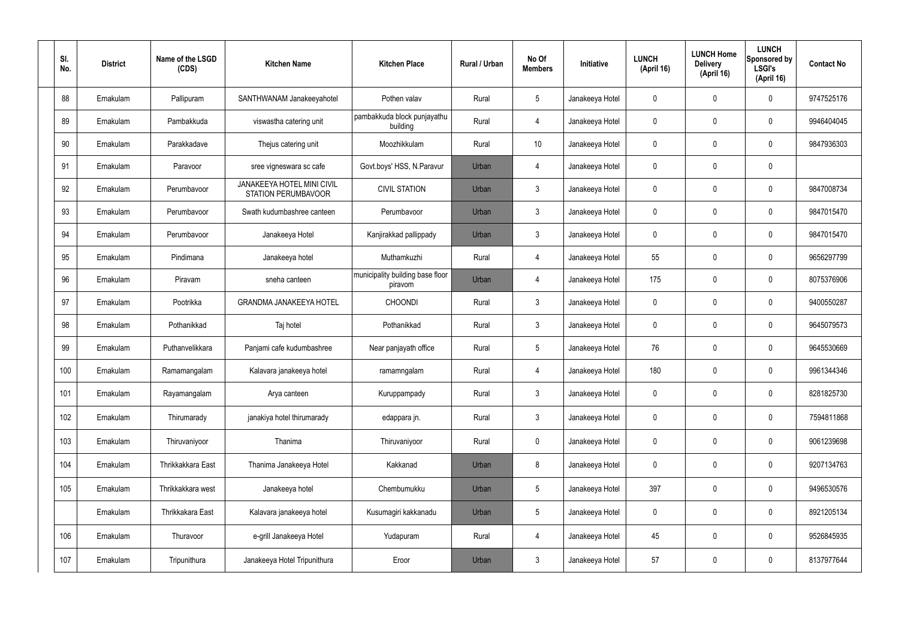| Sl. No. | District | Name of the LSGD (CDS) | Kitchen Name | Kitchen Place | Rural / Urban | No Of Members | Initiative | LUNCH (April 16) | LUNCH Home Delivery (April 16) | LUNCH Sponsored by LSGI's (April 16) | Contact No |
|---|---|---|---|---|---|---|---|---|---|---|---|
| 88 | Ernakulam | Pallipuram | SANTHWANAM Janakeeyahotel | Pothen valav | Rural | 5 | Janakeeya Hotel | 0 | 0 | 0 | 9747525176 |
| 89 | Ernakulam | Pambakkuda | viswastha catering unit | pambakkuda block punjayathu building | Rural | 4 | Janakeeya Hotel | 0 | 0 | 0 | 9946404045 |
| 90 | Ernakulam | Parakkadave | Thejus catering unit | Moozhikkulam | Rural | 10 | Janakeeya Hotel | 0 | 0 | 0 | 9847936303 |
| 91 | Ernakulam | Paravoor | sree vigneswara sc cafe | Govt.boys' HSS, N.Paravur | Urban | 4 | Janakeeya Hotel | 0 | 0 | 0 | |
| 92 | Ernakulam | Perumbavoor | JANAKEEYA HOTEL MINI CIVIL STATION PERUMBAVOOR | CIVIL STATION | Urban | 3 | Janakeeya Hotel | 0 | 0 | 0 | 9847008734 |
| 93 | Ernakulam | Perumbavoor | Swath kudumbashree canteen | Perumbavoor | Urban | 3 | Janakeeya Hotel | 0 | 0 | 0 | 9847015470 |
| 94 | Ernakulam | Perumbavoor | Janakeeya Hotel | Kanjirakkad pallippady | Urban | 3 | Janakeeya Hotel | 0 | 0 | 0 | 9847015470 |
| 95 | Ernakulam | Pindimana | Janakeeya hotel | Muthamkuzhi | Rural | 4 | Janakeeya Hotel | 55 | 0 | 0 | 9656297799 |
| 96 | Ernakulam | Piravam | sneha canteen | municipality building base floor piravom | Urban | 4 | Janakeeya Hotel | 175 | 0 | 0 | 8075376906 |
| 97 | Ernakulam | Pootrikka | GRANDMA JANAKEEYA HOTEL | CHOONDI | Rural | 3 | Janakeeya Hotel | 0 | 0 | 0 | 9400550287 |
| 98 | Ernakulam | Pothanikkad | Taj hotel | Pothanikkad | Rural | 3 | Janakeeya Hotel | 0 | 0 | 0 | 9645079573 |
| 99 | Ernakulam | Puthanvelikkara | Panjami cafe kudumbashree | Near panjayath office | Rural | 5 | Janakeeya Hotel | 76 | 0 | 0 | 9645530669 |
| 100 | Ernakulam | Ramamangalam | Kalavara janakeeya hotel | ramamngalam | Rural | 4 | Janakeeya Hotel | 180 | 0 | 0 | 9961344346 |
| 101 | Ernakulam | Rayamangalam | Arya canteen | Kuruppampady | Rural | 3 | Janakeeya Hotel | 0 | 0 | 0 | 8281825730 |
| 102 | Ernakulam | Thirumarady | janakiya hotel thirumarady | edappara jn. | Rural | 3 | Janakeeya Hotel | 0 | 0 | 0 | 7594811868 |
| 103 | Ernakulam | Thiruvaniyoor | Thanima | Thiruvaniyoor | Rural | 0 | Janakeeya Hotel | 0 | 0 | 0 | 9061239698 |
| 104 | Ernakulam | Thrikkakkara East | Thanima Janakeeya Hotel | Kakkanad | Urban | 8 | Janakeeya Hotel | 0 | 0 | 0 | 9207134763 |
| 105 | Ernakulam | Thrikkakkara west | Janakeeya hotel | Chembumukku | Urban | 5 | Janakeeya Hotel | 397 | 0 | 0 | 9496530576 |
| | Ernakulam | Thrikkakara East | Kalavara janakeeya hotel | Kusumagiri kakkanadu | Urban | 5 | Janakeeya Hotel | 0 | 0 | 0 | 8921205134 |
| 106 | Ernakulam | Thuravoor | e-grill Janakeeya Hotel | Yudapuram | Rural | 4 | Janakeeya Hotel | 45 | 0 | 0 | 9526845935 |
| 107 | Ernakulam | Tripunithura | Janakeeya Hotel Tripunithura | Eroor | Urban | 3 | Janakeeya Hotel | 57 | 0 | 0 | 8137977644 |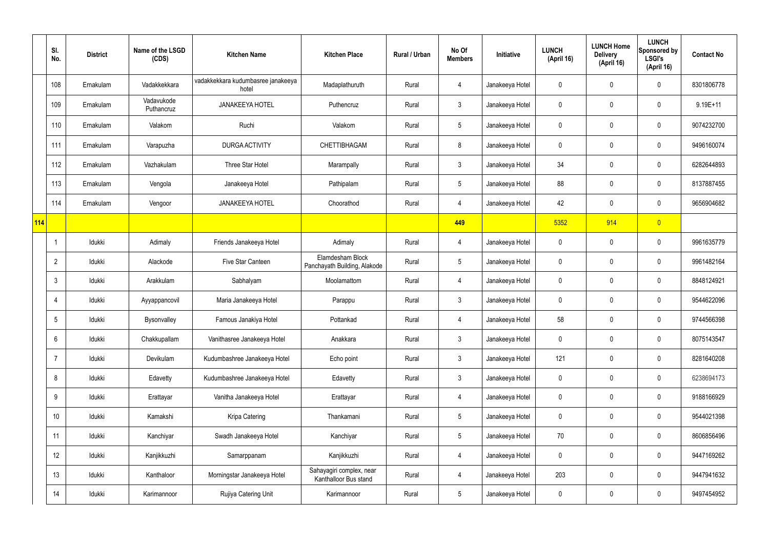|  | Sl. No. | District | Name of the LSGD (CDS) | Kitchen Name | Kitchen Place | Rural / Urban | No Of Members | Initiative | LUNCH (April 16) | LUNCH Home Delivery (April 16) | LUNCH Sponsored by LSGI's (April 16) | Contact No |
|---|---|---|---|---|---|---|---|---|---|---|---|---|
|  | 108 | Ernakulam | Vadakkekkara | vadakkekkara kudumbasree janakeeya hotel | Madaplathuruth | Rural | 4 | Janakeeya Hotel | 0 | 0 | 0 | 8301806778 |
|  | 109 | Ernakulam | Vadavukode Puthencruz | JANAKEEYA HOTEL | Puthencruz | Rural | 3 | Janakeeya Hotel | 0 | 0 | 0 | 9.19E+11 |
|  | 110 | Ernakulam | Valakom | Ruchi | Valakom | Rural | 5 | Janakeeya Hotel | 0 | 0 | 0 | 9074232700 |
|  | 111 | Ernakulam | Varapuzha | DURGA ACTIVITY | CHETTIBHAGAM | Rural | 8 | Janakeeya Hotel | 0 | 0 | 0 | 9496160074 |
|  | 112 | Ernakulam | Vazhakulam | Three Star Hotel | Marampally | Rural | 3 | Janakeeya Hotel | 34 | 0 | 0 | 6282644893 |
|  | 113 | Ernakulam | Vengola | Janakeeya Hotel | Pathipalam | Rural | 5 | Janakeeya Hotel | 88 | 0 | 0 | 8137887455 |
|  | 114 | Ernakulam | Vengoor | JANAKEEYA HOTEL | Choorathod | Rural | 4 | Janakeeya Hotel | 42 | 0 | 0 | 9656904682 |
| 114 |  |  |  |  |  |  | 449 |  | 5352 | 914 | 0 |  |
|  | 1 | Idukki | Adimaly | Friends Janakeeya Hotel | Adimaly | Rural | 4 | Janakeeya Hotel | 0 | 0 | 0 | 9961635779 |
|  | 2 | Idukki | Alackode | Five Star Canteen | Elamdesham Block Panchayath Building, Alakode | Rural | 5 | Janakeeya Hotel | 0 | 0 | 0 | 9961482164 |
|  | 3 | Idukki | Arakkulam | Sabhalyam | Moolamattom | Rural | 4 | Janakeeya Hotel | 0 | 0 | 0 | 8848124921 |
|  | 4 | Idukki | Ayyappancovil | Maria Janakeeya Hotel | Parappu | Rural | 3 | Janakeeya Hotel | 0 | 0 | 0 | 9544622096 |
|  | 5 | Idukki | Bysonvalley | Famous Janakiya Hotel | Pottankad | Rural | 4 | Janakeeya Hotel | 58 | 0 | 0 | 9744566398 |
|  | 6 | Idukki | Chakkupallam | Vanithasree Janakeeya Hotel | Anakkara | Rural | 3 | Janakeeya Hotel | 0 | 0 | 0 | 8075143547 |
|  | 7 | Idukki | Devikulam | Kudumbashree Janakeeya Hotel | Echo point | Rural | 3 | Janakeeya Hotel | 121 | 0 | 0 | 8281640208 |
|  | 8 | Idukki | Edavetty | Kudumbashree Janakeeya Hotel | Edavetty | Rural | 3 | Janakeeya Hotel | 0 | 0 | 0 | 6238694173 |
|  | 9 | Idukki | Erattayar | Vanitha Janakeeya Hotel | Erattayar | Rural | 4 | Janakeeya Hotel | 0 | 0 | 0 | 9188166929 |
|  | 10 | Idukki | Kamakshi | Kripa Catering | Thankamani | Rural | 5 | Janakeeya Hotel | 0 | 0 | 0 | 9544021398 |
|  | 11 | Idukki | Kanchiyar | Swadh Janakeeya Hotel | Kanchiyar | Rural | 5 | Janakeeya Hotel | 70 | 0 | 0 | 8606856496 |
|  | 12 | Idukki | Kanjikkuzhi | Samarppanam | Kanjikkuzhi | Rural | 4 | Janakeeya Hotel | 0 | 0 | 0 | 9447169262 |
|  | 13 | Idukki | Kanthaloor | Morningstar Janakeeya Hotel | Sahayagiri complex, near Kanthalloor Bus stand | Rural | 4 | Janakeeya Hotel | 203 | 0 | 0 | 9447941632 |
|  | 14 | Idukki | Karimannoor | Rujiya Catering Unit | Karimannoor | Rural | 5 | Janakeeya Hotel | 0 | 0 | 0 | 9497454952 |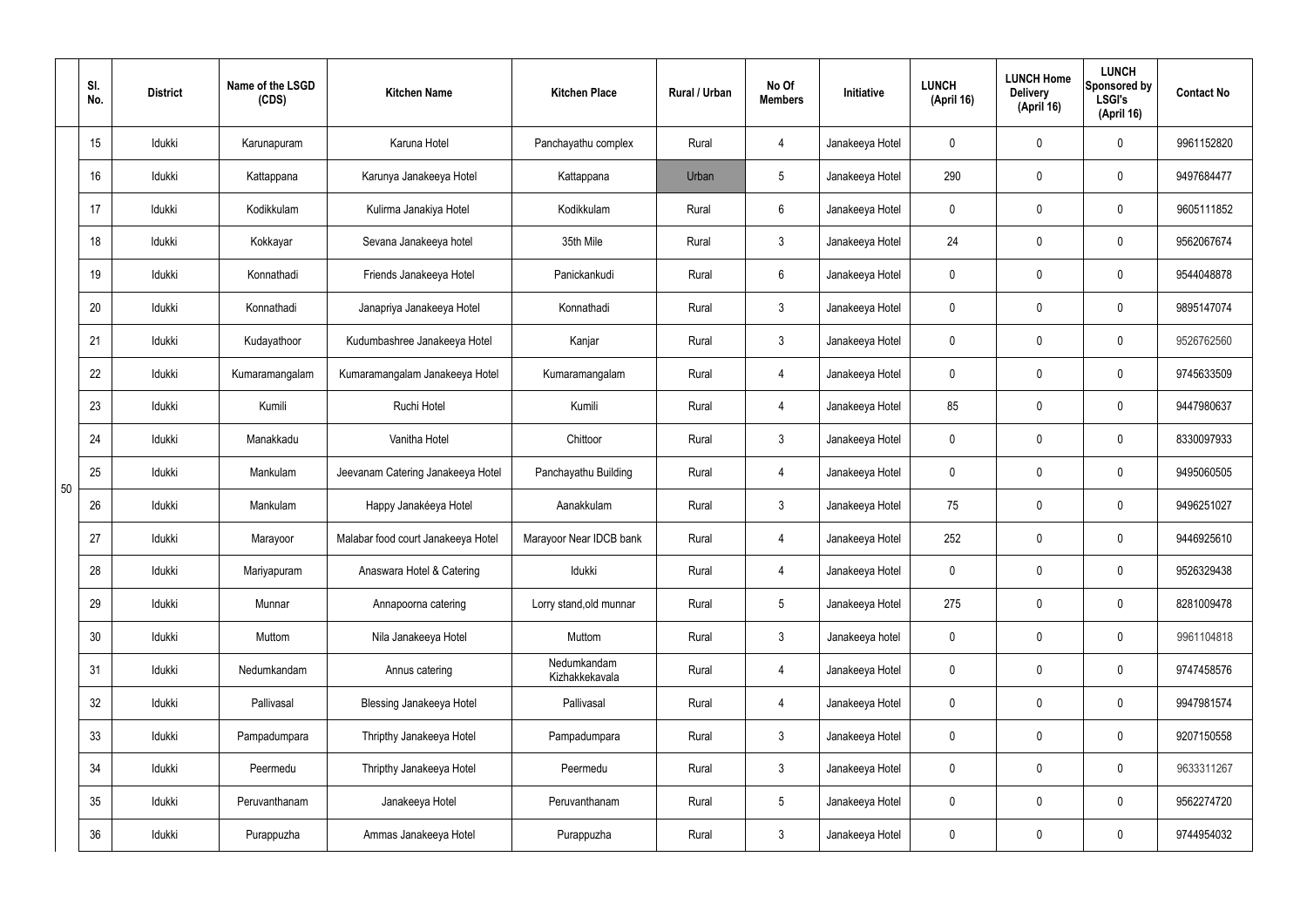|  | Sl. No. | District | Name of the LSGD (CDS) | Kitchen Name | Kitchen Place | Rural / Urban | No Of Members | Initiative | LUNCH (April 16) | LUNCH Home Delivery (April 16) | LUNCH Sponsored by LSGI's (April 16) | Contact No |
|---|---|---|---|---|---|---|---|---|---|---|---|---|
| 50 | 15 | Idukki | Karunapuram | Karuna Hotel | Panchayathu complex | Rural | 4 | Janakeeya Hotel | 0 | 0 | 0 | 9961152820 |
|  | 16 | Idukki | Kattappana | Karunya Janakeeya Hotel | Kattappana | Urban | 5 | Janakeeya Hotel | 290 | 0 | 0 | 9497684477 |
|  | 17 | Idukki | Kodikkulam | Kulirma Janakiya Hotel | Kodikkulam | Rural | 6 | Janakeeya Hotel | 0 | 0 | 0 | 9605111852 |
|  | 18 | Idukki | Kokkayar | Sevana Janakeeya hotel | 35th Mile | Rural | 3 | Janakeeya Hotel | 24 | 0 | 0 | 9562067674 |
|  | 19 | Idukki | Konnathadi | Friends Janakeeya Hotel | Panickankudi | Rural | 6 | Janakeeya Hotel | 0 | 0 | 0 | 9544048878 |
|  | 20 | Idukki | Konnathadi | Janapriya Janakeeya Hotel | Konnathadi | Rural | 3 | Janakeeya Hotel | 0 | 0 | 0 | 9895147074 |
|  | 21 | Idukki | Kudayathoor | Kudumbashree Janakeeya Hotel | Kanjar | Rural | 3 | Janakeeya Hotel | 0 | 0 | 0 | 9526762560 |
|  | 22 | Idukki | Kumaramangalam | Kumaramangalam Janakeeya Hotel | Kumaramangalam | Rural | 4 | Janakeeya Hotel | 0 | 0 | 0 | 9745633509 |
|  | 23 | Idukki | Kumili | Ruchi Hotel | Kumili | Rural | 4 | Janakeeya Hotel | 85 | 0 | 0 | 9447980637 |
|  | 24 | Idukki | Manakkadu | Vanitha Hotel | Chittoor | Rural | 3 | Janakeeya Hotel | 0 | 0 | 0 | 8330097933 |
|  | 25 | Idukki | Mankulam | Jeevanam Catering Janakeeya Hotel | Panchayathu Building | Rural | 4 | Janakeeya Hotel | 0 | 0 | 0 | 9495060505 |
|  | 26 | Idukki | Mankulam | Happy Janakéeya Hotel | Aanakkulam | Rural | 3 | Janakeeya Hotel | 75 | 0 | 0 | 9496251027 |
|  | 27 | Idukki | Marayoor | Malabar food court Janakeeya Hotel | Marayoor Near IDCB bank | Rural | 4 | Janakeeya Hotel | 252 | 0 | 0 | 9446925610 |
|  | 28 | Idukki | Mariyapuram | Anaswara Hotel & Catering | Idukki | Rural | 4 | Janakeeya Hotel | 0 | 0 | 0 | 9526329438 |
|  | 29 | Idukki | Munnar | Annapoorna catering | Lorry stand,old munnar | Rural | 5 | Janakeeya Hotel | 275 | 0 | 0 | 8281009478 |
|  | 30 | Idukki | Muttom | Nila Janakeeya Hotel | Muttom | Rural | 3 | Janakeeya hotel | 0 | 0 | 0 | 9961104818 |
|  | 31 | Idukki | Nedumkandam | Annus catering | Nedumkandam Kizhakkekavala | Rural | 4 | Janakeeya Hotel | 0 | 0 | 0 | 9747458576 |
|  | 32 | Idukki | Pallivasal | Blessing Janakeeya Hotel | Pallivasal | Rural | 4 | Janakeeya Hotel | 0 | 0 | 0 | 9947981574 |
|  | 33 | Idukki | Pampadumpara | Thripthy Janakeeya Hotel | Pampadumpara | Rural | 3 | Janakeeya Hotel | 0 | 0 | 0 | 9207150558 |
|  | 34 | Idukki | Peermedu | Thripthy Janakeeya Hotel | Peermedu | Rural | 3 | Janakeeya Hotel | 0 | 0 | 0 | 9633311267 |
|  | 35 | Idukki | Peruvanthanam | Janakeeya Hotel | Peruvanthanam | Rural | 5 | Janakeeya Hotel | 0 | 0 | 0 | 9562274720 |
|  | 36 | Idukki | Purappuzha | Ammas Janakeeya Hotel | Purappuzha | Rural | 3 | Janakeeya Hotel | 0 | 0 | 0 | 9744954032 |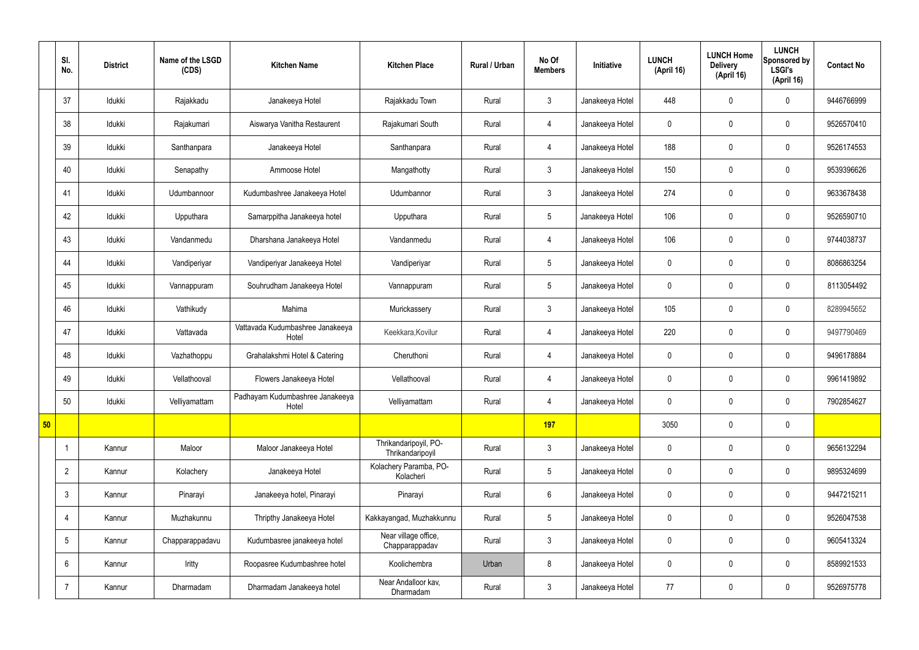| | Sl. No. | District | Name of the LSGD (CDS) | Kitchen Name | Kitchen Place | Rural / Urban | No Of Members | Initiative | LUNCH (April 16) | LUNCH Home Delivery (April 16) | LUNCH Sponsored by LSGI's (April 16) | Contact No |
|---|---|---|---|---|---|---|---|---|---|---|---|---|
| | 37 | Idukki | Rajakkadu | Janakeeya Hotel | Rajakkadu Town | Rural | 3 | Janakeeya Hotel | 448 | 0 | 0 | 9446766999 |
| | 38 | Idukki | Rajakumari | Aiswarya Vanitha Restaurent | Rajakumari South | Rural | 4 | Janakeeya Hotel | 0 | 0 | 0 | 9526570410 |
| | 39 | Idukki | Santhanpara | Janakeeya Hotel | Santhanpara | Rural | 4 | Janakeeya Hotel | 188 | 0 | 0 | 9526174553 |
| | 40 | Idukki | Senapathy | Ammoose Hotel | Mangathotty | Rural | 3 | Janakeeya Hotel | 150 | 0 | 0 | 9539396626 |
| | 41 | Idukki | Udumbannoor | Kudumbashree Janakeeya Hotel | Udumbannor | Rural | 3 | Janakeeya Hotel | 274 | 0 | 0 | 9633678438 |
| | 42 | Idukki | Upputhara | Samarppitha Janakeeya hotel | Upputhara | Rural | 5 | Janakeeya Hotel | 106 | 0 | 0 | 9526590710 |
| | 43 | Idukki | Vandanmedu | Dharshana Janakeeya Hotel | Vandanmedu | Rural | 4 | Janakeeya Hotel | 106 | 0 | 0 | 9744038737 |
| | 44 | Idukki | Vandiperiyar | Vandiperiyar Janakeeya Hotel | Vandiperiyar | Rural | 5 | Janakeeya Hotel | 0 | 0 | 0 | 8086863254 |
| | 45 | Idukki | Vannappuram | Souhrudham Janakeeya Hotel | Vannappuram | Rural | 5 | Janakeeya Hotel | 0 | 0 | 0 | 8113054492 |
| | 46 | Idukki | Vathikudy | Mahima | Murickassery | Rural | 3 | Janakeeya Hotel | 105 | 0 | 0 | 8289945652 |
| | 47 | Idukki | Vattavada | Vattavada Kudumbashree Janakeeya Hotel | Keekkara,Kovilur | Rural | 4 | Janakeeya Hotel | 220 | 0 | 0 | 9497790469 |
| | 48 | Idukki | Vazhathoppu | Grahalakshmi Hotel & Catering | Cheruthoni | Rural | 4 | Janakeeya Hotel | 0 | 0 | 0 | 9496178884 |
| | 49 | Idukki | Vellathooval | Flowers Janakeeya Hotel | Vellathooval | Rural | 4 | Janakeeya Hotel | 0 | 0 | 0 | 9961419892 |
| | 50 | Idukki | Velliyamattam | Padhayam Kudumbashree Janakeeya Hotel | Velliyamattam | Rural | 4 | Janakeeya Hotel | 0 | 0 | 0 | 7902854627 |
| **50** | | | | | | | **197** | | 3050 | 0 | 0 | |
| | 1 | Kannur | Maloor | Maloor Janakeeya Hotel | Thrikandaripoyil, PO-Thrikandaripoyil | Rural | 3 | Janakeeya Hotel | 0 | 0 | 0 | 9656132294 |
| | 2 | Kannur | Kolachery | Janakeeya Hotel | Kolachery Paramba, PO-Kolacheri | Rural | 5 | Janakeeya Hotel | 0 | 0 | 0 | 9895324699 |
| | 3 | Kannur | Pinarayi | Janakeeya hotel, Pinarayi | Pinarayi | Rural | 6 | Janakeeya Hotel | 0 | 0 | 0 | 9447215211 |
| | 4 | Kannur | Muzhakunnu | Thripthy Janakeeya Hotel | Kakkayangad, Muzhakkunnu | Rural | 5 | Janakeeya Hotel | 0 | 0 | 0 | 9526047538 |
| | 5 | Kannur | Chapparappadavu | Kudumbasree janakeeya hotel | Near village office, Chapparappadav | Rural | 3 | Janakeeya Hotel | 0 | 0 | 0 | 9605413324 |
| | 6 | Kannur | Iritty | Roopasree Kudumbashree hotel | Koolichembra | Urban | 8 | Janakeeya Hotel | 0 | 0 | 0 | 8589921533 |
| | 7 | Kannur | Dharmadam | Dharmadam Janakeeya hotel | Near Andalloor kav, Dharmadam | Rural | 3 | Janakeeya Hotel | 77 | 0 | 0 | 9526975778 |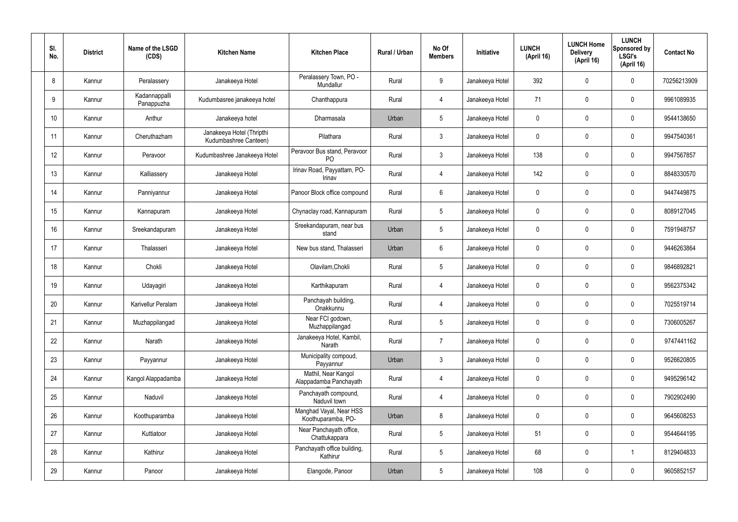| Sl. No. | District | Name of the LSGD (CDS) | Kitchen Name | Kitchen Place | Rural / Urban | No Of Members | Initiative | LUNCH (April 16) | LUNCH Home Delivery (April 16) | LUNCH Sponsored by LSGI's (April 16) | Contact No |
|---|---|---|---|---|---|---|---|---|---|---|---|
| 8 | Kannur | Peralassery | Janakeeya Hotel | Peralassery Town, PO - Mundallur | Rural | 9 | Janakeeya Hotel | 392 | 0 | 0 | 70256213909 |
| 9 | Kannur | Kadannappalli Panappuzha | Kudumbasree janakeeya hotel | Chanthappura | Rural | 4 | Janakeeya Hotel | 71 | 0 | 0 | 9961089935 |
| 10 | Kannur | Anthur | Janakeeya hotel | Dharmasala | Urban | 5 | Janakeeya Hotel | 0 | 0 | 0 | 9544138650 |
| 11 | Kannur | Cheruthazham | Janakeeya Hotel (Thripthi Kudumbashree Canteen) | Pilathara | Rural | 3 | Janakeeya Hotel | 0 | 0 | 0 | 9947540361 |
| 12 | Kannur | Peravoor | Kudumbashree Janakeeya Hotel | Peravoor Bus stand, Peravoor PO | Rural | 3 | Janakeeya Hotel | 138 | 0 | 0 | 9947567857 |
| 13 | Kannur | Kalliassery | Janakeeya Hotel | Irinav Road, Payyattam, PO- Irinav | Rural | 4 | Janakeeya Hotel | 142 | 0 | 0 | 8848330570 |
| 14 | Kannur | Panniyannur | Janakeeya Hotel | Panoor Block office compound | Rural | 6 | Janakeeya Hotel | 0 | 0 | 0 | 9447449875 |
| 15 | Kannur | Kannapuram | Janakeeya Hotel | Chynaclay road, Kannapuram | Rural | 5 | Janakeeya Hotel | 0 | 0 | 0 | 8089127045 |
| 16 | Kannur | Sreekandapuram | Janakeeya Hotel | Sreekandapuram, near bus stand | Urban | 5 | Janakeeya Hotel | 0 | 0 | 0 | 7591948757 |
| 17 | Kannur | Thalasseri | Janakeeya Hotel | New bus stand, Thalasseri | Urban | 6 | Janakeeya Hotel | 0 | 0 | 0 | 9446263864 |
| 18 | Kannur | Chokli | Janakeeya Hotel | Olavilam,Chokli | Rural | 5 | Janakeeya Hotel | 0 | 0 | 0 | 9846892821 |
| 19 | Kannur | Udayagiri | Janakeeya Hotel | Karthikapuram | Rural | 4 | Janakeeya Hotel | 0 | 0 | 0 | 9562375342 |
| 20 | Kannur | Karivellur Peralam | Janakeeya Hotel | Panchayah building, Onakkunnu | Rural | 4 | Janakeeya Hotel | 0 | 0 | 0 | 7025519714 |
| 21 | Kannur | Muzhappilangad | Janakeeya Hotel | Near FCI godown, Muzhappilangad | Rural | 5 | Janakeeya Hotel | 0 | 0 | 0 | 7306005267 |
| 22 | Kannur | Narath | Janakeeya Hotel | Janakeeya Hotel, Kambil, Narath | Rural | 7 | Janakeeya Hotel | 0 | 0 | 0 | 9747441162 |
| 23 | Kannur | Payyannur | Janakeeya Hotel | Municipality compoud, Payyannur | Urban | 3 | Janakeeya Hotel | 0 | 0 | 0 | 9526620805 |
| 24 | Kannur | Kangol Alappadamba | Janakeeya Hotel | Mathil, Near Kangol Alappadamba Panchayath | Rural | 4 | Janakeeya Hotel | 0 | 0 | 0 | 9495296142 |
| 25 | Kannur | Naduvil | Janakeeya Hotel | Panchayath compound, Naduvil town | Rural | 4 | Janakeeya Hotel | 0 | 0 | 0 | 7902902490 |
| 26 | Kannur | Koothuparamba | Janakeeya Hotel | Manghad Vayal, Near HSS Koothuparamba, PO- | Urban | 8 | Janakeeya Hotel | 0 | 0 | 0 | 9645608253 |
| 27 | Kannur | Kuttiatoor | Janakeeya Hotel | Near Panchayath office, Chattukappara | Rural | 5 | Janakeeya Hotel | 51 | 0 | 0 | 9544644195 |
| 28 | Kannur | Kathirur | Janakeeya Hotel | Panchayath office building, Kathirur | Rural | 5 | Janakeeya Hotel | 68 | 0 | 1 | 8129404833 |
| 29 | Kannur | Panoor | Janakeeya Hotel | Elangode, Panoor | Urban | 5 | Janakeeya Hotel | 108 | 0 | 0 | 9605852157 |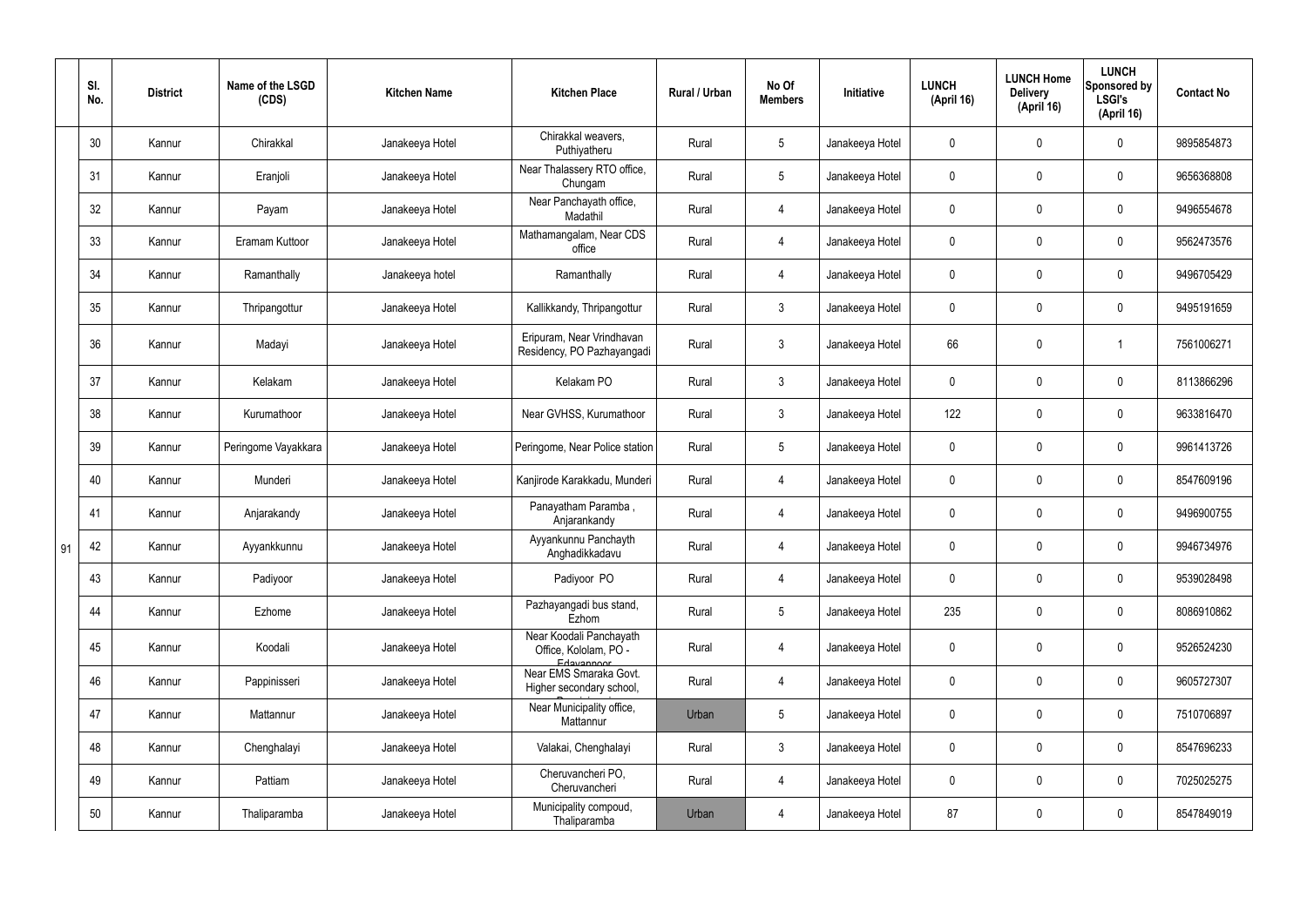|  | Sl. No. | District | Name of the LSGD (CDS) | Kitchen Name | Kitchen Place | Rural / Urban | No Of Members | Initiative | LUNCH (April 16) | LUNCH Home Delivery (April 16) | LUNCH Sponsored by LSGI's (April 16) | Contact No |
|---|---|---|---|---|---|---|---|---|---|---|---|---|
| 91 | 30 | Kannur | Chirakkal | Janakeeya Hotel | Chirakkal weavers, Puthiyatheru | Rural | 5 | Janakeeya Hotel | 0 | 0 | 0 | 9895854873 |
|  | 31 | Kannur | Eranjoli | Janakeeya Hotel | Near Thalassery RTO office, Chungam | Rural | 5 | Janakeeya Hotel | 0 | 0 | 0 | 9656368808 |
|  | 32 | Kannur | Payam | Janakeeya Hotel | Near Panchayath office, Madathil | Rural | 4 | Janakeeya Hotel | 0 | 0 | 0 | 9496554678 |
|  | 33 | Kannur | Eramam Kuttoor | Janakeeya Hotel | Mathamangalam, Near CDS office | Rural | 4 | Janakeeya Hotel | 0 | 0 | 0 | 9562473576 |
|  | 34 | Kannur | Ramanthally | Janakeeya hotel | Ramanthally | Rural | 4 | Janakeeya Hotel | 0 | 0 | 0 | 9496705429 |
|  | 35 | Kannur | Thripangottur | Janakeeya Hotel | Kallikkandy, Thripangottur | Rural | 3 | Janakeeya Hotel | 0 | 0 | 0 | 9495191659 |
|  | 36 | Kannur | Madayi | Janakeeya Hotel | Eripuram, Near Vrindhavan Residency, PO Pazhayangadi | Rural | 3 | Janakeeya Hotel | 66 | 0 | 1 | 7561006271 |
|  | 37 | Kannur | Kelakam | Janakeeya Hotel | Kelakam PO | Rural | 3 | Janakeeya Hotel | 0 | 0 | 0 | 8113866296 |
|  | 38 | Kannur | Kurumathoor | Janakeeya Hotel | Near GVHSS, Kurumathoor | Rural | 3 | Janakeeya Hotel | 122 | 0 | 0 | 9633816470 |
|  | 39 | Kannur | Peringome Vayakkara | Janakeeya Hotel | Peringome, Near Police station | Rural | 5 | Janakeeya Hotel | 0 | 0 | 0 | 9961413726 |
|  | 40 | Kannur | Munderi | Janakeeya Hotel | Kanjirode Karakkadu, Munderi | Rural | 4 | Janakeeya Hotel | 0 | 0 | 0 | 8547609196 |
|  | 41 | Kannur | Anjarakandy | Janakeeya Hotel | Panayatham Paramba , Anjarankandy | Rural | 4 | Janakeeya Hotel | 0 | 0 | 0 | 9496900755 |
|  | 42 | Kannur | Ayyankkunnu | Janakeeya Hotel | Ayyankunnu Panchayth Anghadikkadavu | Rural | 4 | Janakeeya Hotel | 0 | 0 | 0 | 9946734976 |
|  | 43 | Kannur | Padiyoor | Janakeeya Hotel | Padiyoor PO | Rural | 4 | Janakeeya Hotel | 0 | 0 | 0 | 9539028498 |
|  | 44 | Kannur | Ezhome | Janakeeya Hotel | Pazhayangadi bus stand, Ezhom | Rural | 5 | Janakeeya Hotel | 235 | 0 | 0 | 8086910862 |
|  | 45 | Kannur | Koodali | Janakeeya Hotel | Near Koodali Panchayath Office, Kololam, PO - Edavannoor | Rural | 4 | Janakeeya Hotel | 0 | 0 | 0 | 9526524230 |
|  | 46 | Kannur | Pappinisseri | Janakeeya Hotel | Near EMS Smaraka Govt. Higher secondary school, | Rural | 4 | Janakeeya Hotel | 0 | 0 | 0 | 9605727307 |
|  | 47 | Kannur | Mattannur | Janakeeya Hotel | Near Municipality office, Mattannur | Urban | 5 | Janakeeya Hotel | 0 | 0 | 0 | 7510706897 |
|  | 48 | Kannur | Chenghalayi | Janakeeya Hotel | Valakai, Chenghalayi | Rural | 3 | Janakeeya Hotel | 0 | 0 | 0 | 8547696233 |
|  | 49 | Kannur | Pattiam | Janakeeya Hotel | Cheruvancheri PO, Cheruvancheri | Rural | 4 | Janakeeya Hotel | 0 | 0 | 0 | 7025025275 |
|  | 50 | Kannur | Thaliparamba | Janakeeya Hotel | Municipality compoud, Thaliparamba | Urban | 4 | Janakeeya Hotel | 87 | 0 | 0 | 8547849019 |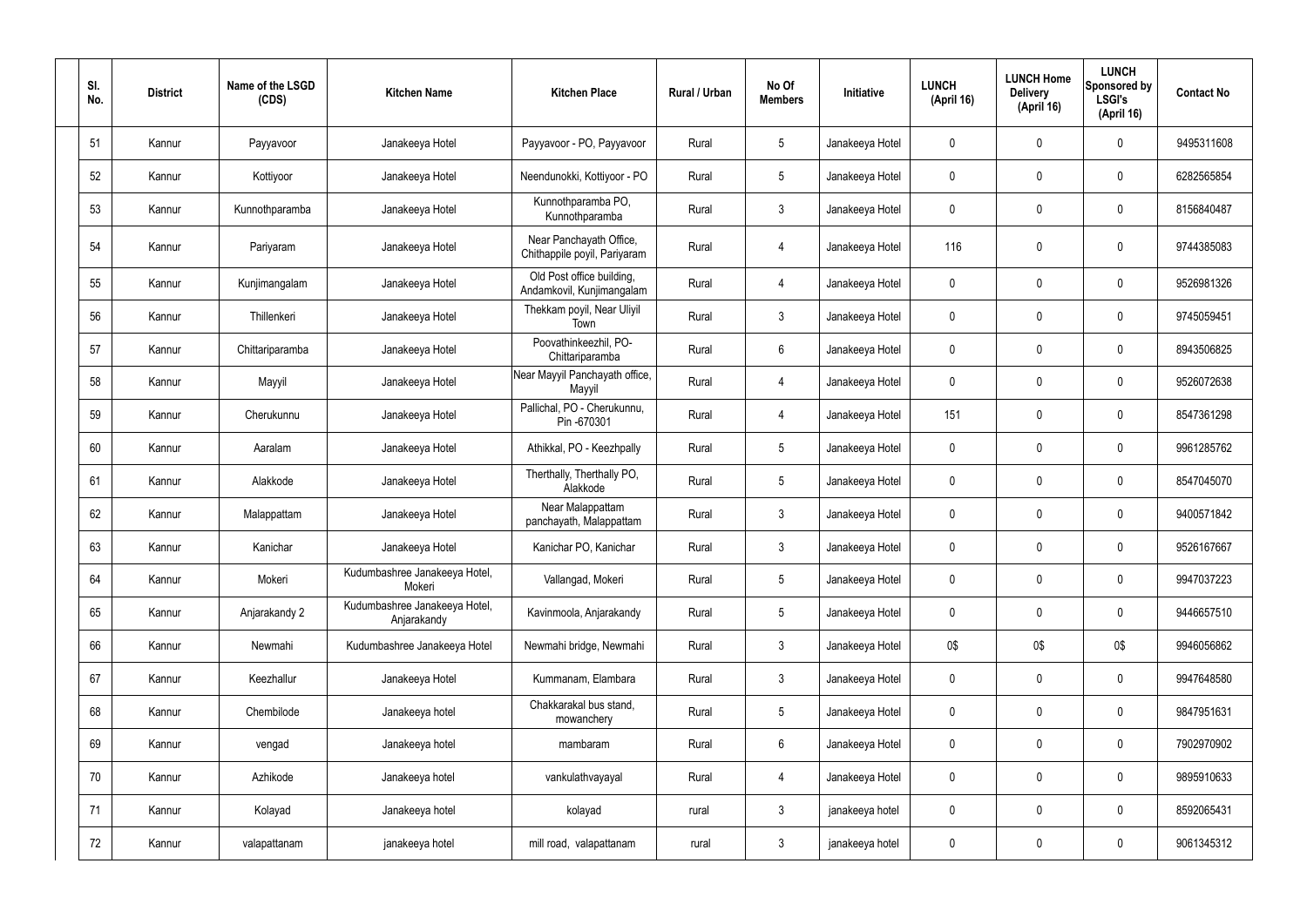| Sl. No. | District | Name of the LSGD (CDS) | Kitchen Name | Kitchen Place | Rural / Urban | No Of Members | Initiative | LUNCH (April 16) | LUNCH Home Delivery (April 16) | LUNCH Sponsored by LSGI's (April 16) | Contact No |
|---|---|---|---|---|---|---|---|---|---|---|---|
| 51 | Kannur | Payyavoor | Janakeeya Hotel | Payyavoor - PO, Payyavoor | Rural | 5 | Janakeeya Hotel | 0 | 0 | 0 | 9495311608 |
| 52 | Kannur | Kottiyoor | Janakeeya Hotel | Neendunokki, Kottiyoor - PO | Rural | 5 | Janakeeya Hotel | 0 | 0 | 0 | 6282565854 |
| 53 | Kannur | Kunnothparamba | Janakeeya Hotel | Kunnothparamba PO, Kunnothparamba | Rural | 3 | Janakeeya Hotel | 0 | 0 | 0 | 8156840487 |
| 54 | Kannur | Pariyaram | Janakeeya Hotel | Near Panchayath Office, Chithappile poyil, Pariyaram | Rural | 4 | Janakeeya Hotel | 116 | 0 | 0 | 9744385083 |
| 55 | Kannur | Kunjimangalam | Janakeeya Hotel | Old Post office building, Andamkovil, Kunjimangalam | Rural | 4 | Janakeeya Hotel | 0 | 0 | 0 | 9526981326 |
| 56 | Kannur | Thillenkeri | Janakeeya Hotel | Thekkam poyil, Near Uliyil Town | Rural | 3 | Janakeeya Hotel | 0 | 0 | 0 | 9745059451 |
| 57 | Kannur | Chittariparamba | Janakeeya Hotel | Poovathinkeezhil, PO-Chittariparamba | Rural | 6 | Janakeeya Hotel | 0 | 0 | 0 | 8943506825 |
| 58 | Kannur | Mayyil | Janakeeya Hotel | Near Mayyil Panchayath office, Mayyil | Rural | 4 | Janakeeya Hotel | 0 | 0 | 0 | 9526072638 |
| 59 | Kannur | Cherukunnu | Janakeeya Hotel | Pallichal, PO - Cherukunnu, Pin -670301 | Rural | 4 | Janakeeya Hotel | 151 | 0 | 0 | 8547361298 |
| 60 | Kannur | Aaralam | Janakeeya Hotel | Athikkal, PO - Keezhpally | Rural | 5 | Janakeeya Hotel | 0 | 0 | 0 | 9961285762 |
| 61 | Kannur | Alakkode | Janakeeya Hotel | Therthally, Therthally PO, Alakkode | Rural | 5 | Janakeeya Hotel | 0 | 0 | 0 | 8547045070 |
| 62 | Kannur | Malappattam | Janakeeya Hotel | Near Malappattam panchayath, Malappattam | Rural | 3 | Janakeeya Hotel | 0 | 0 | 0 | 9400571842 |
| 63 | Kannur | Kanichar | Janakeeya Hotel | Kanichar PO, Kanichar | Rural | 3 | Janakeeya Hotel | 0 | 0 | 0 | 9526167667 |
| 64 | Kannur | Mokeri | Kudumbashree Janakeeya Hotel, Mokeri | Vallangad, Mokeri | Rural | 5 | Janakeeya Hotel | 0 | 0 | 0 | 9947037223 |
| 65 | Kannur | Anjarakandy 2 | Kudumbashree Janakeeya Hotel, Anjarakandy | Kavinmoola, Anjarakandy | Rural | 5 | Janakeeya Hotel | 0 | 0 | 0 | 9446657510 |
| 66 | Kannur | Newmahi | Kudumbashree Janakeeya Hotel | Newmahi bridge, Newmahi | Rural | 3 | Janakeeya Hotel | 0$ | 0$ | 0$ | 9946056862 |
| 67 | Kannur | Keezhallur | Janakeeya Hotel | Kummanam, Elambara | Rural | 3 | Janakeeya Hotel | 0 | 0 | 0 | 9947648580 |
| 68 | Kannur | Chembilode | Janakeeya hotel | Chakkarakal bus stand, mowanchery | Rural | 5 | Janakeeya Hotel | 0 | 0 | 0 | 9847951631 |
| 69 | Kannur | vengad | Janakeeya hotel | mambaram | Rural | 6 | Janakeeya Hotel | 0 | 0 | 0 | 7902970902 |
| 70 | Kannur | Azhikode | Janakeeya hotel | vankulathvayayal | Rural | 4 | Janakeeya Hotel | 0 | 0 | 0 | 9895910633 |
| 71 | Kannur | Kolayad | Janakeeya hotel | kolayad | rural | 3 | janakeeya hotel | 0 | 0 | 0 | 8592065431 |
| 72 | Kannur | valapattanam | janakeeya hotel | mill road, valapattanam | rural | 3 | janakeeya hotel | 0 | 0 | 0 | 9061345312 |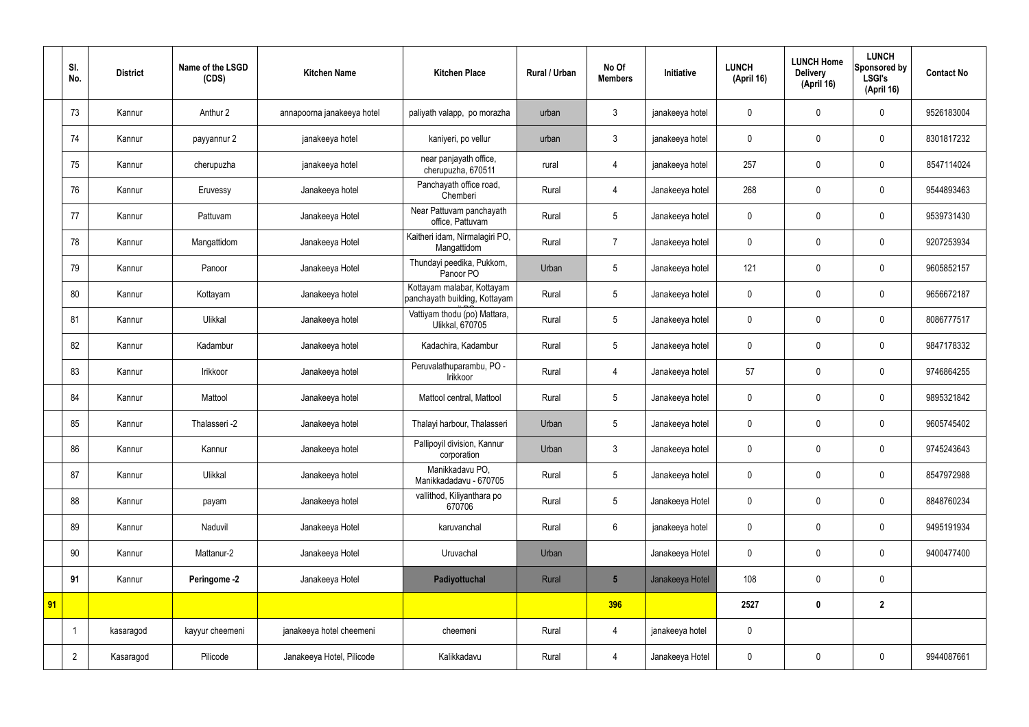| | Sl. No. | District | Name of the LSGD (CDS) | Kitchen Name | Kitchen Place | Rural / Urban | No Of Members | Initiative | LUNCH (April 16) | LUNCH Home Delivery (April 16) | LUNCH Sponsored by LSGI's (April 16) | Contact No |
|---|---|---|---|---|---|---|---|---|---|---|---|---|
| | 73 | Kannur | Anthur 2 | annapoorna janakeeya hotel | paliyath valapp, po morazha | urban | 3 | janakeeya hotel | 0 | 0 | 0 | 9526183004 |
| | 74 | Kannur | payyannur 2 | janakeeya hotel | kaniyeri, po vellur | urban | 3 | janakeeya hotel | 0 | 0 | 0 | 8301817232 |
| | 75 | Kannur | cherupuzha | janakeeya hotel | near panjayath office, cherupuzha, 670511 | rural | 4 | janakeeya hotel | 257 | 0 | 0 | 8547114024 |
| | 76 | Kannur | Eruvessy | Janakeeya hotel | Panchayath office road, Chemberi | Rural | 4 | Janakeeya hotel | 268 | 0 | 0 | 9544893463 |
| | 77 | Kannur | Pattuvam | Janakeeya Hotel | Near Pattuvam panchayath office, Pattuvam | Rural | 5 | Janakeeya hotel | 0 | 0 | 0 | 9539731430 |
| | 78 | Kannur | Mangattidom | Janakeeya Hotel | Kaitheri idam, Nirmalagiri PO, Mangattidom | Rural | 7 | Janakeeya hotel | 0 | 0 | 0 | 9207253934 |
| | 79 | Kannur | Panoor | Janakeeya Hotel | Thundayi peedika, Pukkom, Panoor PO | Urban | 5 | Janakeeya hotel | 121 | 0 | 0 | 9605852157 |
| | 80 | Kannur | Kottayam | Janakeeya hotel | Kottayam malabar, Kottayam panchayath building, Kottayam | Rural | 5 | Janakeeya hotel | 0 | 0 | 0 | 9656672187 |
| | 81 | Kannur | Ulikkal | Janakeeya hotel | Vattiyam thodu (po) Mattara, Ulikkal, 670705 | Rural | 5 | Janakeeya hotel | 0 | 0 | 0 | 8086777517 |
| | 82 | Kannur | Kadambur | Janakeeya hotel | Kadachira, Kadambur | Rural | 5 | Janakeeya hotel | 0 | 0 | 0 | 9847178332 |
| | 83 | Kannur | Irikkoor | Janakeeya hotel | Peruvalathuparambu, PO - Irikkoor | Rural | 4 | Janakeeya hotel | 57 | 0 | 0 | 9746864255 |
| | 84 | Kannur | Mattool | Janakeeya hotel | Mattool central, Mattool | Rural | 5 | Janakeeya hotel | 0 | 0 | 0 | 9895321842 |
| | 85 | Kannur | Thalasseri -2 | Janakeeya hotel | Thalayi harbour, Thalasseri | Urban | 5 | Janakeeya hotel | 0 | 0 | 0 | 9605745402 |
| | 86 | Kannur | Kannur | Janakeeya hotel | Pallipoyil division, Kannur corporation | Urban | 3 | Janakeeya hotel | 0 | 0 | 0 | 9745243643 |
| | 87 | Kannur | Ulikkal | Janakeeya hotel | Manikkadavu PO, Manikkadadavu - 670705 | Rural | 5 | Janakeeya hotel | 0 | 0 | 0 | 8547972988 |
| | 88 | Kannur | payam | Janakeeya hotel | vallithod, Kiliyanthara po 670706 | Rural | 5 | Janakeeya Hotel | 0 | 0 | 0 | 8848760234 |
| | 89 | Kannur | Naduvil | Janakeeya Hotel | karuvanchal | Rural | 6 | janakeeya hotel | 0 | 0 | 0 | 9495191934 |
| | 90 | Kannur | Mattanur-2 | Janakeeya Hotel | Uruvachal | Urban | | Janakeeya Hotel | 0 | 0 | 0 | 9400477400 |
| | **91** | Kannur | **Peringome -2** | Janakeeya Hotel | **Padiyottuchal** | Rural | **5** | Janakeeya Hotel | 108 | 0 | 0 | |
| **91** | | | | | | | **396** | | **2527** | **0** | **2** | |
| | 1 | kasaragod | kayyur cheemeni | janakeeya hotel cheemeni | cheemeni | Rural | 4 | janakeeya hotel | 0 | | | |
| | 2 | Kasaragod | Pilicode | Janakeeya Hotel, Pilicode | Kalikkadavu | Rural | 4 | Janakeeya Hotel | 0 | 0 | 0 | 9944087661 |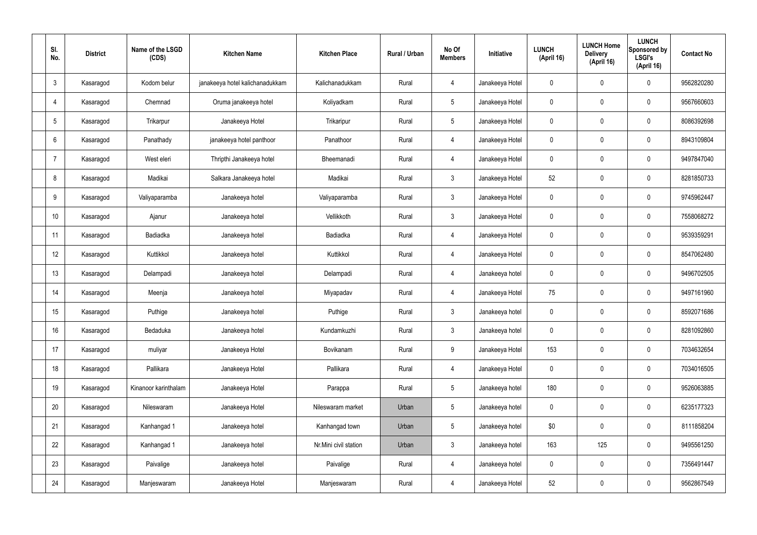| Sl. No. | District | Name of the LSGD (CDS) | Kitchen Name | Kitchen Place | Rural / Urban | No Of Members | Initiative | LUNCH (April 16) | LUNCH Home Delivery (April 16) | LUNCH Sponsored by LSGI's (April 16) | Contact No |
|---|---|---|---|---|---|---|---|---|---|---|---|
| 3 | Kasaragod | Kodom belur | janakeeya hotel kalichanadukkam | Kalichanadukkam | Rural | 4 | Janakeeya Hotel | 0 | 0 | 0 | 9562820280 |
| 4 | Kasaragod | Chemnad | Oruma janakeeya hotel | Koliyadkam | Rural | 5 | Janakeeya Hotel | 0 | 0 | 0 | 9567660603 |
| 5 | Kasaragod | Trikarpur | Janakeeya Hotel | Trikaripur | Rural | 5 | Janakeeya Hotel | 0 | 0 | 0 | 8086392698 |
| 6 | Kasaragod | Panathady | janakeeya hotel panthoor | Panathoor | Rural | 4 | Janakeeya Hotel | 0 | 0 | 0 | 8943109804 |
| 7 | Kasaragod | West eleri | Thripthi Janakeeya hotel | Bheemanadi | Rural | 4 | Janakeeya Hotel | 0 | 0 | 0 | 9497847040 |
| 8 | Kasaragod | Madikai | Salkara Janakeeya hotel | Madikai | Rural | 3 | Janakeeya Hotel | 52 | 0 | 0 | 8281850733 |
| 9 | Kasaragod | Valiyaparamba | Janakeeya hotel | Valiyaparamba | Rural | 3 | Janakeeya Hotel | 0 | 0 | 0 | 9745962447 |
| 10 | Kasaragod | Ajanur | Janakeeya hotel | Vellikkoth | Rural | 3 | Janakeeya Hotel | 0 | 0 | 0 | 7558068272 |
| 11 | Kasaragod | Badiadka | Janakeeya hotel | Badiadka | Rural | 4 | Janakeeya Hotel | 0 | 0 | 0 | 9539359291 |
| 12 | Kasaragod | Kuttikkol | Janakeeya hotel | Kuttikkol | Rural | 4 | Janakeeya Hotel | 0 | 0 | 0 | 8547062480 |
| 13 | Kasaragod | Delampadi | Janakeeya hotel | Delampadi | Rural | 4 | Janakeeya hotel | 0 | 0 | 0 | 9496702505 |
| 14 | Kasaragod | Meenja | Janakeeya hotel | Miyapadav | Rural | 4 | Janakeeya Hotel | 75 | 0 | 0 | 9497161960 |
| 15 | Kasaragod | Puthige | Janakeeya hotel | Puthige | Rural | 3 | Janakeeya hotel | 0 | 0 | 0 | 8592071686 |
| 16 | Kasaragod | Bedaduka | Janakeeya hotel | Kundamkuzhi | Rural | 3 | Janakeeya hotel | 0 | 0 | 0 | 8281092860 |
| 17 | Kasaragod | muliyar | Janakeeya Hotel | Bovikanam | Rural | 9 | Janakeeya Hotel | 153 | 0 | 0 | 7034632654 |
| 18 | Kasaragod | Pallikara | Janakeeya Hotel | Pallikara | Rural | 4 | Janakeeya Hotel | 0 | 0 | 0 | 7034016505 |
| 19 | Kasaragod | Kinanoor karinthalam | Janakeeya Hotel | Parappa | Rural | 5 | Janakeeya hotel | 180 | 0 | 0 | 9526063885 |
| 20 | Kasaragod | Nileswaram | Janakeeya Hotel | Nileswaram market | Urban | 5 | Janakeeya hotel | 0 | 0 | 0 | 6235177323 |
| 21 | Kasaragod | Kanhangad 1 | Janakeeya hotel | Kanhangad town | Urban | 5 | Janakeeya hotel | $0 | 0 | 0 | 8111858204 |
| 22 | Kasaragod | Kanhangad 1 | Janakeeya hotel | Nr.Mini civil station | Urban | 3 | Janakeeya hotel | 163 | 125 | 0 | 9495561250 |
| 23 | Kasaragod | Paivalige | Janakeeya hotel | Paivalige | Rural | 4 | Janakeeya hotel | 0 | 0 | 0 | 7356491447 |
| 24 | Kasaragod | Manjeswaram | Janakeeya Hotel | Manjeswaram | Rural | 4 | Janakeeya Hotel | 52 | 0 | 0 | 9562867549 |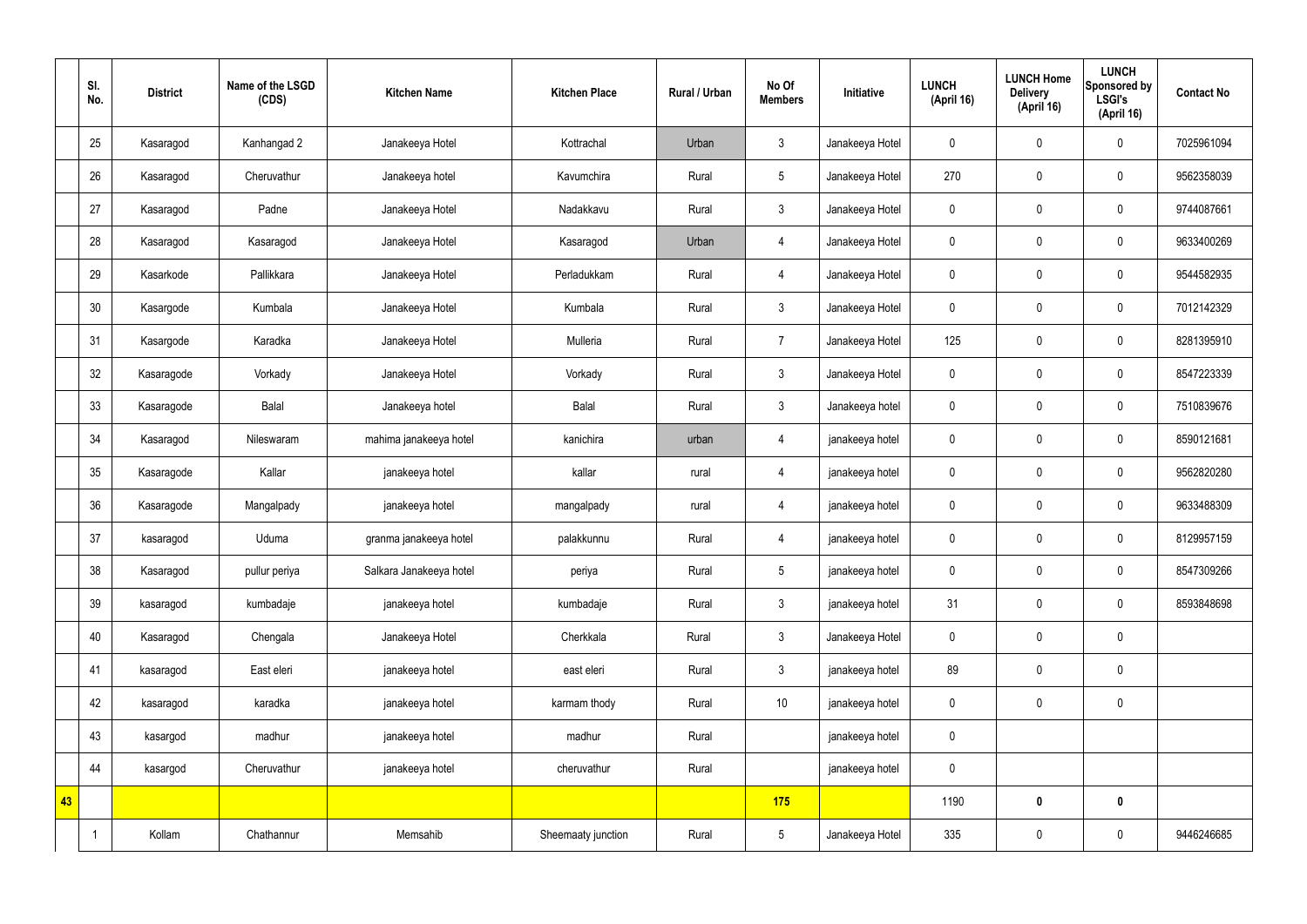| | Sl. No. | District | Name of the LSGD (CDS) | Kitchen Name | Kitchen Place | Rural / Urban | No Of Members | Initiative | LUNCH (April 16) | LUNCH Home Delivery (April 16) | LUNCH Sponsored by LSGI's (April 16) | Contact No |
|---|---|---|---|---|---|---|---|---|---|---|---|---|
| | 25 | Kasaragod | Kanhangad 2 | Janakeeya Hotel | Kottrachal | Urban | 3 | Janakeeya Hotel | 0 | 0 | 0 | 7025961094 |
| | 26 | Kasaragod | Cheruvathur | Janakeeya hotel | Kavumchira | Rural | 5 | Janakeeya Hotel | 270 | 0 | 0 | 9562358039 |
| | 27 | Kasaragod | Padne | Janakeeya Hotel | Nadakkavu | Rural | 3 | Janakeeya Hotel | 0 | 0 | 0 | 9744087661 |
| | 28 | Kasaragod | Kasaragod | Janakeeya Hotel | Kasaragod | Urban | 4 | Janakeeya Hotel | 0 | 0 | 0 | 9633400269 |
| | 29 | Kasarkode | Pallikkara | Janakeeya Hotel | Perladukkam | Rural | 4 | Janakeeya Hotel | 0 | 0 | 0 | 9544582935 |
| | 30 | Kasargode | Kumbala | Janakeeya Hotel | Kumbala | Rural | 3 | Janakeeya Hotel | 0 | 0 | 0 | 7012142329 |
| | 31 | Kasargode | Karadka | Janakeeya Hotel | Mulleria | Rural | 7 | Janakeeya Hotel | 125 | 0 | 0 | 8281395910 |
| | 32 | Kasaragode | Vorkady | Janakeeya Hotel | Vorkady | Rural | 3 | Janakeeya Hotel | 0 | 0 | 0 | 8547223339 |
| | 33 | Kasaragode | Balal | Janakeeya hotel | Balal | Rural | 3 | Janakeeya hotel | 0 | 0 | 0 | 7510839676 |
| | 34 | Kasaragod | Nileswaram | mahima janakeeya hotel | kanichira | urban | 4 | janakeeya hotel | 0 | 0 | 0 | 8590121681 |
| | 35 | Kasaragode | Kallar | janakeeya hotel | kallar | rural | 4 | janakeeya hotel | 0 | 0 | 0 | 9562820280 |
| | 36 | Kasaragode | Mangalpady | janakeeya hotel | mangalpady | rural | 4 | janakeeya hotel | 0 | 0 | 0 | 9633488309 |
| | 37 | kasaragod | Uduma | granma janakeeya hotel | palakkunnu | Rural | 4 | janakeeya hotel | 0 | 0 | 0 | 8129957159 |
| | 38 | Kasaragod | pullur periya | Salkara Janakeeya hotel | periya | Rural | 5 | janakeeya hotel | 0 | 0 | 0 | 8547309266 |
| | 39 | kasaragod | kumbadaje | janakeeya hotel | kumbadaje | Rural | 3 | janakeeya hotel | 31 | 0 | 0 | 8593848698 |
| | 40 | Kasaragod | Chengala | Janakeeya Hotel | Cherkkala | Rural | 3 | Janakeeya Hotel | 0 | 0 | 0 | |
| | 41 | kasaragod | East eleri | janakeeya hotel | east eleri | Rural | 3 | janakeeya hotel | 89 | 0 | 0 | |
| | 42 | kasaragod | karadka | janakeeya hotel | karmam thody | Rural | 10 | janakeeya hotel | 0 | 0 | 0 | |
| | 43 | kasargod | madhur | janakeeya hotel | madhur | Rural | | janakeeya hotel | 0 | | | |
| | 44 | kasargod | Cheruvathur | janakeeya hotel | cheruvathur | Rural | | janakeeya hotel | 0 | | | |
| **43** | | | | | | | **175** | | 1190 | **0** | **0** | |
| | 1 | Kollam | Chathannur | Memsahib | Sheemaaty junction | Rural | 5 | Janakeeya Hotel | 335 | 0 | 0 | 9446246685 |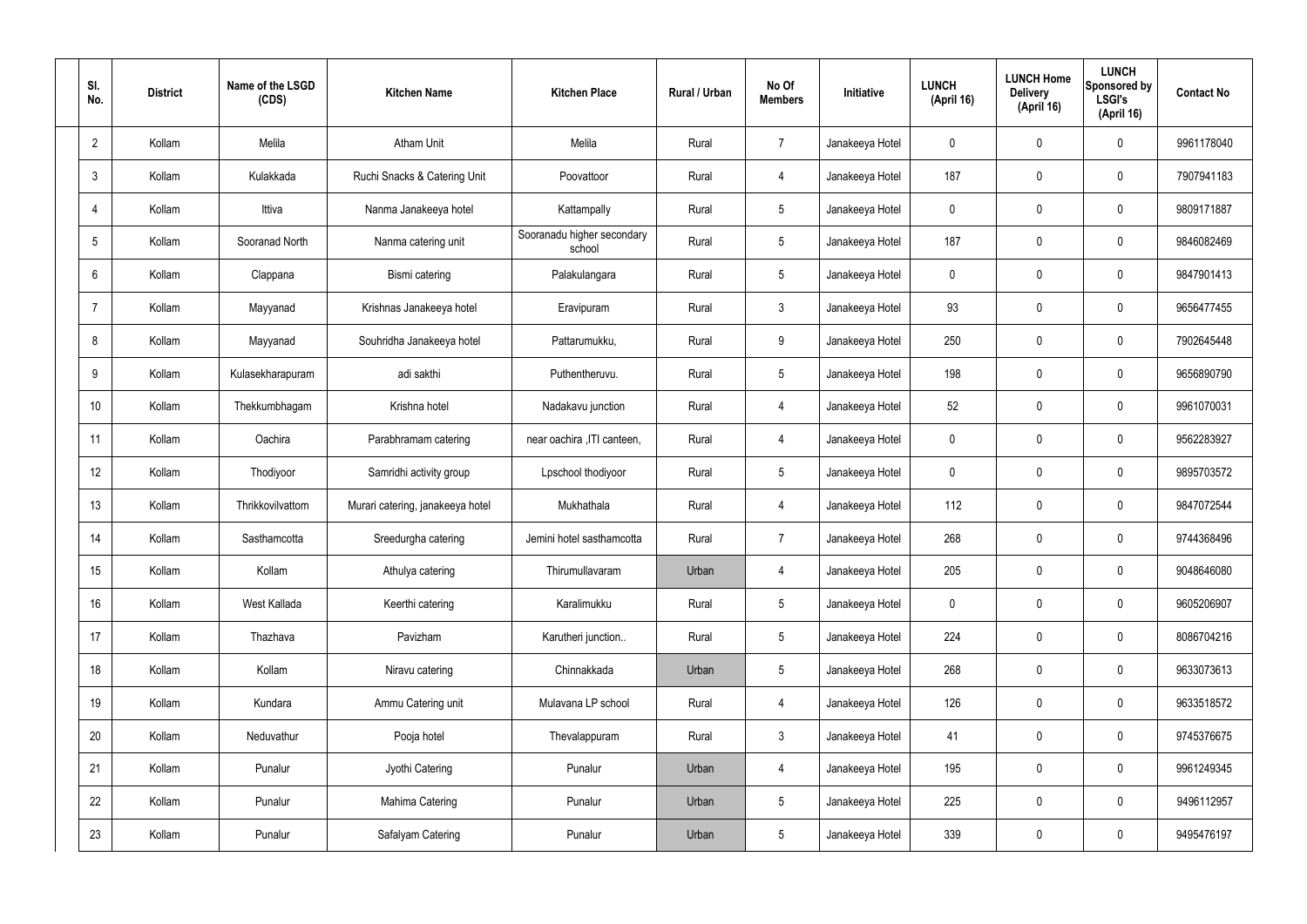| Sl. No. | District | Name of the LSGD (CDS) | Kitchen Name | Kitchen Place | Rural / Urban | No Of Members | Initiative | LUNCH (April 16) | LUNCH Home Delivery (April 16) | LUNCH Sponsored by LSGI's (April 16) | Contact No |
|---|---|---|---|---|---|---|---|---|---|---|---|
| 2 | Kollam | Melila | Atham Unit | Melila | Rural | 7 | Janakeeya Hotel | 0 | 0 | 0 | 9961178040 |
| 3 | Kollam | Kulakkada | Ruchi Snacks & Catering Unit | Poovattoor | Rural | 4 | Janakeeya Hotel | 187 | 0 | 0 | 7907941183 |
| 4 | Kollam | Ittiva | Nanma Janakeeya hotel | Kattampally | Rural | 5 | Janakeeya Hotel | 0 | 0 | 0 | 9809171887 |
| 5 | Kollam | Sooranad North | Nanma catering unit | Sooranadu higher secondary school | Rural | 5 | Janakeeya Hotel | 187 | 0 | 0 | 9846082469 |
| 6 | Kollam | Clappana | Bismi catering | Palakulangara | Rural | 5 | Janakeeya Hotel | 0 | 0 | 0 | 9847901413 |
| 7 | Kollam | Mayyanad | Krishnas Janakeeya hotel | Eravipuram | Rural | 3 | Janakeeya Hotel | 93 | 0 | 0 | 9656477455 |
| 8 | Kollam | Mayyanad | Souhridha Janakeeya hotel | Pattarumukku, | Rural | 9 | Janakeeya Hotel | 250 | 0 | 0 | 7902645448 |
| 9 | Kollam | Kulasekharapuram | adi sakthi | Puthentheruvu. | Rural | 5 | Janakeeya Hotel | 198 | 0 | 0 | 9656890790 |
| 10 | Kollam | Thekkumbhagam | Krishna hotel | Nadakavu junction | Rural | 4 | Janakeeya Hotel | 52 | 0 | 0 | 9961070031 |
| 11 | Kollam | Oachira | Parabhramam catering | near oachira ,ITI canteen, | Rural | 4 | Janakeeya Hotel | 0 | 0 | 0 | 9562283927 |
| 12 | Kollam | Thodiyoor | Samridhi activity group | Lpschool thodiyoor | Rural | 5 | Janakeeya Hotel | 0 | 0 | 0 | 9895703572 |
| 13 | Kollam | Thrikkovilvattom | Murari catering, janakeeya hotel | Mukhathala | Rural | 4 | Janakeeya Hotel | 112 | 0 | 0 | 9847072544 |
| 14 | Kollam | Sasthamcotta | Sreedurgha catering | Jemini hotel sasthamcotta | Rural | 7 | Janakeeya Hotel | 268 | 0 | 0 | 9744368496 |
| 15 | Kollam | Kollam | Athulya catering | Thirumullavaram | Urban | 4 | Janakeeya Hotel | 205 | 0 | 0 | 9048646080 |
| 16 | Kollam | West Kallada | Keerthi catering | Karalimukku | Rural | 5 | Janakeeya Hotel | 0 | 0 | 0 | 9605206907 |
| 17 | Kollam | Thazhava | Pavizham | Karutheri junction.. | Rural | 5 | Janakeeya Hotel | 224 | 0 | 0 | 8086704216 |
| 18 | Kollam | Kollam | Niravu catering | Chinnakkada | Urban | 5 | Janakeeya Hotel | 268 | 0 | 0 | 9633073613 |
| 19 | Kollam | Kundara | Ammu Catering unit | Mulavana LP school | Rural | 4 | Janakeeya Hotel | 126 | 0 | 0 | 9633518572 |
| 20 | Kollam | Neduvathur | Pooja hotel | Thevalappuram | Rural | 3 | Janakeeya Hotel | 41 | 0 | 0 | 9745376675 |
| 21 | Kollam | Punalur | Jyothi Catering | Punalur | Urban | 4 | Janakeeya Hotel | 195 | 0 | 0 | 9961249345 |
| 22 | Kollam | Punalur | Mahima Catering | Punalur | Urban | 5 | Janakeeya Hotel | 225 | 0 | 0 | 9496112957 |
| 23 | Kollam | Punalur | Safalyam Catering | Punalur | Urban | 5 | Janakeeya Hotel | 339 | 0 | 0 | 9495476197 |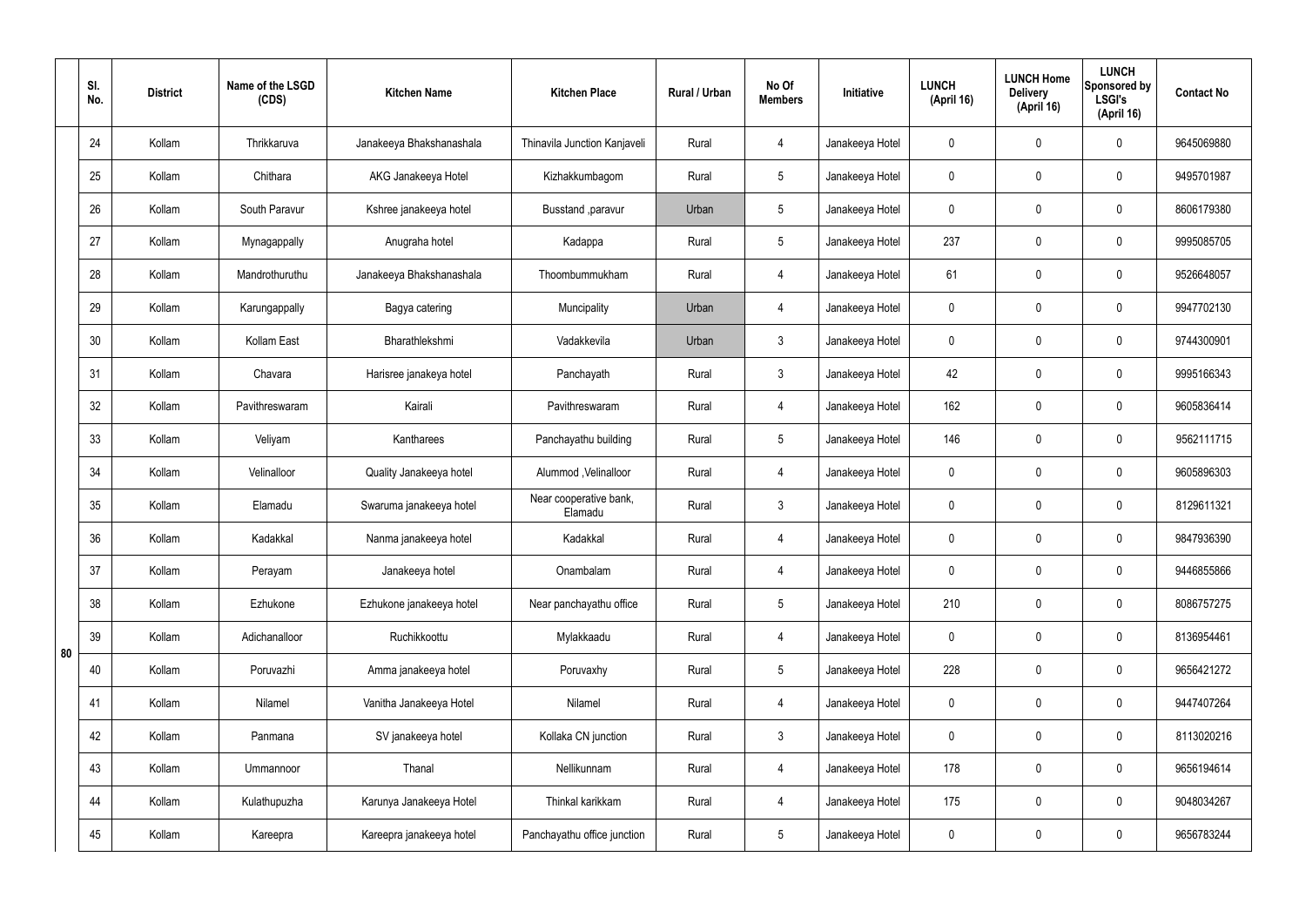| | Sl. No. | District | Name of the LSGD (CDS) | Kitchen Name | Kitchen Place | Rural / Urban | No Of Members | Initiative | LUNCH (April 16) | LUNCH Home Delivery (April 16) | LUNCH Sponsored by LSGI's (April 16) | Contact No |
|---|---|---|---|---|---|---|---|---|---|---|---|---|
| 80 | 24 | Kollam | Thrikkaruva | Janakeeya Bhakshanashala | Thinavila Junction Kanjaveli | Rural | 4 | Janakeeya Hotel | 0 | 0 | 0 | 9645069880 |
| | 25 | Kollam | Chithara | AKG Janakeeya Hotel | Kizhakkumbagom | Rural | 5 | Janakeeya Hotel | 0 | 0 | 0 | 9495701987 |
| | 26 | Kollam | South Paravur | Kshree janakeeya hotel | Busstand ,paravur | Urban | 5 | Janakeeya Hotel | 0 | 0 | 0 | 8606179380 |
| | 27 | Kollam | Mynagappally | Anugraha hotel | Kadappa | Rural | 5 | Janakeeya Hotel | 237 | 0 | 0 | 9995085705 |
| | 28 | Kollam | Mandrothuruthu | Janakeeya Bhakshanashala | Thoombummukham | Rural | 4 | Janakeeya Hotel | 61 | 0 | 0 | 9526648057 |
| | 29 | Kollam | Karungappally | Bagya catering | Muncipality | Urban | 4 | Janakeeya Hotel | 0 | 0 | 0 | 9947702130 |
| | 30 | Kollam | Kollam East | Bharathlekshmi | Vadakkevila | Urban | 3 | Janakeeya Hotel | 0 | 0 | 0 | 9744300901 |
| | 31 | Kollam | Chavara | Harisree janakeeya hotel | Panchayath | Rural | 3 | Janakeeya Hotel | 42 | 0 | 0 | 9995166343 |
| | 32 | Kollam | Pavithreswaram | Kairali | Pavithreswaram | Rural | 4 | Janakeeya Hotel | 162 | 0 | 0 | 9605836414 |
| | 33 | Kollam | Veliyam | Kantharees | Panchayathu building | Rural | 5 | Janakeeya Hotel | 146 | 0 | 0 | 9562111715 |
| | 34 | Kollam | Velinalloor | Quality Janakeeya hotel | Alummod ,Velinalloor | Rural | 4 | Janakeeya Hotel | 0 | 0 | 0 | 9605896303 |
| | 35 | Kollam | Elamadu | Swaruma janakeeya hotel | Near cooperative bank, Elamadu | Rural | 3 | Janakeeya Hotel | 0 | 0 | 0 | 8129611321 |
| | 36 | Kollam | Kadakkal | Nanma janakeeya hotel | Kadakkal | Rural | 4 | Janakeeya Hotel | 0 | 0 | 0 | 9847936390 |
| | 37 | Kollam | Perayam | Janakeeya hotel | Onambalam | Rural | 4 | Janakeeya Hotel | 0 | 0 | 0 | 9446855866 |
| | 38 | Kollam | Ezhukone | Ezhukone janakeeya hotel | Near panchayathu office | Rural | 5 | Janakeeya Hotel | 210 | 0 | 0 | 8086757275 |
| | 39 | Kollam | Adichanalloor | Ruchikkoottu | Mylakkaadu | Rural | 4 | Janakeeya Hotel | 0 | 0 | 0 | 8136954461 |
| | 40 | Kollam | Poruvazhi | Amma janakeeya hotel | Poruvaxhy | Rural | 5 | Janakeeya Hotel | 228 | 0 | 0 | 9656421272 |
| | 41 | Kollam | Nilamel | Vanitha Janakeeya Hotel | Nilamel | Rural | 4 | Janakeeya Hotel | 0 | 0 | 0 | 9447407264 |
| | 42 | Kollam | Panmana | SV janakeeya hotel | Kollaka CN junction | Rural | 3 | Janakeeya Hotel | 0 | 0 | 0 | 8113020216 |
| | 43 | Kollam | Ummannoor | Thanal | Nellikunnam | Rural | 4 | Janakeeya Hotel | 178 | 0 | 0 | 9656194614 |
| | 44 | Kollam | Kulathupuzha | Karunya Janakeeya Hotel | Thinkal karikkam | Rural | 4 | Janakeeya Hotel | 175 | 0 | 0 | 9048034267 |
| | 45 | Kollam | Kareepra | Kareepra janakeeya hotel | Panchayathu office junction | Rural | 5 | Janakeeya Hotel | 0 | 0 | 0 | 9656783244 |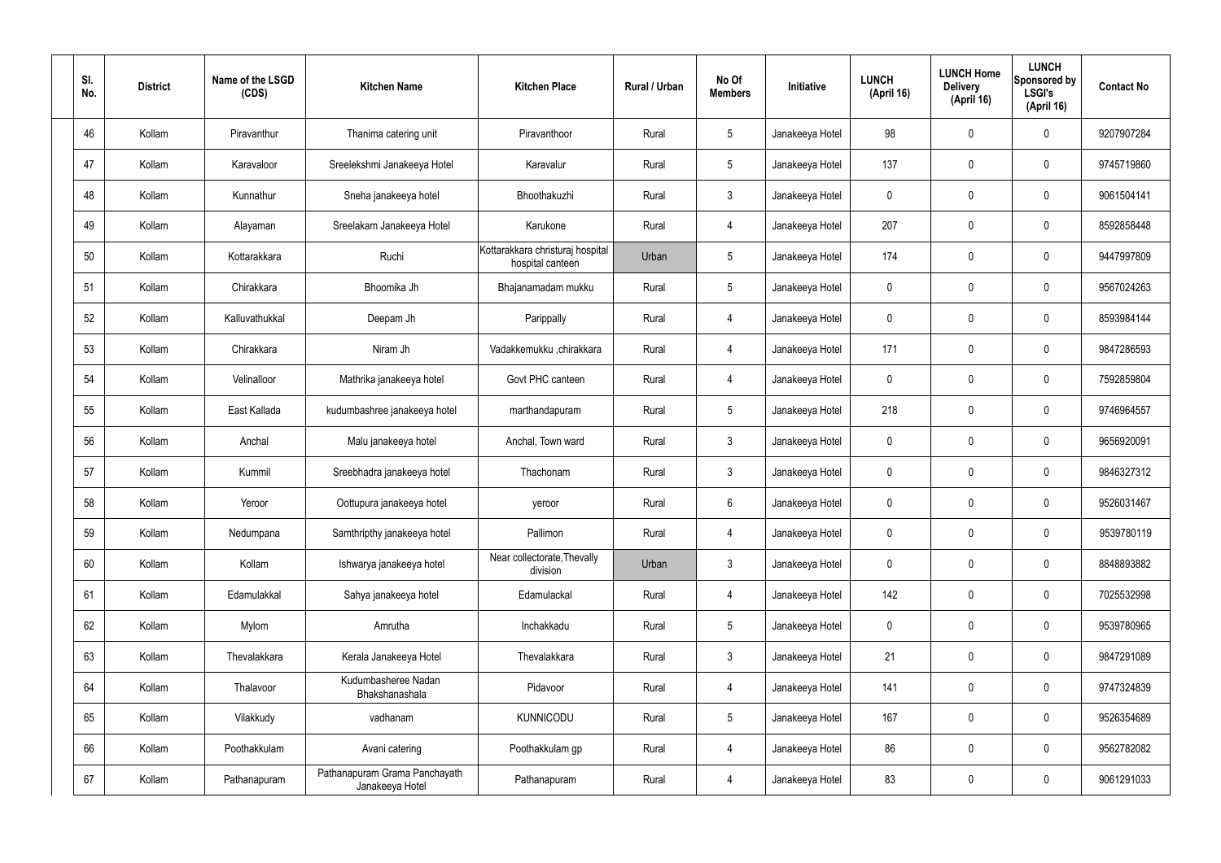| Sl. No. | District | Name of the LSGD (CDS) | Kitchen Name | Kitchen Place | Rural / Urban | No Of Members | Initiative | LUNCH (April 16) | LUNCH Home Delivery (April 16) | LUNCH Sponsored by LSGI's (April 16) | Contact No |
|---|---|---|---|---|---|---|---|---|---|---|---|
| 46 | Kollam | Piravanthur | Thanima catering unit | Piravanthoor | Rural | 5 | Janakeeya Hotel | 98 | 0 | 0 | 9207907284 |
| 47 | Kollam | Karavaloor | Sreelekshmi Janakeeya Hotel | Karavalur | Rural | 5 | Janakeeya Hotel | 137 | 0 | 0 | 9745719860 |
| 48 | Kollam | Kunnathur | Sneha janakeeya hotel | Bhoothakuzhi | Rural | 3 | Janakeeya Hotel | 0 | 0 | 0 | 9061504141 |
| 49 | Kollam | Alayaman | Sreelakam Janakeeya Hotel | Karukone | Rural | 4 | Janakeeya Hotel | 207 | 0 | 0 | 8592858448 |
| 50 | Kollam | Kottarakkara | Ruchi | Kottarakkara christuraj hospital hospital canteen | Urban | 5 | Janakeeya Hotel | 174 | 0 | 0 | 9447997809 |
| 51 | Kollam | Chirakkara | Bhoomika Jh | Bhajanamadam mukku | Rural | 5 | Janakeeya Hotel | 0 | 0 | 0 | 9567024263 |
| 52 | Kollam | Kalluvathukkal | Deepam Jh | Parippally | Rural | 4 | Janakeeya Hotel | 0 | 0 | 0 | 8593984144 |
| 53 | Kollam | Chirakkara | Niram Jh | Vadakkemukku ,chirakkara | Rural | 4 | Janakeeya Hotel | 171 | 0 | 0 | 9847286593 |
| 54 | Kollam | Velinalloor | Mathrika janakeeya hotel | Govt PHC canteen | Rural | 4 | Janakeeya Hotel | 0 | 0 | 0 | 7592859804 |
| 55 | Kollam | East Kallada | kudumbashree janakeeya hotel | marthandapuram | Rural | 5 | Janakeeya Hotel | 218 | 0 | 0 | 9746964557 |
| 56 | Kollam | Anchal | Malu janakeeya hotel | Anchal, Town ward | Rural | 3 | Janakeeya Hotel | 0 | 0 | 0 | 9656920091 |
| 57 | Kollam | Kummil | Sreebhadra janakeeya hotel | Thachonam | Rural | 3 | Janakeeya Hotel | 0 | 0 | 0 | 9846327312 |
| 58 | Kollam | Yeroor | Oottupura janakeeya hotel | yeroor | Rural | 6 | Janakeeya Hotel | 0 | 0 | 0 | 9526031467 |
| 59 | Kollam | Nedumpana | Samthripthy janakeeya hotel | Pallimon | Rural | 4 | Janakeeya Hotel | 0 | 0 | 0 | 9539780119 |
| 60 | Kollam | Kollam | Ishwarya janakeeya hotel | Near collectorate,Thevally division | Urban | 3 | Janakeeya Hotel | 0 | 0 | 0 | 8848893882 |
| 61 | Kollam | Edamulakkal | Sahya janakeeya hotel | Edamulackal | Rural | 4 | Janakeeya Hotel | 142 | 0 | 0 | 7025532998 |
| 62 | Kollam | Mylom | Amrutha | Inchakkadu | Rural | 5 | Janakeeya Hotel | 0 | 0 | 0 | 9539780965 |
| 63 | Kollam | Thevalakkara | Kerala Janakeeya Hotel | Thevalakkara | Rural | 3 | Janakeeya Hotel | 21 | 0 | 0 | 9847291089 |
| 64 | Kollam | Thalavoor | Kudumbasheree Nadan Bhakshanashala | Pidavoor | Rural | 4 | Janakeeya Hotel | 141 | 0 | 0 | 9747324839 |
| 65 | Kollam | Vilakkudy | vadhanam | KUNNICODU | Rural | 5 | Janakeeya Hotel | 167 | 0 | 0 | 9526354689 |
| 66 | Kollam | Poothakkulam | Avani catering | Poothakkulam gp | Rural | 4 | Janakeeya Hotel | 86 | 0 | 0 | 9562782082 |
| 67 | Kollam | Pathanapuram | Pathanapuram Grama Panchayath Janakeeya Hotel | Pathanapuram | Rural | 4 | Janakeeya Hotel | 83 | 0 | 0 | 9061291033 |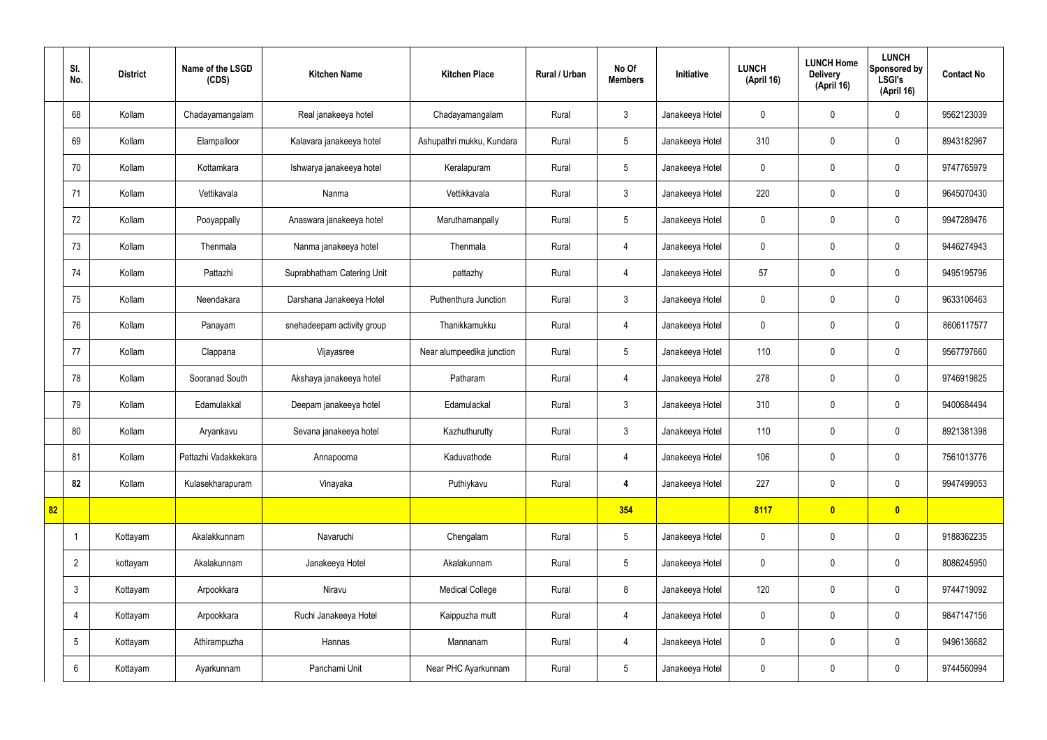|  | Sl. No. | District | Name of the LSGD (CDS) | Kitchen Name | Kitchen Place | Rural / Urban | No Of Members | Initiative | LUNCH (April 16) | LUNCH Home Delivery (April 16) | LUNCH Sponsored by LSGI's (April 16) | Contact No |
|---|---|---|---|---|---|---|---|---|---|---|---|---|
|  | 68 | Kollam | Chadayamangalam | Real janakeeya hotel | Chadayamangalam | Rural | 3 | Janakeeya Hotel | 0 | 0 | 0 | 9562123039 |
|  | 69 | Kollam | Elampalloor | Kalavara janakeeya hotel | Ashupathri mukku, Kundara | Rural | 5 | Janakeeya Hotel | 310 | 0 | 0 | 8943182967 |
|  | 70 | Kollam | Kottamkara | Ishwarya janakeeya hotel | Keralapuram | Rural | 5 | Janakeeya Hotel | 0 | 0 | 0 | 9747765979 |
|  | 71 | Kollam | Vettikavala | Nanma | Vettikkavala | Rural | 3 | Janakeeya Hotel | 220 | 0 | 0 | 9645070430 |
|  | 72 | Kollam | Pooyappally | Anaswara janakeeya hotel | Maruthamanpally | Rural | 5 | Janakeeya Hotel | 0 | 0 | 0 | 9947289476 |
|  | 73 | Kollam | Thenmala | Nanma janakeeya hotel | Thenmala | Rural | 4 | Janakeeya Hotel | 0 | 0 | 0 | 9446274943 |
|  | 74 | Kollam | Pattazhi | Suprabhatham Catering Unit | pattazhy | Rural | 4 | Janakeeya Hotel | 57 | 0 | 0 | 9495195796 |
|  | 75 | Kollam | Neendakara | Darshana Janakeeya Hotel | Puthenthura Junction | Rural | 3 | Janakeeya Hotel | 0 | 0 | 0 | 9633106463 |
|  | 76 | Kollam | Panayam | snehadeepam activity group | Thanikkamukku | Rural | 4 | Janakeeya Hotel | 0 | 0 | 0 | 8606117577 |
|  | 77 | Kollam | Clappana | Vijayasree | Near alumpeedika junction | Rural | 5 | Janakeeya Hotel | 110 | 0 | 0 | 9567797660 |
|  | 78 | Kollam | Sooranad South | Akshaya janakeeya hotel | Patharam | Rural | 4 | Janakeeya Hotel | 278 | 0 | 0 | 9746919825 |
|  | 79 | Kollam | Edamulakkal | Deepam janakeeya hotel | Edamulackal | Rural | 3 | Janakeeya Hotel | 310 | 0 | 0 | 9400684494 |
|  | 80 | Kollam | Aryankavu | Sevana janakeeya hotel | Kazhuthurutty | Rural | 3 | Janakeeya Hotel | 110 | 0 | 0 | 8921381398 |
|  | 81 | Kollam | Pattazhi Vadakkekara | Annapoorna | Kaduvathode | Rural | 4 | Janakeeya Hotel | 106 | 0 | 0 | 7561013776 |
|  | **82** | Kollam | Kulasekharapuram | Vinayaka | Puthiykavu | Rural | **4** | Janakeeya Hotel | 227 | 0 | 0 | 9947499053 |
| **82** |  |  |  |  |  |  | **354** |  | **8117** | **0** | **0** |  |
|  | 1 | Kottayam | Akalakkunnam | Navaruchi | Chengalam | Rural | 5 | Janakeeya Hotel | 0 | 0 | 0 | 9188362235 |
|  | 2 | kottayam | Akalakunnam | Janakeeya Hotel | Akalakunnam | Rural | 5 | Janakeeya Hotel | 0 | 0 | 0 | 8086245950 |
|  | 3 | Kottayam | Arpookkara | Niravu | Medical College | Rural | 8 | Janakeeya Hotel | 120 | 0 | 0 | 9744719092 |
|  | 4 | Kottayam | Arpookkara | Ruchi Janakeeya Hotel | Kaippuzha mutt | Rural | 4 | Janakeeya Hotel | 0 | 0 | 0 | 9847147156 |
|  | 5 | Kottayam | Athirampuzha | Hannas | Mannanam | Rural | 4 | Janakeeya Hotel | 0 | 0 | 0 | 9496136682 |
|  | 6 | Kottayam | Ayarkunnam | Panchami Unit | Near PHC Ayarkunnam | Rural | 5 | Janakeeya Hotel | 0 | 0 | 0 | 9744560994 |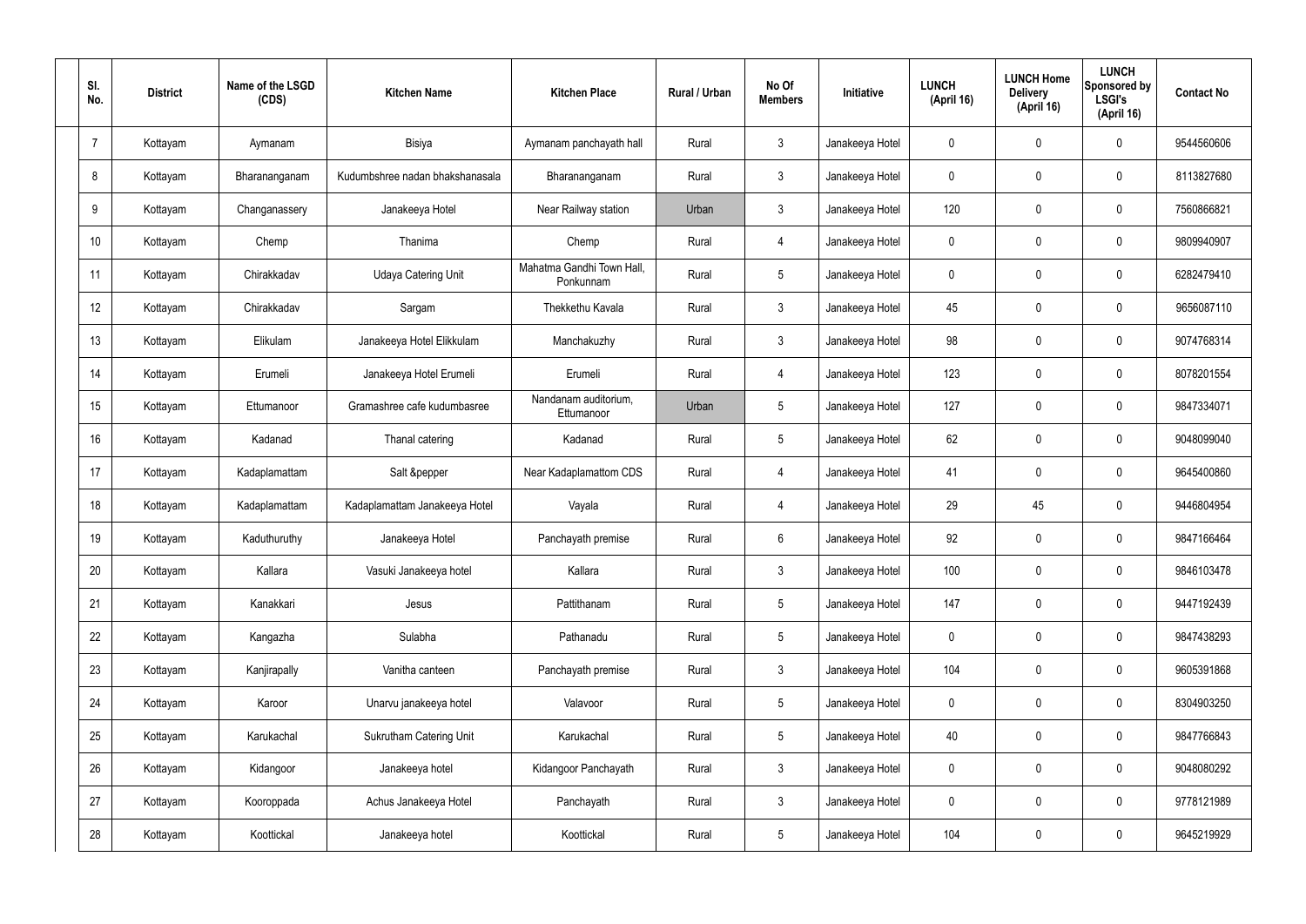| Sl. No. | District | Name of the LSGD (CDS) | Kitchen Name | Kitchen Place | Rural / Urban | No Of Members | Initiative | LUNCH (April 16) | LUNCH Home Delivery (April 16) | LUNCH Sponsored by LSGI's (April 16) | Contact No |
|---|---|---|---|---|---|---|---|---|---|---|---|
| 7 | Kottayam | Aymanam | Bisiya | Aymanam panchayath hall | Rural | 3 | Janakeeya Hotel | 0 | 0 | 0 | 9544560606 |
| 8 | Kottayam | Bharananganam | Kudumbshree nadan bhakshanasala | Bharananganam | Rural | 3 | Janakeeya Hotel | 0 | 0 | 0 | 8113827680 |
| 9 | Kottayam | Changanassery | Janakeeya Hotel | Near Railway station | Urban | 3 | Janakeeya Hotel | 120 | 0 | 0 | 7560866821 |
| 10 | Kottayam | Chemp | Thanima | Chemp | Rural | 4 | Janakeeya Hotel | 0 | 0 | 0 | 9809940907 |
| 11 | Kottayam | Chirakkadav | Udaya Catering Unit | Mahatma Gandhi Town Hall, Ponkunnam | Rural | 5 | Janakeeya Hotel | 0 | 0 | 0 | 6282479410 |
| 12 | Kottayam | Chirakkadav | Sargam | Thekkethu Kavala | Rural | 3 | Janakeeya Hotel | 45 | 0 | 0 | 9656087110 |
| 13 | Kottayam | Elikulam | Janakeeya Hotel Elikkulam | Manchakuzhy | Rural | 3 | Janakeeya Hotel | 98 | 0 | 0 | 9074768314 |
| 14 | Kottayam | Erumeli | Janakeeya Hotel Erumeli | Erumeli | Rural | 4 | Janakeeya Hotel | 123 | 0 | 0 | 8078201554 |
| 15 | Kottayam | Ettumanoor | Gramashree cafe kudumbasree | Nandanam auditorium, Ettumanoor | Urban | 5 | Janakeeya Hotel | 127 | 0 | 0 | 9847334071 |
| 16 | Kottayam | Kadanad | Thanal catering | Kadanad | Rural | 5 | Janakeeya Hotel | 62 | 0 | 0 | 9048099040 |
| 17 | Kottayam | Kadaplamattam | Salt &pepper | Near Kadaplamattom CDS | Rural | 4 | Janakeeya Hotel | 41 | 0 | 0 | 9645400860 |
| 18 | Kottayam | Kadaplamattam | Kadaplamattam Janakeeya Hotel | Vayala | Rural | 4 | Janakeeya Hotel | 29 | 45 | 0 | 9446804954 |
| 19 | Kottayam | Kaduthuruthy | Janakeeya Hotel | Panchayath premise | Rural | 6 | Janakeeya Hotel | 92 | 0 | 0 | 9847166464 |
| 20 | Kottayam | Kallara | Vasuki Janakeeya hotel | Kallara | Rural | 3 | Janakeeya Hotel | 100 | 0 | 0 | 9846103478 |
| 21 | Kottayam | Kanakkari | Jesus | Pattithanam | Rural | 5 | Janakeeya Hotel | 147 | 0 | 0 | 9447192439 |
| 22 | Kottayam | Kangazha | Sulabha | Pathanadu | Rural | 5 | Janakeeya Hotel | 0 | 0 | 0 | 9847438293 |
| 23 | Kottayam | Kanjirapally | Vanitha canteen | Panchayath premise | Rural | 3 | Janakeeya Hotel | 104 | 0 | 0 | 9605391868 |
| 24 | Kottayam | Karoor | Unarvu janakeeya hotel | Valavoor | Rural | 5 | Janakeeya Hotel | 0 | 0 | 0 | 8304903250 |
| 25 | Kottayam | Karukachal | Sukrutham Catering Unit | Karukachal | Rural | 5 | Janakeeya Hotel | 40 | 0 | 0 | 9847766843 |
| 26 | Kottayam | Kidangoor | Janakeeya hotel | Kidangoor Panchayath | Rural | 3 | Janakeeya Hotel | 0 | 0 | 0 | 9048080292 |
| 27 | Kottayam | Kooroppada | Achus Janakeeya Hotel | Panchayath | Rural | 3 | Janakeeya Hotel | 0 | 0 | 0 | 9778121989 |
| 28 | Kottayam | Koottickal | Janakeeya hotel | Koottickal | Rural | 5 | Janakeeya Hotel | 104 | 0 | 0 | 9645219929 |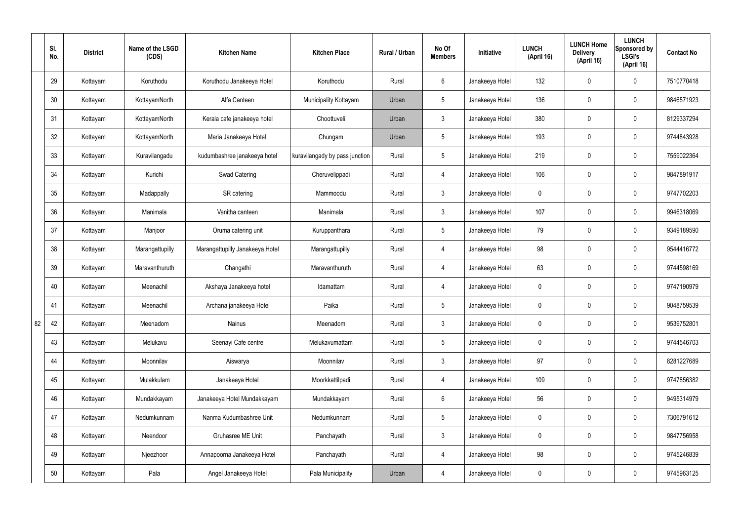| | Sl. No. | District | Name of the LSGD (CDS) | Kitchen Name | Kitchen Place | Rural / Urban | No Of Members | Initiative | LUNCH (April 16) | LUNCH Home Delivery (April 16) | LUNCH Sponsored by LSGI's (April 16) | Contact No |
|---|---|---|---|---|---|---|---|---|---|---|---|---|
| | 29 | Kottayam | Koruthodu | Koruthodu Janakeeya Hotel | Koruthodu | Rural | 6 | Janakeeya Hotel | 132 | 0 | 0 | 7510770418 |
| | 30 | Kottayam | KottayamNorth | Alfa Canteen | Municipality Kottayam | Urban | 5 | Janakeeya Hotel | 136 | 0 | 0 | 9846571923 |
| | 31 | Kottayam | KottayamNorth | Kerala cafe janakeeya hotel | Choottuveli | Urban | 3 | Janakeeya Hotel | 380 | 0 | 0 | 8129337294 |
| | 32 | Kottayam | KottayamNorth | Maria Janakeeya Hotel | Chungam | Urban | 5 | Janakeeya Hotel | 193 | 0 | 0 | 9744843928 |
| | 33 | Kottayam | Kuravilangadu | kudumbashree janakeeya hotel | kuravilangady by pass junction | Rural | 5 | Janakeeya Hotel | 219 | 0 | 0 | 7559022364 |
| | 34 | Kottayam | Kurichi | Swad Catering | Cheruvelippadi | Rural | 4 | Janakeeya Hotel | 106 | 0 | 0 | 9847891917 |
| | 35 | Kottayam | Madappally | SR catering | Mammoodu | Rural | 3 | Janakeeya Hotel | 0 | 0 | 0 | 9747702203 |
| | 36 | Kottayam | Manimala | Vanitha canteen | Manimala | Rural | 3 | Janakeeya Hotel | 107 | 0 | 0 | 9946318069 |
| | 37 | Kottayam | Manjoor | Oruma catering unit | Kuruppanthara | Rural | 5 | Janakeeya Hotel | 79 | 0 | 0 | 9349189590 |
| | 38 | Kottayam | Marangattupilly | Marangattupilly Janakeeya Hotel | Marangattupilly | Rural | 4 | Janakeeya Hotel | 98 | 0 | 0 | 9544416772 |
| | 39 | Kottayam | Maravanthuruth | Changathi | Maravanthuruth | Rural | 4 | Janakeeya Hotel | 63 | 0 | 0 | 9744598169 |
| | 40 | Kottayam | Meenachil | Akshaya Janakeeya hotel | Idamattam | Rural | 4 | Janakeeya Hotel | 0 | 0 | 0 | 9747190979 |
| | 41 | Kottayam | Meenachil | Archana janakeeya Hotel | Paika | Rural | 5 | Janakeeya Hotel | 0 | 0 | 0 | 9048759539 |
| 82 | 42 | Kottayam | Meenadom | Nainus | Meenadom | Rural | 3 | Janakeeya Hotel | 0 | 0 | 0 | 9539752801 |
| | 43 | Kottayam | Melukavu | Seenayi Cafe centre | Melukavumattam | Rural | 5 | Janakeeya Hotel | 0 | 0 | 0 | 9744546703 |
| | 44 | Kottayam | Moonnilav | Aiswarya | Moonnilav | Rural | 3 | Janakeeya Hotel | 97 | 0 | 0 | 8281227689 |
| | 45 | Kottayam | Mulakkulam | Janakeeya Hotel | Moorkkattilpadi | Rural | 4 | Janakeeya Hotel | 109 | 0 | 0 | 9747856382 |
| | 46 | Kottayam | Mundakkayam | Janakeeya Hotel Mundakkayam | Mundakkayam | Rural | 6 | Janakeeya Hotel | 56 | 0 | 0 | 9495314979 |
| | 47 | Kottayam | Nedumkunnam | Nanma Kudumbashree Unit | Nedumkunnam | Rural | 5 | Janakeeya Hotel | 0 | 0 | 0 | 7306791612 |
| | 48 | Kottayam | Neendoor | Gruhasree ME Unit | Panchayath | Rural | 3 | Janakeeya Hotel | 0 | 0 | 0 | 9847756958 |
| | 49 | Kottayam | Njeezhoor | Annapoorna Janakeeya Hotel | Panchayath | Rural | 4 | Janakeeya Hotel | 98 | 0 | 0 | 9745246839 |
| | 50 | Kottayam | Pala | Angel Janakeeya Hotel | Pala Municipality | Urban | 4 | Janakeeya Hotel | 0 | 0 | 0 | 9745963125 |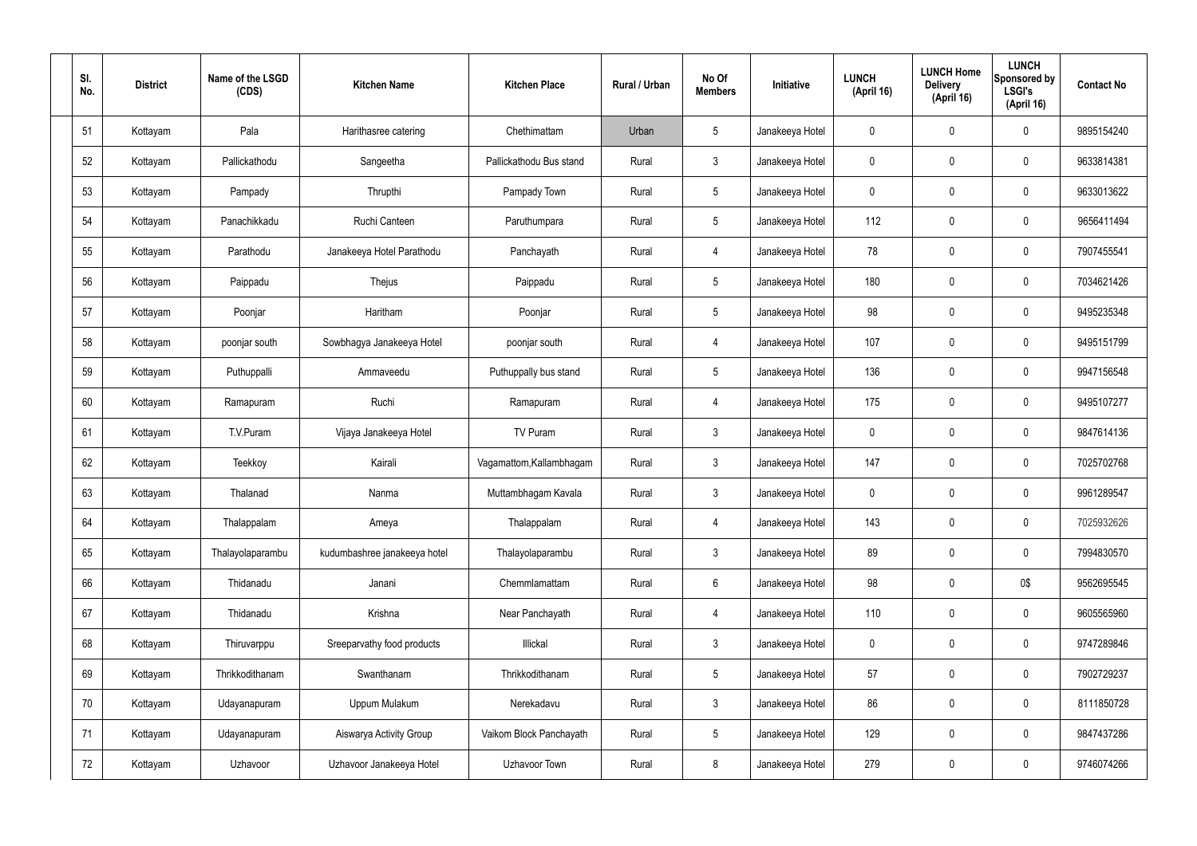| Sl. No. | District | Name of the LSGD (CDS) | Kitchen Name | Kitchen Place | Rural / Urban | No Of Members | Initiative | LUNCH (April 16) | LUNCH Home Delivery (April 16) | LUNCH Sponsored by LSGI's (April 16) | Contact No |
|---|---|---|---|---|---|---|---|---|---|---|---|
| 51 | Kottayam | Pala | Harithasree catering | Chethimattam | Urban | 5 | Janakeeya Hotel | 0 | 0 | 0 | 9895154240 |
| 52 | Kottayam | Pallickathodu | Sangeetha | Pallickathodu Bus stand | Rural | 3 | Janakeeya Hotel | 0 | 0 | 0 | 9633814381 |
| 53 | Kottayam | Pampady | Thrupthi | Pampady Town | Rural | 5 | Janakeeya Hotel | 0 | 0 | 0 | 9633013622 |
| 54 | Kottayam | Panachikkadu | Ruchi Canteen | Paruthumpara | Rural | 5 | Janakeeya Hotel | 112 | 0 | 0 | 9656411494 |
| 55 | Kottayam | Parathodu | Janakeeya Hotel Parathodu | Panchayath | Rural | 4 | Janakeeya Hotel | 78 | 0 | 0 | 7907455541 |
| 56 | Kottayam | Paippadu | Thejus | Paippadu | Rural | 5 | Janakeeya Hotel | 180 | 0 | 0 | 7034621426 |
| 57 | Kottayam | Poonjar | Haritham | Poonjar | Rural | 5 | Janakeeya Hotel | 98 | 0 | 0 | 9495235348 |
| 58 | Kottayam | poonjar south | Sowbhagya Janakeeya Hotel | poonjar south | Rural | 4 | Janakeeya Hotel | 107 | 0 | 0 | 9495151799 |
| 59 | Kottayam | Puthuppalli | Ammaveedu | Puthuppally bus stand | Rural | 5 | Janakeeya Hotel | 136 | 0 | 0 | 9947156548 |
| 60 | Kottayam | Ramapuram | Ruchi | Ramapuram | Rural | 4 | Janakeeya Hotel | 175 | 0 | 0 | 9495107277 |
| 61 | Kottayam | T.V.Puram | Vijaya Janakeeya Hotel | TV Puram | Rural | 3 | Janakeeya Hotel | 0 | 0 | 0 | 9847614136 |
| 62 | Kottayam | Teekkoy | Kairali | Vagamattom,Kallambhagam | Rural | 3 | Janakeeya Hotel | 147 | 0 | 0 | 7025702768 |
| 63 | Kottayam | Thalanad | Nanma | Muttambhagam Kavala | Rural | 3 | Janakeeya Hotel | 0 | 0 | 0 | 9961289547 |
| 64 | Kottayam | Thalappalam | Ameya | Thalappalam | Rural | 4 | Janakeeya Hotel | 143 | 0 | 0 | 7025932626 |
| 65 | Kottayam | Thalayolaparambu | kudumbashree janakeeya hotel | Thalayolaparambu | Rural | 3 | Janakeeya Hotel | 89 | 0 | 0 | 7994830570 |
| 66 | Kottayam | Thidanadu | Janani | Chemmlamattam | Rural | 6 | Janakeeya Hotel | 98 | 0 | 0$ | 9562695545 |
| 67 | Kottayam | Thidanadu | Krishna | Near Panchayath | Rural | 4 | Janakeeya Hotel | 110 | 0 | 0 | 9605565960 |
| 68 | Kottayam | Thiruvarppu | Sreeparvathy food products | Illickal | Rural | 3 | Janakeeya Hotel | 0 | 0 | 0 | 9747289846 |
| 69 | Kottayam | Thrikkodithanam | Swanthanam | Thrikkodithanam | Rural | 5 | Janakeeya Hotel | 57 | 0 | 0 | 7902729237 |
| 70 | Kottayam | Udayanapuram | Uppum Mulakum | Nerekadavu | Rural | 3 | Janakeeya Hotel | 86 | 0 | 0 | 8111850728 |
| 71 | Kottayam | Udayanapuram | Aiswarya Activity Group | Vaikom Block Panchayath | Rural | 5 | Janakeeya Hotel | 129 | 0 | 0 | 9847437286 |
| 72 | Kottayam | Uzhavoor | Uzhavoor Janakeeya Hotel | Uzhavoor Town | Rural | 8 | Janakeeya Hotel | 279 | 0 | 0 | 9746074266 |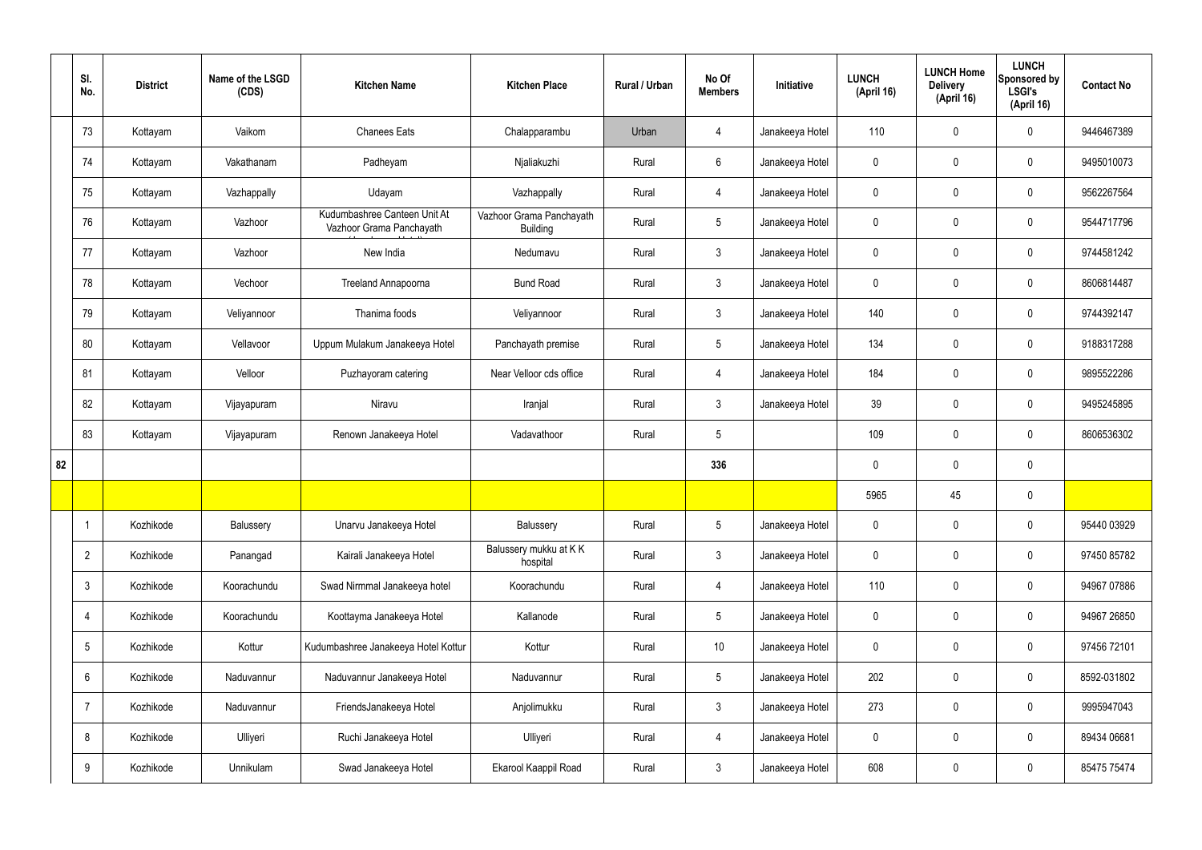|  | Sl. No. | District | Name of the LSGD (CDS) | Kitchen Name | Kitchen Place | Rural / Urban | No Of Members | Initiative | LUNCH (April 16) | LUNCH Home Delivery (April 16) | LUNCH Sponsored by LSGI's (April 16) | Contact No |
|---|---|---|---|---|---|---|---|---|---|---|---|---|
|  | 73 | Kottayam | Vaikom | Chanees Eats | Chalapparambu | Urban | 4 | Janakeeya Hotel | 110 | 0 | 0 | 9446467389 |
|  | 74 | Kottayam | Vakathanam | Padheyam | Njaliakuzhi | Rural | 6 | Janakeeya Hotel | 0 | 0 | 0 | 9495010073 |
|  | 75 | Kottayam | Vazhappally | Udayam | Vazhappally | Rural | 4 | Janakeeya Hotel | 0 | 0 | 0 | 9562267564 |
|  | 76 | Kottayam | Vazhoor | Kudumbashree Canteen Unit At Vazhoor Grama Panchayath | Vazhoor Grama Panchayath Building | Rural | 5 | Janakeeya Hotel | 0 | 0 | 0 | 9544717796 |
|  | 77 | Kottayam | Vazhoor | New India | Nedumavu | Rural | 3 | Janakeeya Hotel | 0 | 0 | 0 | 9744581242 |
|  | 78 | Kottayam | Vechoor | Treeland Annapoorna | Bund Road | Rural | 3 | Janakeeya Hotel | 0 | 0 | 0 | 8606814487 |
|  | 79 | Kottayam | Veliyannoor | Thanima foods | Veliyannoor | Rural | 3 | Janakeeya Hotel | 140 | 0 | 0 | 9744392147 |
|  | 80 | Kottayam | Vellavoor | Uppum Mulakum Janakeeya Hotel | Panchayath premise | Rural | 5 | Janakeeya Hotel | 134 | 0 | 0 | 9188317288 |
|  | 81 | Kottayam | Velloor | Puzhayoram catering | Near Velloor cds office | Rural | 4 | Janakeeya Hotel | 184 | 0 | 0 | 9895522286 |
|  | 82 | Kottayam | Vijayapuram | Niravu | Iranjal | Rural | 3 | Janakeeya Hotel | 39 | 0 | 0 | 9495245895 |
|  | 83 | Kottayam | Vijayapuram | Renown Janakeeya Hotel | Vadavathoor | Rural | 5 |  | 109 | 0 | 0 | 8606536302 |
| 82 |  |  |  |  |  |  | 336 |  | 0 | 0 | 0 |  |
|  |  |  |  |  |  |  |  |  | 5965 | 45 | 0 |  |
|  | 1 | Kozhikode | Balussery | Unarvu Janakeeya Hotel | Balussery | Rural | 5 | Janakeeya Hotel | 0 | 0 | 0 | 95440 03929 |
|  | 2 | Kozhikode | Panangad | Kairali Janakeeya Hotel | Balussery mukku at K K hospital | Rural | 3 | Janakeeya Hotel | 0 | 0 | 0 | 97450 85782 |
|  | 3 | Kozhikode | Koorachundu | Swad Nirmmal Janakeeya hotel | Koorachundu | Rural | 4 | Janakeeya Hotel | 110 | 0 | 0 | 94967 07886 |
|  | 4 | Kozhikode | Koorachundu | Koottayma Janakeeya Hotel | Kallanode | Rural | 5 | Janakeeya Hotel | 0 | 0 | 0 | 94967 26850 |
|  | 5 | Kozhikode | Kottur | Kudumbashree Janakeeya Hotel Kottur | Kottur | Rural | 10 | Janakeeya Hotel | 0 | 0 | 0 | 97456 72101 |
|  | 6 | Kozhikode | Naduvannur | Naduvannur Janakeeya Hotel | Naduvannur | Rural | 5 | Janakeeya Hotel | 202 | 0 | 0 | 8592-031802 |
|  | 7 | Kozhikode | Naduvannur | FriendsJanakeeya Hotel | Anjolimukku | Rural | 3 | Janakeeya Hotel | 273 | 0 | 0 | 9995947043 |
|  | 8 | Kozhikode | Ulliyeri | Ruchi Janakeeya Hotel | Ulliyeri | Rural | 4 | Janakeeya Hotel | 0 | 0 | 0 | 89434 06681 |
|  | 9 | Kozhikode | Unnikulam | Swad Janakeeya Hotel | Ekarool Kaappil Road | Rural | 3 | Janakeeya Hotel | 608 | 0 | 0 | 85475 75474 |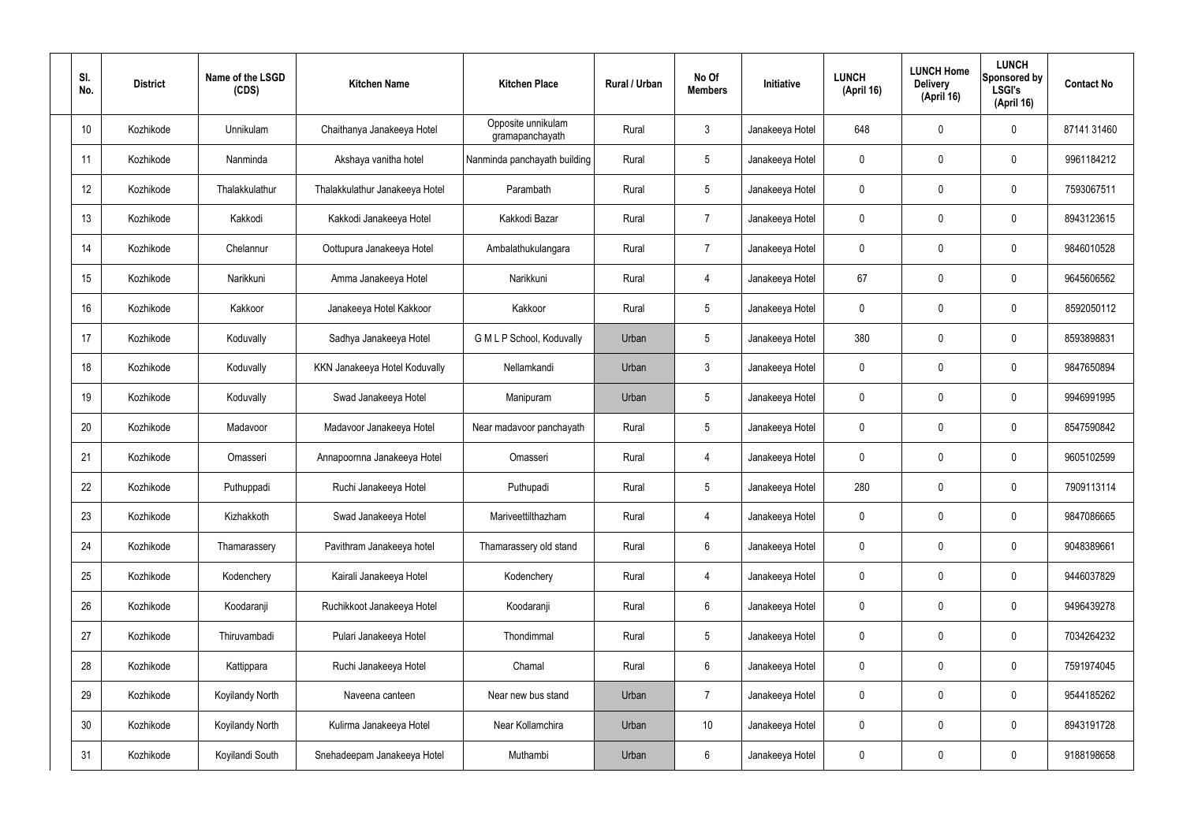| Sl. No. | District | Name of the LSGD (CDS) | Kitchen Name | Kitchen Place | Rural / Urban | No Of Members | Initiative | LUNCH (April 16) | LUNCH Home Delivery (April 16) | LUNCH Sponsored by LSGI's (April 16) | Contact No |
|---|---|---|---|---|---|---|---|---|---|---|---|
| 10 | Kozhikode | Unnikulam | Chaithanya Janakeeya Hotel | Opposite unnikulam gramapanchayath | Rural | 3 | Janakeeya Hotel | 648 | 0 | 0 | 87141 31460 |
| 11 | Kozhikode | Nanminda | Akshaya vanitha hotel | Nanminda panchayath building | Rural | 5 | Janakeeya Hotel | 0 | 0 | 0 | 9961184212 |
| 12 | Kozhikode | Thalakkulathur | Thalakkulathur Janakeeya Hotel | Parambath | Rural | 5 | Janakeeya Hotel | 0 | 0 | 0 | 7593067511 |
| 13 | Kozhikode | Kakkodi | Kakkodi Janakeeya Hotel | Kakkodi Bazar | Rural | 7 | Janakeeya Hotel | 0 | 0 | 0 | 8943123615 |
| 14 | Kozhikode | Chelannur | Oottupura Janakeeya Hotel | Ambalathukulangara | Rural | 7 | Janakeeya Hotel | 0 | 0 | 0 | 9846010528 |
| 15 | Kozhikode | Narikkuni | Amma Janakeeya Hotel | Narikkuni | Rural | 4 | Janakeeya Hotel | 67 | 0 | 0 | 9645606562 |
| 16 | Kozhikode | Kakkoor | Janakeeya Hotel Kakkoor | Kakkoor | Rural | 5 | Janakeeya Hotel | 0 | 0 | 0 | 8592050112 |
| 17 | Kozhikode | Koduvally | Sadhya Janakeeya Hotel | G M L P School, Koduvally | Urban | 5 | Janakeeya Hotel | 380 | 0 | 0 | 8593898831 |
| 18 | Kozhikode | Koduvally | KKN Janakeeya Hotel Koduvally | Nellamkandi | Urban | 3 | Janakeeya Hotel | 0 | 0 | 0 | 9847650894 |
| 19 | Kozhikode | Koduvally | Swad Janakeeya Hotel | Manipuram | Urban | 5 | Janakeeya Hotel | 0 | 0 | 0 | 9946991995 |
| 20 | Kozhikode | Madavoor | Madavoor Janakeeya Hotel | Near madavoor panchayath | Rural | 5 | Janakeeya Hotel | 0 | 0 | 0 | 8547590842 |
| 21 | Kozhikode | Omasseri | Annapoornna Janakeeya Hotel | Omasseri | Rural | 4 | Janakeeya Hotel | 0 | 0 | 0 | 9605102599 |
| 22 | Kozhikode | Puthuppadi | Ruchi Janakeeya Hotel | Puthupadi | Rural | 5 | Janakeeya Hotel | 280 | 0 | 0 | 7909113114 |
| 23 | Kozhikode | Kizhakkoth | Swad Janakeeya Hotel | Mariveettilthazham | Rural | 4 | Janakeeya Hotel | 0 | 0 | 0 | 9847086665 |
| 24 | Kozhikode | Thamarassery | Pavithram Janakeeya hotel | Thamarassery old stand | Rural | 6 | Janakeeya Hotel | 0 | 0 | 0 | 9048389661 |
| 25 | Kozhikode | Kodenchery | Kairali Janakeeya Hotel | Kodenchery | Rural | 4 | Janakeeya Hotel | 0 | 0 | 0 | 9446037829 |
| 26 | Kozhikode | Koodaranji | Ruchikkoot Janakeeya Hotel | Koodaranji | Rural | 6 | Janakeeya Hotel | 0 | 0 | 0 | 9496439278 |
| 27 | Kozhikode | Thiruvambadi | Pulari Janakeeya Hotel | Thondimmal | Rural | 5 | Janakeeya Hotel | 0 | 0 | 0 | 7034264232 |
| 28 | Kozhikode | Kattippara | Ruchi Janakeeya Hotel | Chamal | Rural | 6 | Janakeeya Hotel | 0 | 0 | 0 | 7591974045 |
| 29 | Kozhikode | Koyilandy North | Naveena canteen | Near new bus stand | Urban | 7 | Janakeeya Hotel | 0 | 0 | 0 | 9544185262 |
| 30 | Kozhikode | Koyilandy North | Kulirma Janakeeya Hotel | Near Kollamchira | Urban | 10 | Janakeeya Hotel | 0 | 0 | 0 | 8943191728 |
| 31 | Kozhikode | Koyilandi South | Snehadeepam Janakeeya Hotel | Muthambi | Urban | 6 | Janakeeya Hotel | 0 | 0 | 0 | 9188198658 |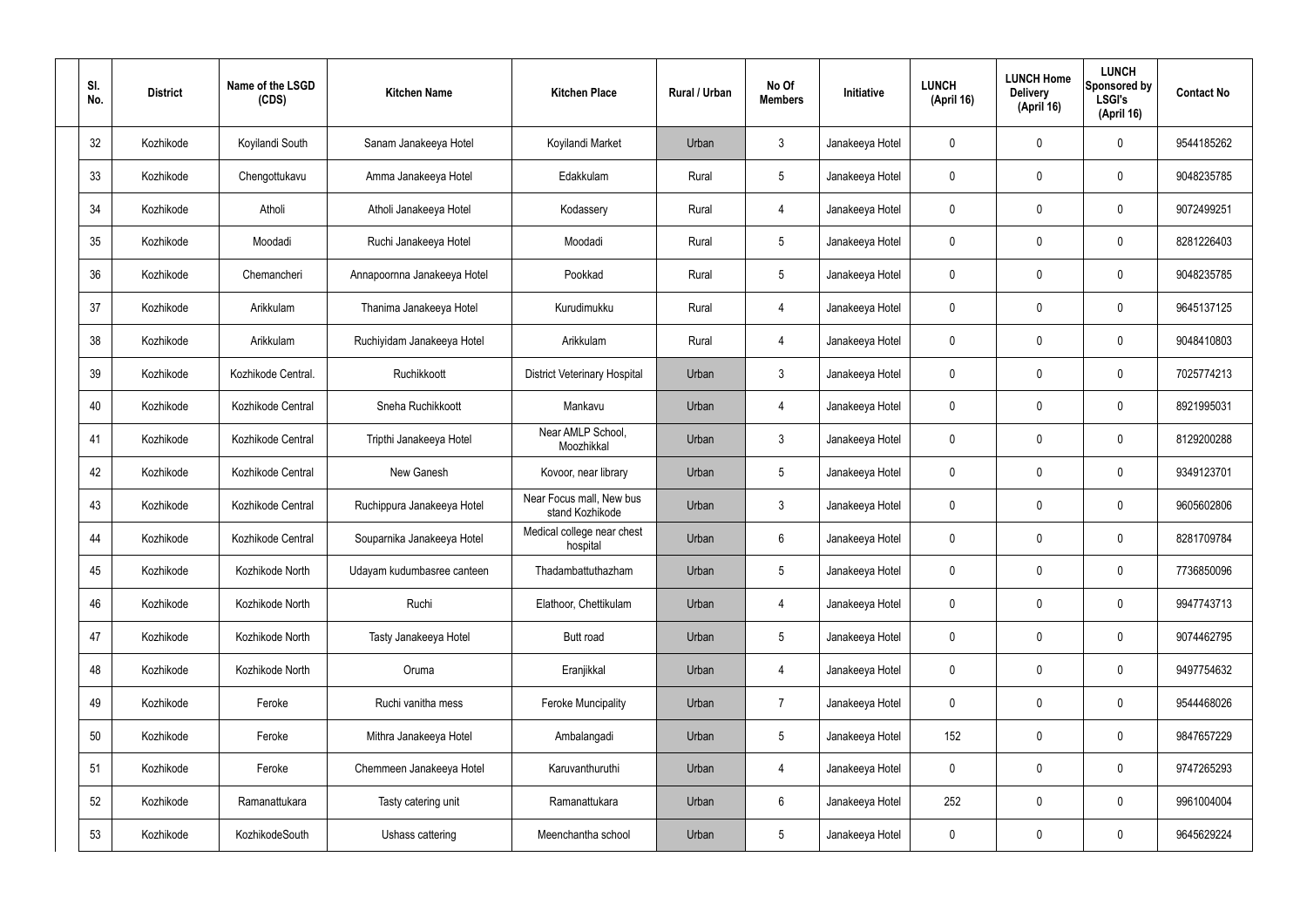| Sl. No. | District | Name of the LSGD (CDS) | Kitchen Name | Kitchen Place | Rural / Urban | No Of Members | Initiative | LUNCH (April 16) | LUNCH Home Delivery (April 16) | LUNCH Sponsored by LSGI's (April 16) | Contact No |
|---|---|---|---|---|---|---|---|---|---|---|---|
| 32 | Kozhikode | Koyilandi South | Sanam Janakeeya Hotel | Koyilandi Market | Urban | 3 | Janakeeya Hotel | 0 | 0 | 0 | 9544185262 |
| 33 | Kozhikode | Chengottukavu | Amma Janakeeya Hotel | Edakkulam | Rural | 5 | Janakeeya Hotel | 0 | 0 | 0 | 9048235785 |
| 34 | Kozhikode | Atholi | Atholi Janakeeya Hotel | Kodassery | Rural | 4 | Janakeeya Hotel | 0 | 0 | 0 | 9072499251 |
| 35 | Kozhikode | Moodadi | Ruchi Janakeeya Hotel | Moodadi | Rural | 5 | Janakeeya Hotel | 0 | 0 | 0 | 8281226403 |
| 36 | Kozhikode | Chemancheri | Annapoornna Janakeeya Hotel | Pookkad | Rural | 5 | Janakeeya Hotel | 0 | 0 | 0 | 9048235785 |
| 37 | Kozhikode | Arikkulam | Thanima Janakeeya Hotel | Kurudimukku | Rural | 4 | Janakeeya Hotel | 0 | 0 | 0 | 9645137125 |
| 38 | Kozhikode | Arikkulam | Ruchiyidam Janakeeya Hotel | Arikkulam | Rural | 4 | Janakeeya Hotel | 0 | 0 | 0 | 9048410803 |
| 39 | Kozhikode | Kozhikode Central. | Ruchikkoott | District Veterinary Hospital | Urban | 3 | Janakeeya Hotel | 0 | 0 | 0 | 7025774213 |
| 40 | Kozhikode | Kozhikode Central | Sneha Ruchikkoott | Mankavu | Urban | 4 | Janakeeya Hotel | 0 | 0 | 0 | 8921995031 |
| 41 | Kozhikode | Kozhikode Central | Tripthi Janakeeya Hotel | Near AMLP School, Moozhikkal | Urban | 3 | Janakeeya Hotel | 0 | 0 | 0 | 8129200288 |
| 42 | Kozhikode | Kozhikode Central | New Ganesh | Kovoor, near library | Urban | 5 | Janakeeya Hotel | 0 | 0 | 0 | 9349123701 |
| 43 | Kozhikode | Kozhikode Central | Ruchippura Janakeeya Hotel | Near Focus mall, New bus stand Kozhikode | Urban | 3 | Janakeeya Hotel | 0 | 0 | 0 | 9605602806 |
| 44 | Kozhikode | Kozhikode Central | Souparnika Janakeeya Hotel | Medical college near chest hospital | Urban | 6 | Janakeeya Hotel | 0 | 0 | 0 | 8281709784 |
| 45 | Kozhikode | Kozhikode North | Udayam kudumbasree canteen | Thadambattuthazham | Urban | 5 | Janakeeya Hotel | 0 | 0 | 0 | 7736850096 |
| 46 | Kozhikode | Kozhikode North | Ruchi | Elathoor, Chettikulam | Urban | 4 | Janakeeya Hotel | 0 | 0 | 0 | 9947743713 |
| 47 | Kozhikode | Kozhikode North | Tasty Janakeeya Hotel | Butt road | Urban | 5 | Janakeeya Hotel | 0 | 0 | 0 | 9074462795 |
| 48 | Kozhikode | Kozhikode North | Oruma | Eranjikkal | Urban | 4 | Janakeeya Hotel | 0 | 0 | 0 | 9497754632 |
| 49 | Kozhikode | Feroke | Ruchi vanitha mess | Feroke Muncipality | Urban | 7 | Janakeeya Hotel | 0 | 0 | 0 | 9544468026 |
| 50 | Kozhikode | Feroke | Mithra Janakeeya Hotel | Ambalangadi | Urban | 5 | Janakeeya Hotel | 152 | 0 | 0 | 9847657229 |
| 51 | Kozhikode | Feroke | Chemmeen Janakeeya Hotel | Karuvanthuruthi | Urban | 4 | Janakeeya Hotel | 0 | 0 | 0 | 9747265293 |
| 52 | Kozhikode | Ramanattukara | Tasty catering unit | Ramanattukara | Urban | 6 | Janakeeya Hotel | 252 | 0 | 0 | 9961004004 |
| 53 | Kozhikode | KozhikodeSouth | Ushass cattering | Meenchantha school | Urban | 5 | Janakeeya Hotel | 0 | 0 | 0 | 9645629224 |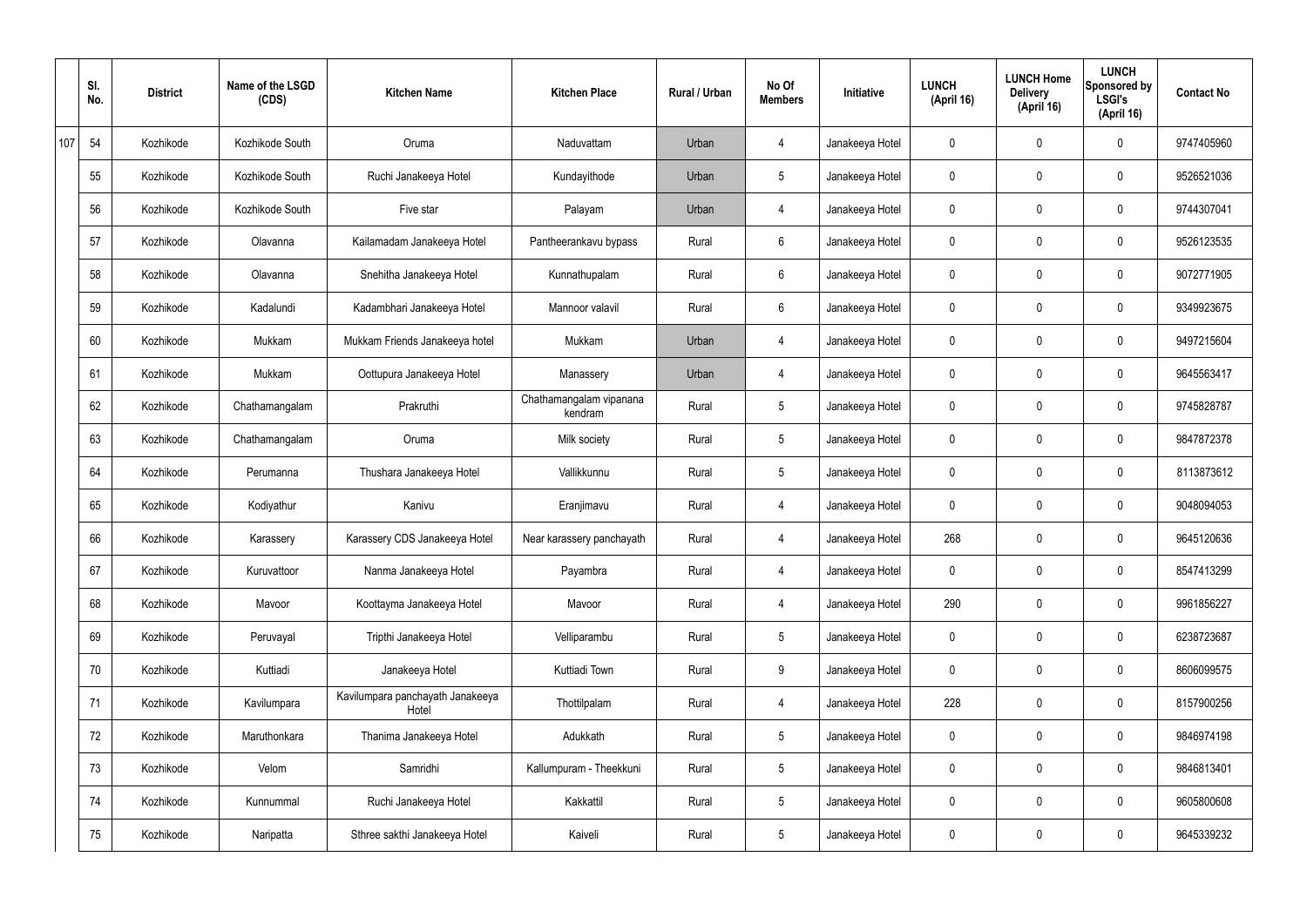| | Sl. No. | District | Name of the LSGD (CDS) | Kitchen Name | Kitchen Place | Rural / Urban | No Of Members | Initiative | LUNCH (April 16) | LUNCH Home Delivery (April 16) | LUNCH Sponsored by LSGI's (April 16) | Contact No |
|---|---|---|---|---|---|---|---|---|---|---|---|---|
| 107 | 54 | Kozhikode | Kozhikode South | Oruma | Naduvattam | Urban | 4 | Janakeeya Hotel | 0 | 0 | 0 | 9747405960 |
| | 55 | Kozhikode | Kozhikode South | Ruchi Janakeeya Hotel | Kundayithode | Urban | 5 | Janakeeya Hotel | 0 | 0 | 0 | 9526521036 |
| | 56 | Kozhikode | Kozhikode South | Five star | Palayam | Urban | 4 | Janakeeya Hotel | 0 | 0 | 0 | 9744307041 |
| | 57 | Kozhikode | Olavanna | Kailamadam Janakeeya Hotel | Pantheerankavu bypass | Rural | 6 | Janakeeya Hotel | 0 | 0 | 0 | 9526123535 |
| | 58 | Kozhikode | Olavanna | Snehitha Janakeeya Hotel | Kunnathupalam | Rural | 6 | Janakeeya Hotel | 0 | 0 | 0 | 9072771905 |
| | 59 | Kozhikode | Kadalundi | Kadambhari Janakeeya Hotel | Mannoor valavil | Rural | 6 | Janakeeya Hotel | 0 | 0 | 0 | 9349923675 |
| | 60 | Kozhikode | Mukkam | Mukkam Friends Janakeeya hotel | Mukkam | Urban | 4 | Janakeeya Hotel | 0 | 0 | 0 | 9497215604 |
| | 61 | Kozhikode | Mukkam | Oottupura Janakeeya Hotel | Manassery | Urban | 4 | Janakeeya Hotel | 0 | 0 | 0 | 9645563417 |
| | 62 | Kozhikode | Chathamangalam | Prakruthi | Chathamangalam vipanana kendram | Rural | 5 | Janakeeya Hotel | 0 | 0 | 0 | 9745828787 |
| | 63 | Kozhikode | Chathamangalam | Oruma | Milk society | Rural | 5 | Janakeeya Hotel | 0 | 0 | 0 | 9847872378 |
| | 64 | Kozhikode | Perumanna | Thushara Janakeeya Hotel | Vallikkunnu | Rural | 5 | Janakeeya Hotel | 0 | 0 | 0 | 8113873612 |
| | 65 | Kozhikode | Kodiyathur | Kanivu | Eranjimavu | Rural | 4 | Janakeeya Hotel | 0 | 0 | 0 | 9048094053 |
| | 66 | Kozhikode | Karassery | Karassery CDS Janakeeya Hotel | Near karassery panchayath | Rural | 4 | Janakeeya Hotel | 268 | 0 | 0 | 9645120636 |
| | 67 | Kozhikode | Kuruvattoor | Nanma Janakeeya Hotel | Payambra | Rural | 4 | Janakeeya Hotel | 0 | 0 | 0 | 8547413299 |
| | 68 | Kozhikode | Mavoor | Koottayma Janakeeya Hotel | Mavoor | Rural | 4 | Janakeeya Hotel | 290 | 0 | 0 | 9961856227 |
| | 69 | Kozhikode | Peruvayal | Tripthi Janakeeya Hotel | Velliparambu | Rural | 5 | Janakeeya Hotel | 0 | 0 | 0 | 6238723687 |
| | 70 | Kozhikode | Kuttiadi | Janakeeya Hotel | Kuttiadi Town | Rural | 9 | Janakeeya Hotel | 0 | 0 | 0 | 8606099575 |
| | 71 | Kozhikode | Kavilumpara | Kavilumpara panchayath Janakeeya Hotel | Thottilpalam | Rural | 4 | Janakeeya Hotel | 228 | 0 | 0 | 8157900256 |
| | 72 | Kozhikode | Maruthonkara | Thanima Janakeeya Hotel | Adukkath | Rural | 5 | Janakeeya Hotel | 0 | 0 | 0 | 9846974198 |
| | 73 | Kozhikode | Velom | Samridhi | Kallumpuram - Theekkuni | Rural | 5 | Janakeeya Hotel | 0 | 0 | 0 | 9846813401 |
| | 74 | Kozhikode | Kunnummal | Ruchi Janakeeya Hotel | Kakkattil | Rural | 5 | Janakeeya Hotel | 0 | 0 | 0 | 9605800608 |
| | 75 | Kozhikode | Naripatta | Sthree sakthi Janakeeya Hotel | Kaiveli | Rural | 5 | Janakeeya Hotel | 0 | 0 | 0 | 9645339232 |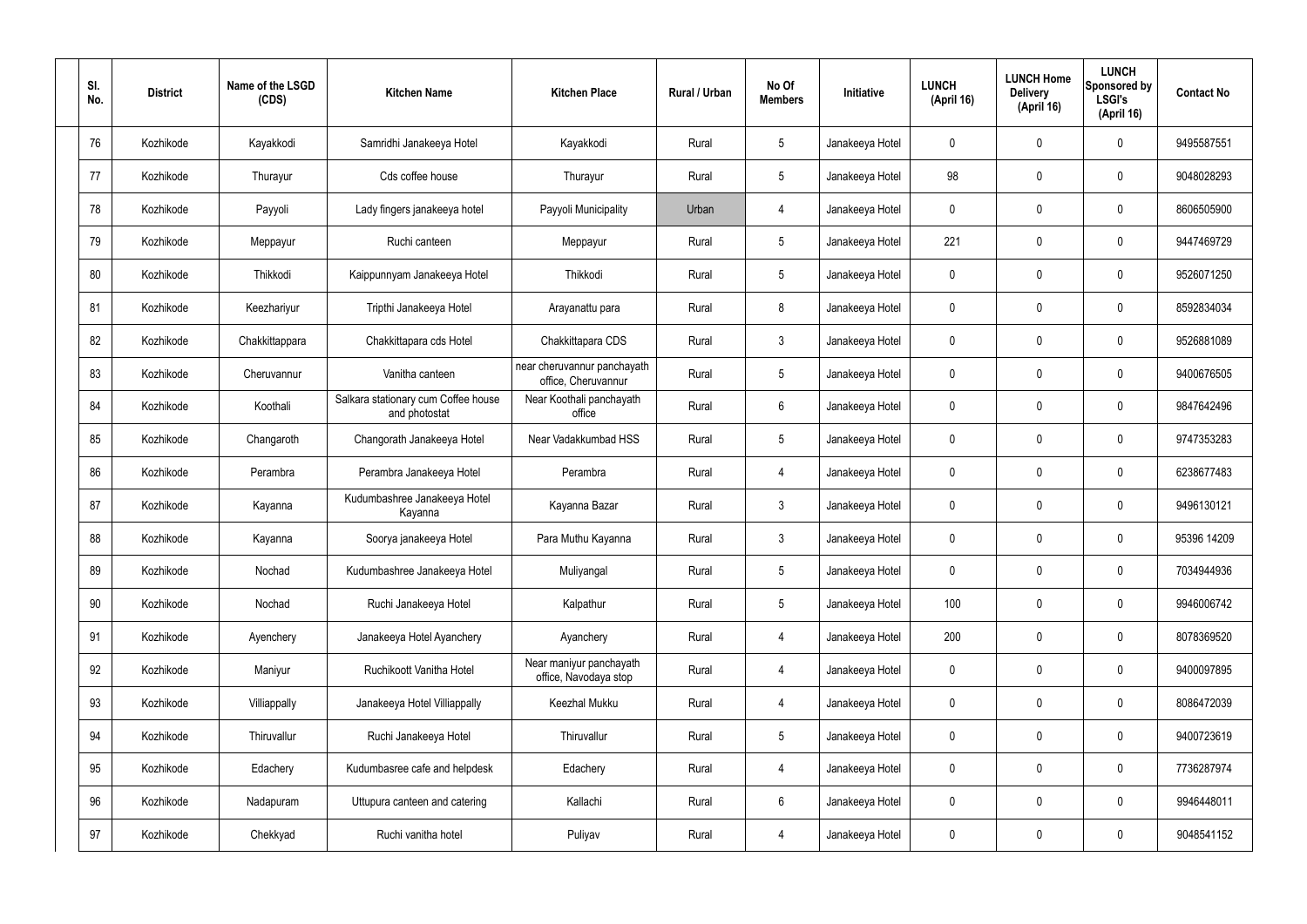| Sl. No. | District | Name of the LSGD (CDS) | Kitchen Name | Kitchen Place | Rural / Urban | No Of Members | Initiative | LUNCH (April 16) | LUNCH Home Delivery (April 16) | LUNCH Sponsored by LSGI's (April 16) | Contact No |
|---|---|---|---|---|---|---|---|---|---|---|---|
| 76 | Kozhikode | Kayakkodi | Samridhi Janakeeya Hotel | Kayakkodi | Rural | 5 | Janakeeya Hotel | 0 | 0 | 0 | 9495587551 |
| 77 | Kozhikode | Thurayur | Cds coffee house | Thurayur | Rural | 5 | Janakeeya Hotel | 98 | 0 | 0 | 9048028293 |
| 78 | Kozhikode | Payyoli | Lady fingers janakeeya hotel | Payyoli Municipality | Urban | 4 | Janakeeya Hotel | 0 | 0 | 0 | 8606505900 |
| 79 | Kozhikode | Meppayur | Ruchi canteen | Meppayur | Rural | 5 | Janakeeya Hotel | 221 | 0 | 0 | 9447469729 |
| 80 | Kozhikode | Thikkodi | Kaippunnyam Janakeeya Hotel | Thikkodi | Rural | 5 | Janakeeya Hotel | 0 | 0 | 0 | 9526071250 |
| 81 | Kozhikode | Keezhariyur | Tripthi Janakeeya Hotel | Arayanattu para | Rural | 8 | Janakeeya Hotel | 0 | 0 | 0 | 8592834034 |
| 82 | Kozhikode | Chakkittappara | Chakkittapara cds Hotel | Chakkittapara CDS | Rural | 3 | Janakeeya Hotel | 0 | 0 | 0 | 9526881089 |
| 83 | Kozhikode | Cheruvannur | Vanitha canteen | near cheruvannur panchayath office, Cheruvannur | Rural | 5 | Janakeeya Hotel | 0 | 0 | 0 | 9400676505 |
| 84 | Kozhikode | Koothali | Salkara stationary cum Coffee house and photostat | Near Koothali panchayath office | Rural | 6 | Janakeeya Hotel | 0 | 0 | 0 | 9847642496 |
| 85 | Kozhikode | Changaroth | Changorath Janakeeya Hotel | Near Vadakkumbad HSS | Rural | 5 | Janakeeya Hotel | 0 | 0 | 0 | 9747353283 |
| 86 | Kozhikode | Perambra | Perambra Janakeeya Hotel | Perambra | Rural | 4 | Janakeeya Hotel | 0 | 0 | 0 | 6238677483 |
| 87 | Kozhikode | Kayanna | Kudumbashree Janakeeya Hotel Kayanna | Kayanna Bazar | Rural | 3 | Janakeeya Hotel | 0 | 0 | 0 | 9496130121 |
| 88 | Kozhikode | Kayanna | Soorya janakeeya Hotel | Para Muthu Kayanna | Rural | 3 | Janakeeya Hotel | 0 | 0 | 0 | 95396 14209 |
| 89 | Kozhikode | Nochad | Kudumbashree Janakeeya Hotel | Muliyangal | Rural | 5 | Janakeeya Hotel | 0 | 0 | 0 | 7034944936 |
| 90 | Kozhikode | Nochad | Ruchi Janakeeya Hotel | Kalpathur | Rural | 5 | Janakeeya Hotel | 100 | 0 | 0 | 9946006742 |
| 91 | Kozhikode | Ayenchery | Janakeeya Hotel Ayanchery | Ayanchery | Rural | 4 | Janakeeya Hotel | 200 | 0 | 0 | 8078369520 |
| 92 | Kozhikode | Maniyur | Ruchikoott Vanitha Hotel | Near maniyur panchayath office, Navodaya stop | Rural | 4 | Janakeeya Hotel | 0 | 0 | 0 | 9400097895 |
| 93 | Kozhikode | Villiappally | Janakeeya Hotel Villiappally | Keezhal Mukku | Rural | 4 | Janakeeya Hotel | 0 | 0 | 0 | 8086472039 |
| 94 | Kozhikode | Thiruvallur | Ruchi Janakeeya Hotel | Thiruvallur | Rural | 5 | Janakeeya Hotel | 0 | 0 | 0 | 9400723619 |
| 95 | Kozhikode | Edachery | Kudumbasree cafe and helpdesk | Edachery | Rural | 4 | Janakeeya Hotel | 0 | 0 | 0 | 7736287974 |
| 96 | Kozhikode | Nadapuram | Uttupura canteen and catering | Kallachi | Rural | 6 | Janakeeya Hotel | 0 | 0 | 0 | 9946448011 |
| 97 | Kozhikode | Chekkyad | Ruchi vanitha hotel | Puliyav | Rural | 4 | Janakeeya Hotel | 0 | 0 | 0 | 9048541152 |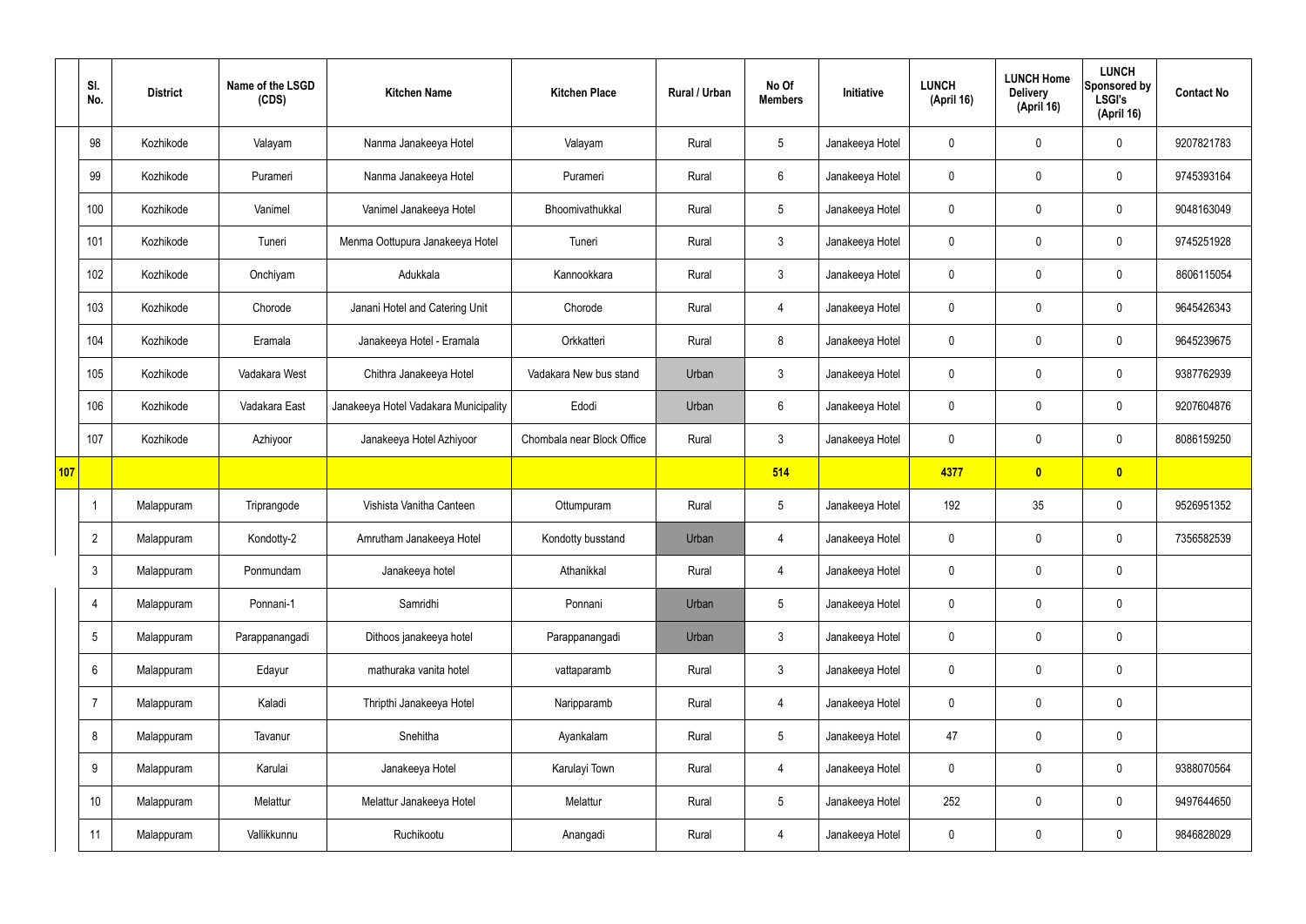|  | Sl. No. | District | Name of the LSGD (CDS) | Kitchen Name | Kitchen Place | Rural / Urban | No Of Members | Initiative | LUNCH (April 16) | LUNCH Home Delivery (April 16) | LUNCH Sponsored by LSGI's (April 16) | Contact No |
|---|---|---|---|---|---|---|---|---|---|---|---|---|
|  | 98 | Kozhikode | Valayam | Nanma Janakeeya Hotel | Valayam | Rural | 5 | Janakeeya Hotel | 0 | 0 | 0 | 9207821783 |
|  | 99 | Kozhikode | Purameri | Nanma Janakeeya Hotel | Purameri | Rural | 6 | Janakeeya Hotel | 0 | 0 | 0 | 9745393164 |
|  | 100 | Kozhikode | Vanimel | Vanimel Janakeeya Hotel | Bhoomivathukkal | Rural | 5 | Janakeeya Hotel | 0 | 0 | 0 | 9048163049 |
|  | 101 | Kozhikode | Tuneri | Menma Oottupura Janakeeya Hotel | Tuneri | Rural | 3 | Janakeeya Hotel | 0 | 0 | 0 | 9745251928 |
|  | 102 | Kozhikode | Onchiyam | Adukkala | Kannookkara | Rural | 3 | Janakeeya Hotel | 0 | 0 | 0 | 8606115054 |
|  | 103 | Kozhikode | Chorode | Janani Hotel and Catering Unit | Chorode | Rural | 4 | Janakeeya Hotel | 0 | 0 | 0 | 9645426343 |
|  | 104 | Kozhikode | Eramala | Janakeeya Hotel - Eramala | Orkkatteri | Rural | 8 | Janakeeya Hotel | 0 | 0 | 0 | 9645239675 |
|  | 105 | Kozhikode | Vadakara West | Chithra Janakeeya Hotel | Vadakara New bus stand | Urban | 3 | Janakeeya Hotel | 0 | 0 | 0 | 9387762939 |
|  | 106 | Kozhikode | Vadakara East | Janakeeya Hotel Vadakara Municipality | Edodi | Urban | 6 | Janakeeya Hotel | 0 | 0 | 0 | 9207604876 |
|  | 107 | Kozhikode | Azhiyoor | Janakeeya Hotel Azhiyoor | Chombala near Block Office | Rural | 3 | Janakeeya Hotel | 0 | 0 | 0 | 8086159250 |
| 107 |  |  |  |  |  |  | 514 |  | 4377 | 0 | 0 |  |
|  | 1 | Malappuram | Triprangode | Vishista Vanitha Canteen | Ottumpuram | Rural | 5 | Janakeeya Hotel | 192 | 35 | 0 | 9526951352 |
|  | 2 | Malappuram | Kondotty-2 | Amrutham Janakeeya Hotel | Kondotty busstand | Urban | 4 | Janakeeya Hotel | 0 | 0 | 0 | 7356582539 |
|  | 3 | Malappuram | Ponmundam | Janakeeya hotel | Athanikkal | Rural | 4 | Janakeeya Hotel | 0 | 0 | 0 |  |
|  | 4 | Malappuram | Ponnani-1 | Samridhi | Ponnani | Urban | 5 | Janakeeya Hotel | 0 | 0 | 0 |  |
|  | 5 | Malappuram | Parappanangadi | Dithoos janakeeya hotel | Parappanangadi | Urban | 3 | Janakeeya Hotel | 0 | 0 | 0 |  |
|  | 6 | Malappuram | Edayur | mathuraka vanita hotel | vattaparamb | Rural | 3 | Janakeeya Hotel | 0 | 0 | 0 |  |
|  | 7 | Malappuram | Kaladi | Thripthi Janakeeya Hotel | Naripparamb | Rural | 4 | Janakeeya Hotel | 0 | 0 | 0 |  |
|  | 8 | Malappuram | Tavanur | Snehitha | Ayankalam | Rural | 5 | Janakeeya Hotel | 47 | 0 | 0 |  |
|  | 9 | Malappuram | Karulai | Janakeeya Hotel | Karulayi Town | Rural | 4 | Janakeeya Hotel | 0 | 0 | 0 | 9388070564 |
|  | 10 | Malappuram | Melattur | Melattur Janakeeya Hotel | Melattur | Rural | 5 | Janakeeya Hotel | 252 | 0 | 0 | 9497644650 |
|  | 11 | Malappuram | Vallikkunnu | Ruchikootu | Anangadi | Rural | 4 | Janakeeya Hotel | 0 | 0 | 0 | 9846828029 |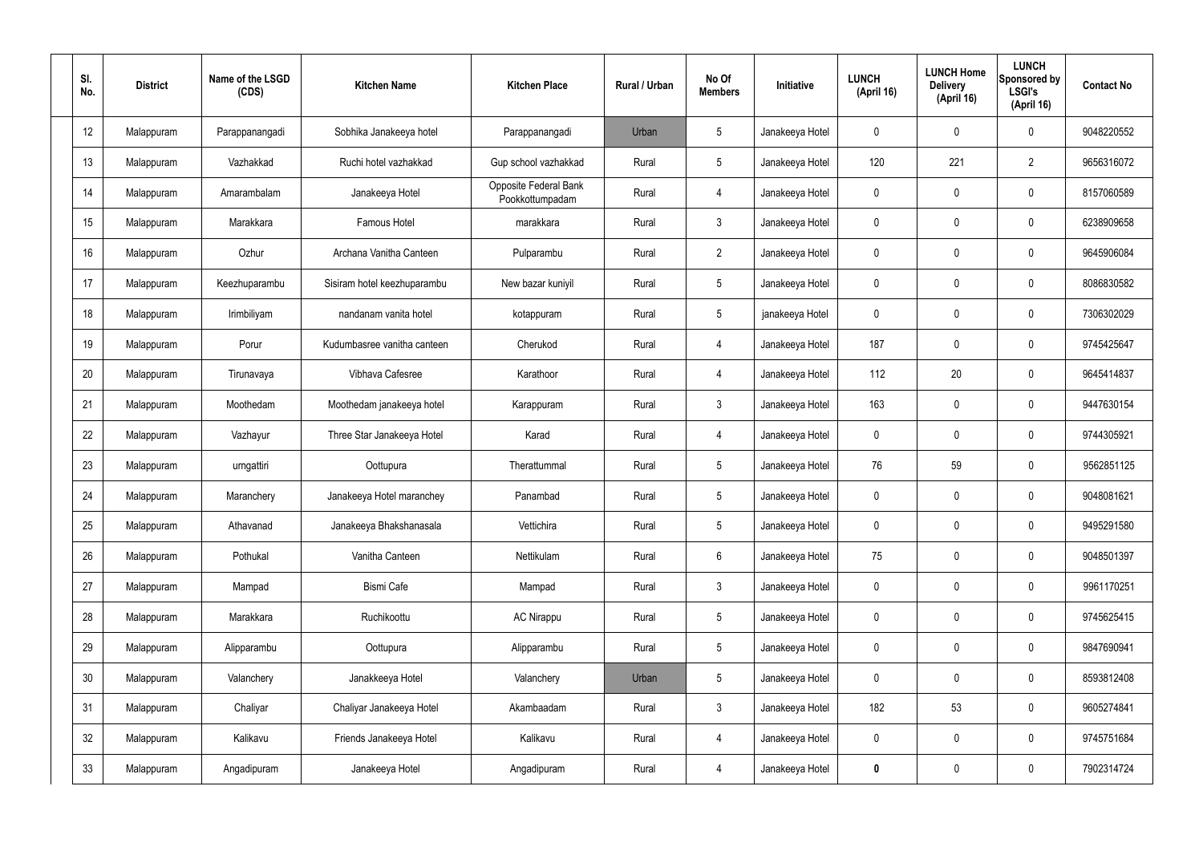| Sl. No. | District | Name of the LSGD (CDS) | Kitchen Name | Kitchen Place | Rural / Urban | No Of Members | Initiative | LUNCH (April 16) | LUNCH Home Delivery (April 16) | LUNCH Sponsored by LSGI's (April 16) | Contact No |
|---|---|---|---|---|---|---|---|---|---|---|---|
| 12 | Malappuram | Parappanangadi | Sobhika Janakeeya hotel | Parappanangadi | Urban | 5 | Janakeeya Hotel | 0 | 0 | 0 | 9048220552 |
| 13 | Malappuram | Vazhakkad | Ruchi hotel vazhakkad | Gup school vazhakkad | Rural | 5 | Janakeeya Hotel | 120 | 221 | 2 | 9656316072 |
| 14 | Malappuram | Amarambalam | Janakeeya Hotel | Opposite Federal Bank Pookkottumpadam | Rural | 4 | Janakeeya Hotel | 0 | 0 | 0 | 8157060589 |
| 15 | Malappuram | Marakkara | Famous Hotel | marakkara | Rural | 3 | Janakeeya Hotel | 0 | 0 | 0 | 6238909658 |
| 16 | Malappuram | Ozhur | Archana Vanitha Canteen | Pulparambu | Rural | 2 | Janakeeya Hotel | 0 | 0 | 0 | 9645906084 |
| 17 | Malappuram | Keezhuparambu | Sisiram hotel keezhuparambu | New bazar kuniyil | Rural | 5 | Janakeeya Hotel | 0 | 0 | 0 | 8086830582 |
| 18 | Malappuram | Irimbiliyam | nandanam vanita hotel | kotappuram | Rural | 5 | janakeeya Hotel | 0 | 0 | 0 | 7306302029 |
| 19 | Malappuram | Porur | Kudumbasree vanitha canteen | Cherukod | Rural | 4 | Janakeeya Hotel | 187 | 0 | 0 | 9745425647 |
| 20 | Malappuram | Tirunavaya | Vibhava Cafesree | Karathoor | Rural | 4 | Janakeeya Hotel | 112 | 20 | 0 | 9645414837 |
| 21 | Malappuram | Moothedam | Moothedam janakeeya hotel | Karappuram | Rural | 3 | Janakeeya Hotel | 163 | 0 | 0 | 9447630154 |
| 22 | Malappuram | Vazhayur | Three Star Janakeeya Hotel | Karad | Rural | 4 | Janakeeya Hotel | 0 | 0 | 0 | 9744305921 |
| 23 | Malappuram | urngattiri | Oottupura | Therattummal | Rural | 5 | Janakeeya Hotel | 76 | 59 | 0 | 9562851125 |
| 24 | Malappuram | Maranchery | Janakeeya Hotel maranchey | Panambad | Rural | 5 | Janakeeya Hotel | 0 | 0 | 0 | 9048081621 |
| 25 | Malappuram | Athavanad | Janakeeya Bhakshanasala | Vettichira | Rural | 5 | Janakeeya Hotel | 0 | 0 | 0 | 9495291580 |
| 26 | Malappuram | Pothukal | Vanitha Canteen | Nettikulam | Rural | 6 | Janakeeya Hotel | 75 | 0 | 0 | 9048501397 |
| 27 | Malappuram | Mampad | Bismi Cafe | Mampad | Rural | 3 | Janakeeya Hotel | 0 | 0 | 0 | 9961170251 |
| 28 | Malappuram | Marakkara | Ruchikoottu | AC Nirappu | Rural | 5 | Janakeeya Hotel | 0 | 0 | 0 | 9745625415 |
| 29 | Malappuram | Alipparambu | Oottupura | Alipparambu | Rural | 5 | Janakeeya Hotel | 0 | 0 | 0 | 9847690941 |
| 30 | Malappuram | Valanchery | Janakkeeya Hotel | Valanchery | Urban | 5 | Janakeeya Hotel | 0 | 0 | 0 | 8593812408 |
| 31 | Malappuram | Chaliyar | Chaliyar Janakeeya Hotel | Akambaadam | Rural | 3 | Janakeeya Hotel | 182 | 53 | 0 | 9605274841 |
| 32 | Malappuram | Kalikavu | Friends Janakeeya Hotel | Kalikavu | Rural | 4 | Janakeeya Hotel | 0 | 0 | 0 | 9745751684 |
| 33 | Malappuram | Angadipuram | Janakeeya Hotel | Angadipuram | Rural | 4 | Janakeeya Hotel | **0** | 0 | 0 | 7902314724 |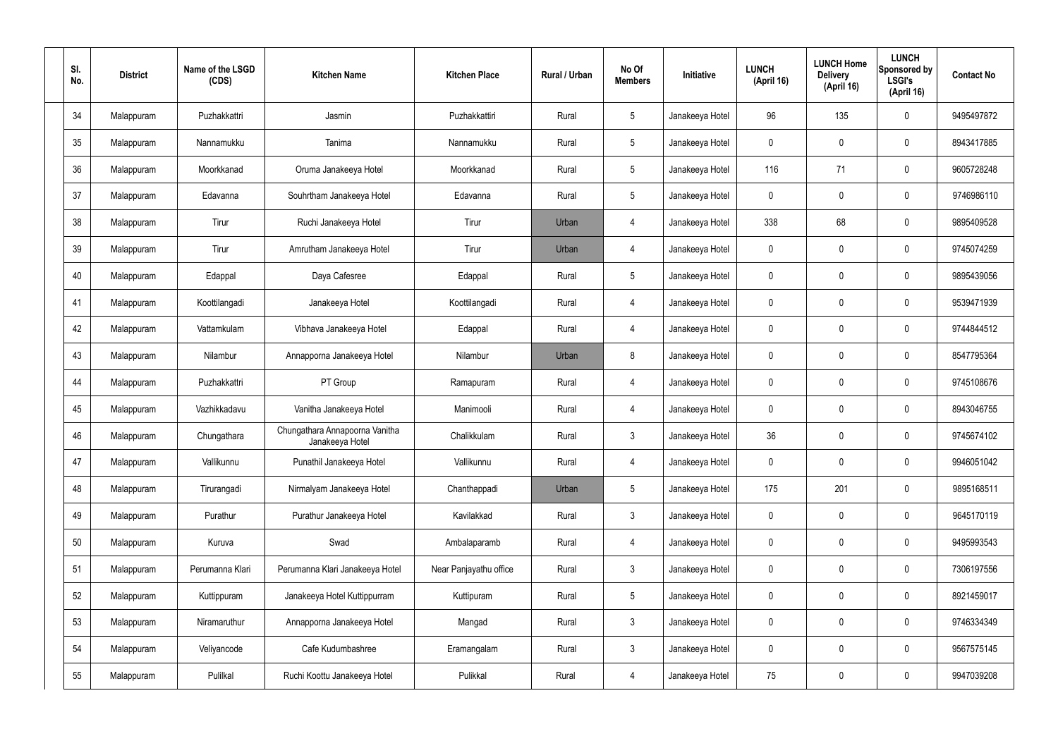| Sl. No. | District | Name of the LSGD (CDS) | Kitchen Name | Kitchen Place | Rural / Urban | No Of Members | Initiative | LUNCH (April 16) | LUNCH Home Delivery (April 16) | LUNCH Sponsored by LSGI's (April 16) | Contact No |
|---|---|---|---|---|---|---|---|---|---|---|---|
| 34 | Malappuram | Puzhakkattri | Jasmin | Puzhakkattiri | Rural | 5 | Janakeeya Hotel | 96 | 135 | 0 | 9495497872 |
| 35 | Malappuram | Nannamukku | Tanima | Nannamukku | Rural | 5 | Janakeeya Hotel | 0 | 0 | 0 | 8943417885 |
| 36 | Malappuram | Moorkkanad | Oruma Janakeeya Hotel | Moorkkanad | Rural | 5 | Janakeeya Hotel | 116 | 71 | 0 | 9605728248 |
| 37 | Malappuram | Edavanna | Souhrtham Janakeeya Hotel | Edavanna | Rural | 5 | Janakeeya Hotel | 0 | 0 | 0 | 9746986110 |
| 38 | Malappuram | Tirur | Ruchi Janakeeya Hotel | Tirur | Urban | 4 | Janakeeya Hotel | 338 | 68 | 0 | 9895409528 |
| 39 | Malappuram | Tirur | Amrutham Janakeeya Hotel | Tirur | Urban | 4 | Janakeeya Hotel | 0 | 0 | 0 | 9745074259 |
| 40 | Malappuram | Edappal | Daya Cafesree | Edappal | Rural | 5 | Janakeeya Hotel | 0 | 0 | 0 | 9895439056 |
| 41 | Malappuram | Koottilangadi | Janakeeya Hotel | Koottilangadi | Rural | 4 | Janakeeya Hotel | 0 | 0 | 0 | 9539471939 |
| 42 | Malappuram | Vattamkulam | Vibhava Janakeeya Hotel | Edappal | Rural | 4 | Janakeeya Hotel | 0 | 0 | 0 | 9744844512 |
| 43 | Malappuram | Nilambur | Annapporna Janakeeya Hotel | Nilambur | Urban | 8 | Janakeeya Hotel | 0 | 0 | 0 | 8547795364 |
| 44 | Malappuram | Puzhakkattri | PT Group | Ramapuram | Rural | 4 | Janakeeya Hotel | 0 | 0 | 0 | 9745108676 |
| 45 | Malappuram | Vazhikkadavu | Vanitha Janakeeya Hotel | Manimooli | Rural | 4 | Janakeeya Hotel | 0 | 0 | 0 | 8943046755 |
| 46 | Malappuram | Chungathara | Chungathara Annapoorna Vanitha Janakeeya Hotel | Chalikkulam | Rural | 3 | Janakeeya Hotel | 36 | 0 | 0 | 9745674102 |
| 47 | Malappuram | Vallikunnu | Punathil Janakeeya Hotel | Vallikunnu | Rural | 4 | Janakeeya Hotel | 0 | 0 | 0 | 9946051042 |
| 48 | Malappuram | Tirurangadi | Nirmalyam Janakeeya Hotel | Chanthappadi | Urban | 5 | Janakeeya Hotel | 175 | 201 | 0 | 9895168511 |
| 49 | Malappuram | Purathur | Purathur Janakeeya Hotel | Kavilakkad | Rural | 3 | Janakeeya Hotel | 0 | 0 | 0 | 9645170119 |
| 50 | Malappuram | Kuruva | Swad | Ambalaparamb | Rural | 4 | Janakeeya Hotel | 0 | 0 | 0 | 9495993543 |
| 51 | Malappuram | Perumanna Klari | Perumanna Klari Janakeeya Hotel | Near Panjayathu office | Rural | 3 | Janakeeya Hotel | 0 | 0 | 0 | 7306197556 |
| 52 | Malappuram | Kuttippuram | Janakeeya Hotel Kuttippurram | Kuttipuram | Rural | 5 | Janakeeya Hotel | 0 | 0 | 0 | 8921459017 |
| 53 | Malappuram | Niramaruthur | Annapporna Janakeeya Hotel | Mangad | Rural | 3 | Janakeeya Hotel | 0 | 0 | 0 | 9746334349 |
| 54 | Malappuram | Veliyancode | Cafe Kudumbashree | Eramangalam | Rural | 3 | Janakeeya Hotel | 0 | 0 | 0 | 9567575145 |
| 55 | Malappuram | Pulilkal | Ruchi Koottu Janakeeya Hotel | Pulikkal | Rural | 4 | Janakeeya Hotel | 75 | 0 | 0 | 9947039208 |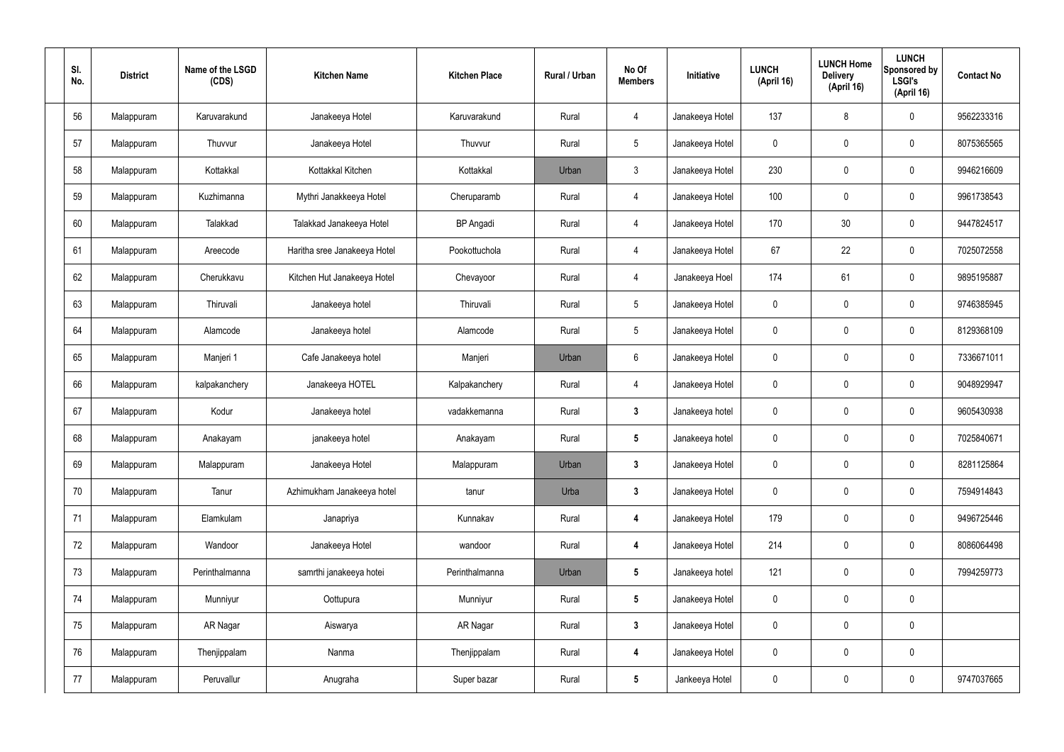| Sl. No. | District | Name of the LSGD (CDS) | Kitchen Name | Kitchen Place | Rural / Urban | No Of Members | Initiative | LUNCH (April 16) | LUNCH Home Delivery (April 16) | LUNCH Sponsored by LSGI's (April 16) | Contact No |
|---|---|---|---|---|---|---|---|---|---|---|---|
| 56 | Malappuram | Karuvarakund | Janakeeya Hotel | Karuvarakund | Rural | 4 | Janakeeya Hotel | 137 | 8 | 0 | 9562233316 |
| 57 | Malappuram | Thuvvur | Janakeeya Hotel | Thuvvur | Rural | 5 | Janakeeya Hotel | 0 | 0 | 0 | 8075365565 |
| 58 | Malappuram | Kottakkal | Kottakkal Kitchen | Kottakkal | Urban | 3 | Janakeeya Hotel | 230 | 0 | 0 | 9946216609 |
| 59 | Malappuram | Kuzhimanna | Mythri Janakkeeya Hotel | Cheruparamb | Rural | 4 | Janakeeya Hotel | 100 | 0 | 0 | 9961738543 |
| 60 | Malappuram | Talakkad | Talakkad Janakeeya Hotel | BP Angadi | Rural | 4 | Janakeeya Hotel | 170 | 30 | 0 | 9447824517 |
| 61 | Malappuram | Areecode | Haritha sree Janakeeya Hotel | Pookottuchola | Rural | 4 | Janakeeya Hotel | 67 | 22 | 0 | 7025072558 |
| 62 | Malappuram | Cherukkavu | Kitchen Hut Janakeeya Hotel | Chevayoor | Rural | 4 | Janakeeya Hoel | 174 | 61 | 0 | 9895195887 |
| 63 | Malappuram | Thiruvali | Janakeeya hotel | Thiruvali | Rural | 5 | Janakeeya Hotel | 0 | 0 | 0 | 9746385945 |
| 64 | Malappuram | Alamcode | Janakeeya hotel | Alamcode | Rural | 5 | Janakeeya Hotel | 0 | 0 | 0 | 8129368109 |
| 65 | Malappuram | Manjeri 1 | Cafe Janakeeya hotel | Manjeri | Urban | 6 | Janakeeya Hotel | 0 | 0 | 0 | 7336671011 |
| 66 | Malappuram | kalpakanchery | Janakeeya HOTEL | Kalpakanchery | Rural | 4 | Janakeeya Hotel | 0 | 0 | 0 | 9048929947 |
| 67 | Malappuram | Kodur | Janakeeya hotel | vadakkemanna | Rural | **3** | Janakeeya hotel | 0 | 0 | 0 | 9605430938 |
| 68 | Malappuram | Anakayam | janakeeya hotel | Anakayam | Rural | **5** | Janakeeya hotel | 0 | 0 | 0 | 7025840671 |
| 69 | Malappuram | Malappuram | Janakeeya Hotel | Malappuram | Urban | **3** | Janakeeya Hotel | 0 | 0 | 0 | 8281125864 |
| 70 | Malappuram | Tanur | Azhimukham Janakeeya hotel | tanur | Urba | **3** | Janakeeya Hotel | 0 | 0 | 0 | 7594914843 |
| 71 | Malappuram | Elamkulam | Janapriya | Kunnakav | Rural | **4** | Janakeeya Hotel | 179 | 0 | 0 | 9496725446 |
| 72 | Malappuram | Wandoor | Janakeeya Hotel | wandoor | Rural | **4** | Janakeeya Hotel | 214 | 0 | 0 | 8086064498 |
| 73 | Malappuram | Perinthalmanna | samrthi janakeeya hotei | Perinthalmanna | Urban | **5** | Janakeeya hotel | 121 | 0 | 0 | 7994259773 |
| 74 | Malappuram | Munniyur | Oottupura | Munniyur | Rural | **5** | Janakeeya Hotel | 0 | 0 | 0 | |
| 75 | Malappuram | AR Nagar | Aiswarya | AR Nagar | Rural | **3** | Janakeeya Hotel | 0 | 0 | 0 | |
| 76 | Malappuram | Thenjippalam | Nanma | Thenjippalam | Rural | **4** | Janakeeya Hotel | 0 | 0 | 0 | |
| 77 | Malappuram | Peruvallur | Anugraha | Super bazar | Rural | **5** | Jankeeya Hotel | 0 | 0 | 0 | 9747037665 |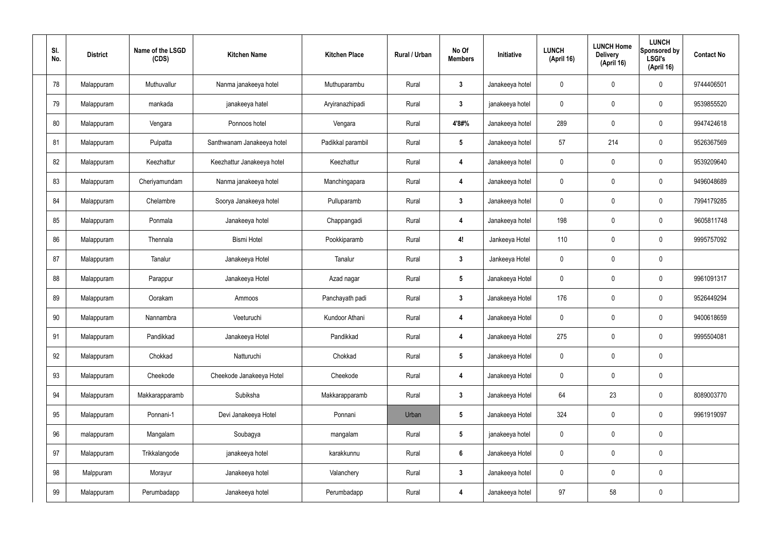| Sl. No. | District | Name of the LSGD (CDS) | Kitchen Name | Kitchen Place | Rural / Urban | No Of Members | Initiative | LUNCH (April 16) | LUNCH Home Delivery (April 16) | LUNCH Sponsored by LSGI's (April 16) | Contact No |
|---|---|---|---|---|---|---|---|---|---|---|---|
| 78 | Malappuram | Muthuvallur | Nanma janakeeya hotel | Muthuparambu | Rural | 3 | Janakeeya hotel | 0 | 0 | 0 | 9744406501 |
| 79 | Malappuram | mankada | janakeeya hatel | Aryiranazhipadi | Rural | 3 | janakeeya hotel | 0 | 0 | 0 | 9539855520 |
| 80 | Malappuram | Vengara | Ponnoos hotel | Vengara | Rural | 4'8#% | Janakeeya hotel | 289 | 0 | 0 | 9947424618 |
| 81 | Malappuram | Pulpatta | Santhwanam Janakeeya hotel | Padikkal parambil | Rural | 5 | Janakeeya hotel | 57 | 214 | 0 | 9526367569 |
| 82 | Malappuram | Keezhattur | Keezhattur Janakeeya hotel | Keezhattur | Rural | 4 | Janakeeya hotel | 0 | 0 | 0 | 9539209640 |
| 83 | Malappuram | Cheriyamundam | Nanma janakeeya hotel | Manchingapara | Rural | 4 | Janakeeya hotel | 0 | 0 | 0 | 9496048689 |
| 84 | Malappuram | Chelambre | Soorya Janakeeya hotel | Pulluparamb | Rural | 3 | Janakeeya hotel | 0 | 0 | 0 | 7994179285 |
| 85 | Malappuram | Ponmala | Janakeeya hotel | Chappangadi | Rural | 4 | Janakeeya hotel | 198 | 0 | 0 | 9605811748 |
| 86 | Malappuram | Thennala | Bismi Hotel | Pookkiparamb | Rural | 4! | Jankeeya Hotel | 110 | 0 | 0 | 9995757092 |
| 87 | Malappuram | Tanalur | Janakeeya Hotel | Tanalur | Rural | 3 | Jankeeya Hotel | 0 | 0 | 0 | |
| 88 | Malappuram | Parappur | Janakeeya Hotel | Azad nagar | Rural | 5 | Janakeeya Hotel | 0 | 0 | 0 | 9961091317 |
| 89 | Malappuram | Oorakam | Ammoos | Panchayath padi | Rural | 3 | Janakeeya Hotel | 176 | 0 | 0 | 9526449294 |
| 90 | Malappuram | Nannambra | Veeturuchi | Kundoor Athani | Rural | 4 | Janakeeya Hotel | 0 | 0 | 0 | 9400618659 |
| 91 | Malappuram | Pandikkad | Janakeeya Hotel | Pandikkad | Rural | 4 | Janakeeya Hotel | 275 | 0 | 0 | 9995504081 |
| 92 | Malappuram | Chokkad | Natturuchi | Chokkad | Rural | 5 | Janakeeya Hotel | 0 | 0 | 0 | |
| 93 | Malappuram | Cheekode | Cheekode Janakeeya Hotel | Cheekode | Rural | 4 | Janakeeya Hotel | 0 | 0 | 0 | |
| 94 | Malappuram | Makkarapparamb | Subiksha | Makkarapparamb | Rural | 3 | Janakeeya Hotel | 64 | 23 | 0 | 8089003770 |
| 95 | Malappuram | Ponnani-1 | Devi Janakeeya Hotel | Ponnani | Urban | 5 | Janakeeya Hotel | 324 | 0 | 0 | 9961919097 |
| 96 | malappuram | Mangalam | Soubagya | mangalam | Rural | 5 | janakeeya hotel | 0 | 0 | 0 | |
| 97 | Malappuram | Trikkalangode | janakeeya hotel | karakkunnu | Rural | 6 | Janakeeya Hotel | 0 | 0 | 0 | |
| 98 | Malppuram | Morayur | Janakeeya hotel | Valanchery | Rural | 3 | Janakeeya hotel | 0 | 0 | 0 | |
| 99 | Malappuram | Perumbadapp | Janakeeya hotel | Perumbadapp | Rural | 4 | Janakeeya hotel | 97 | 58 | 0 | |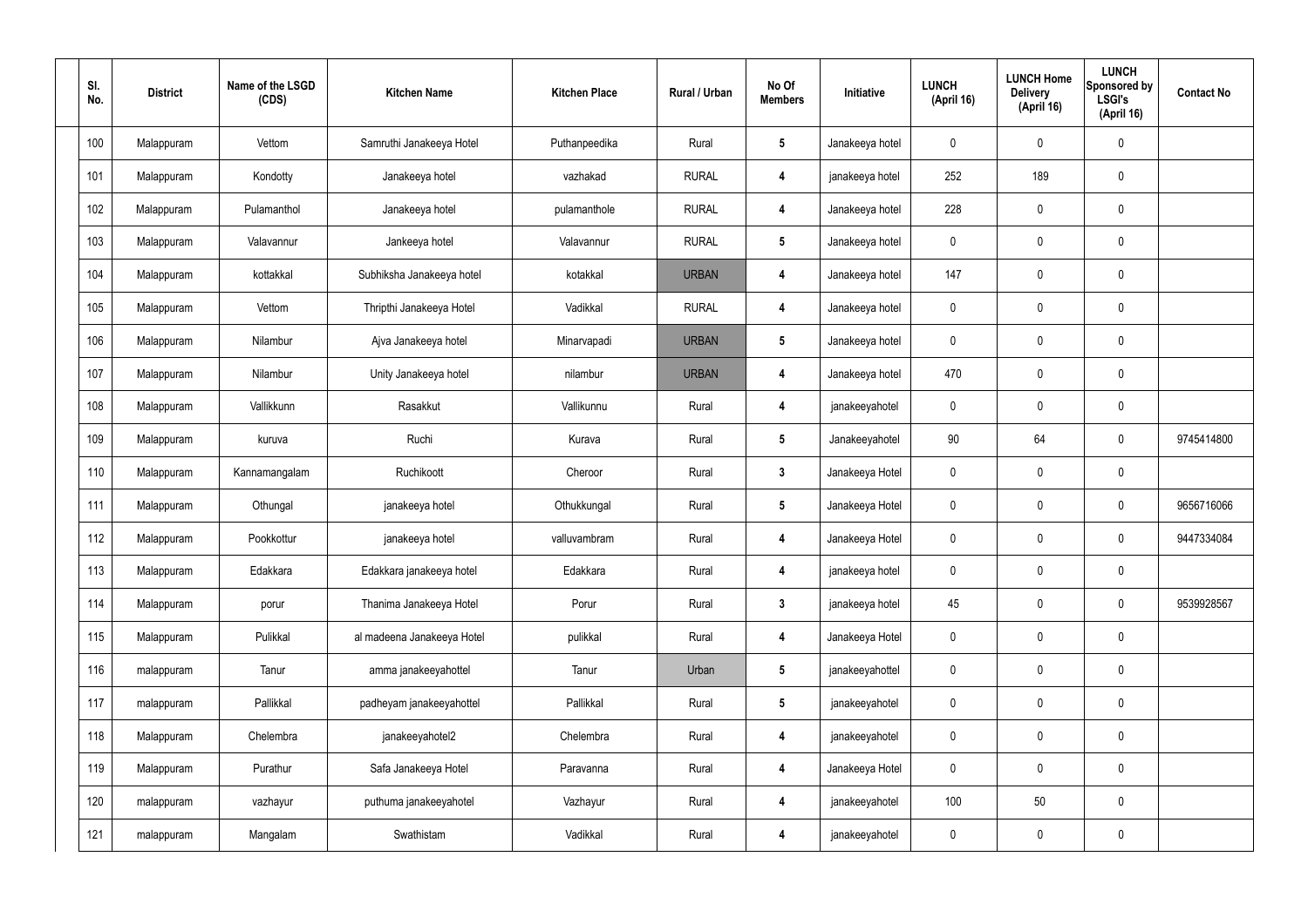| Sl. No. | District | Name of the LSGD (CDS) | Kitchen Name | Kitchen Place | Rural / Urban | No Of Members | Initiative | LUNCH (April 16) | LUNCH Home Delivery (April 16) | LUNCH Sponsored by LSGI's (April 16) | Contact No |
|---|---|---|---|---|---|---|---|---|---|---|---|
| 100 | Malappuram | Vettom | Samruthi Janakeeya Hotel | Puthanpeedika | Rural | 5 | Janakeeya hotel | 0 | 0 | 0 | |
| 101 | Malappuram | Kondotty | Janakeeya hotel | vazhakad | RURAL | 4 | janakeeya hotel | 252 | 189 | 0 | |
| 102 | Malappuram | Pulamanthol | Janakeeya hotel | pulamanthole | RURAL | 4 | Janakeeya hotel | 228 | 0 | 0 | |
| 103 | Malappuram | Valavannur | Jankeeya hotel | Valavannur | RURAL | 5 | Janakeeya hotel | 0 | 0 | 0 | |
| 104 | Malappuram | kottakkal | Subhiksha Janakeeya hotel | kotakkal | URBAN | 4 | Janakeeya hotel | 147 | 0 | 0 | |
| 105 | Malappuram | Vettom | Thripthi Janakeeya Hotel | Vadikkal | RURAL | 4 | Janakeeya hotel | 0 | 0 | 0 | |
| 106 | Malappuram | Nilambur | Ajva Janakeeya hotel | Minarvapadi | URBAN | 5 | Janakeeya hotel | 0 | 0 | 0 | |
| 107 | Malappuram | Nilambur | Unity Janakeeya hotel | nilambur | URBAN | 4 | Janakeeya hotel | 470 | 0 | 0 | |
| 108 | Malappuram | Vallikkunn | Rasakkut | Vallikunnu | Rural | 4 | janakeeyahotel | 0 | 0 | 0 | |
| 109 | Malappuram | kuruva | Ruchi | Kurava | Rural | 5 | Janakeeyahotel | 90 | 64 | 0 | 9745414800 |
| 110 | Malappuram | Kannamangalam | Ruchikoott | Cheroor | Rural | 3 | Janakeeya Hotel | 0 | 0 | 0 | |
| 111 | Malappuram | Othungal | janakeeya hotel | Othukkungal | Rural | 5 | Janakeeya Hotel | 0 | 0 | 0 | 9656716066 |
| 112 | Malappuram | Pookkottur | janakeeya hotel | valluvambram | Rural | 4 | Janakeeya Hotel | 0 | 0 | 0 | 9447334084 |
| 113 | Malappuram | Edakkara | Edakkara janakeeya hotel | Edakkara | Rural | 4 | janakeeya hotel | 0 | 0 | 0 | |
| 114 | Malappuram | porur | Thanima Janakeeya Hotel | Porur | Rural | 3 | janakeeya hotel | 45 | 0 | 0 | 9539928567 |
| 115 | Malappuram | Pulikkal | al madeena Janakeeya Hotel | pulikkal | Rural | 4 | Janakeeya Hotel | 0 | 0 | 0 | |
| 116 | malappuram | Tanur | amma janakeeyahottel | Tanur | Urban | 5 | janakeeyahottel | 0 | 0 | 0 | |
| 117 | malappuram | Pallikkal | padheyam janakeeyahottel | Pallikkal | Rural | 5 | janakeeyahotel | 0 | 0 | 0 | |
| 118 | Malappuram | Chelembra | janakeeyahotel2 | Chelembra | Rural | 4 | janakeeyahotel | 0 | 0 | 0 | |
| 119 | Malappuram | Purathur | Safa Janakeeya Hotel | Paravanna | Rural | 4 | Janakeeya Hotel | 0 | 0 | 0 | |
| 120 | malappuram | vazhayur | puthuma janakeeyahotel | Vazhayur | Rural | 4 | janakeeyahotel | 100 | 50 | 0 | |
| 121 | malappuram | Mangalam | Swathistam | Vadikkal | Rural | 4 | janakeeyahotel | 0 | 0 | 0 | |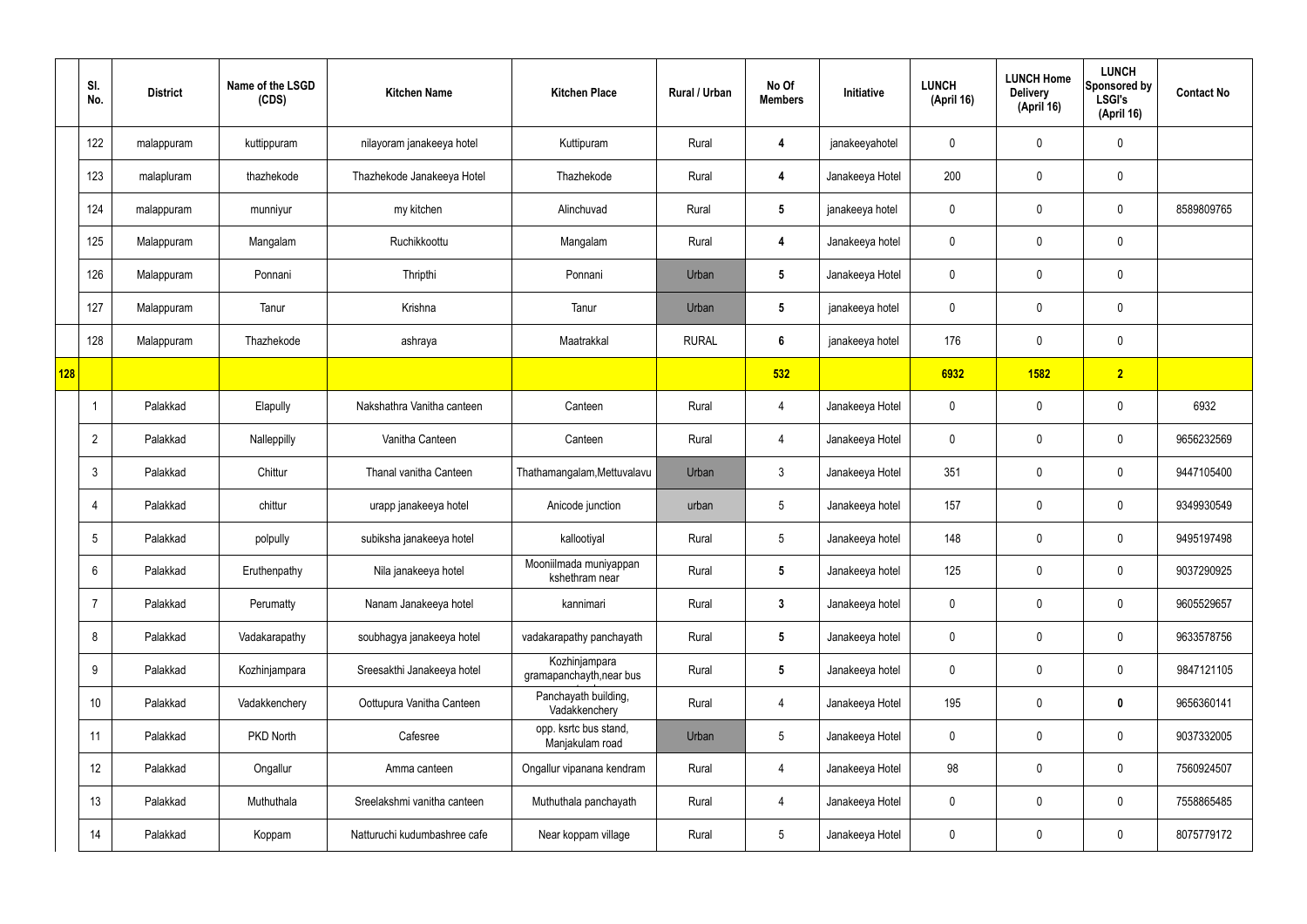|  | Sl. No. | District | Name of the LSGD (CDS) | Kitchen Name | Kitchen Place | Rural / Urban | No Of Members | Initiative | LUNCH (April 16) | LUNCH Home Delivery (April 16) | LUNCH Sponsored by LSGI's (April 16) | Contact No |
|---|---|---|---|---|---|---|---|---|---|---|---|---|
|  | 122 | malappuram | kuttippuram | nilayoram janakeeya hotel | Kuttipuram | Rural | 4 | janakeeyahotel | 0 | 0 | 0 |  |
|  | 123 | malapluram | thazhekode | Thazhekode Janakeeya Hotel | Thazhekode | Rural | 4 | Janakeeya Hotel | 200 | 0 | 0 |  |
|  | 124 | malappuram | munniyur | my kitchen | Alinchuvad | Rural | 5 | janakeeya hotel | 0 | 0 | 0 | 8589809765 |
|  | 125 | Malappuram | Mangalam | Ruchikkoottu | Mangalam | Rural | 4 | Janakeeya hotel | 0 | 0 | 0 |  |
|  | 126 | Malappuram | Ponnani | Thripthi | Ponnani | Urban | 5 | Janakeeya Hotel | 0 | 0 | 0 |  |
|  | 127 | Malappuram | Tanur | Krishna | Tanur | Urban | 5 | janakeeya hotel | 0 | 0 | 0 |  |
|  | 128 | Malappuram | Thazhekode | ashraya | Maatrakkal | RURAL | 6 | janakeeya hotel | 176 | 0 | 0 |  |
| 128 |  |  |  |  |  |  | 532 |  | 6932 | 1582 | 2 |  |
|  | 1 | Palakkad | Elapully | Nakshathra Vanitha canteen | Canteen | Rural | 4 | Janakeeya Hotel | 0 | 0 | 0 | 6932 |
|  | 2 | Palakkad | Nalleppilly | Vanitha Canteen | Canteen | Rural | 4 | Janakeeya Hotel | 0 | 0 | 0 | 9656232569 |
|  | 3 | Palakkad | Chittur | Thanal vanitha Canteen | Thathamangalam,Mettuvalavu | Urban | 3 | Janakeeya Hotel | 351 | 0 | 0 | 9447105400 |
|  | 4 | Palakkad | chittur | urapp janakeeya hotel | Anicode junction | urban | 5 | Janakeeya hotel | 157 | 0 | 0 | 9349930549 |
|  | 5 | Palakkad | polpully | subiksha janakeeya hotel | kallootiyal | Rural | 5 | Janakeeya hotel | 148 | 0 | 0 | 9495197498 |
|  | 6 | Palakkad | Eruthenpathy | Nila janakeeya hotel | Mooniilmada muniyappan kshethram near | Rural | 5 | Janakeeya hotel | 125 | 0 | 0 | 9037290925 |
|  | 7 | Palakkad | Perumatty | Nanam Janakeeya hotel | kannimari | Rural | 3 | Janakeeya hotel | 0 | 0 | 0 | 9605529657 |
|  | 8 | Palakkad | Vadakarapathy | soubhagya janakeeya hotel | vadakarapathy panchayath | Rural | 5 | Janakeeya hotel | 0 | 0 | 0 | 9633578756 |
|  | 9 | Palakkad | Kozhinjampara | Sreesakthi Janakeeya hotel | Kozhinjampara gramapanchayth,near bus | Rural | 5 | Janakeeya hotel | 0 | 0 | 0 | 9847121105 |
|  | 10 | Palakkad | Vadakkenchery | Oottupura Vanitha Canteen | Panchayath building, Vadakkenchery | Rural | 4 | Janakeeya Hotel | 195 | 0 | 0 | 9656360141 |
|  | 11 | Palakkad | PKD North | Cafesree | opp. ksrtc bus stand, Manjakulam road | Urban | 5 | Janakeeya Hotel | 0 | 0 | 0 | 9037332005 |
|  | 12 | Palakkad | Ongallur | Amma canteen | Ongallur vipanana kendram | Rural | 4 | Janakeeya Hotel | 98 | 0 | 0 | 7560924507 |
|  | 13 | Palakkad | Muthuthala | Sreelakshmi vanitha canteen | Muthuthala panchayath | Rural | 4 | Janakeeya Hotel | 0 | 0 | 0 | 7558865485 |
|  | 14 | Palakkad | Koppam | Natturuchi kudumbashree cafe | Near koppam village | Rural | 5 | Janakeeya Hotel | 0 | 0 | 0 | 8075779172 |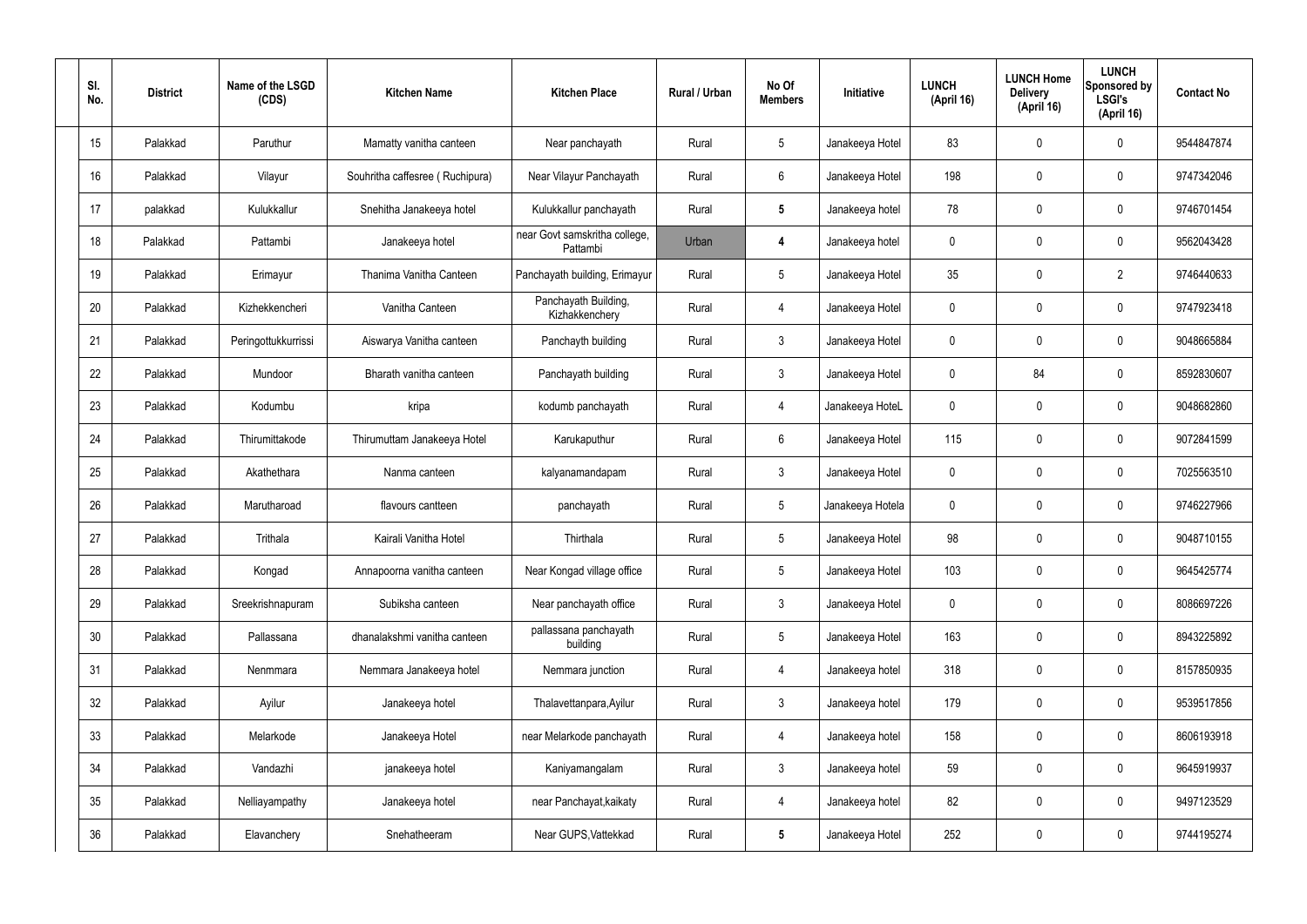| Sl. No. | District | Name of the LSGD (CDS) | Kitchen Name | Kitchen Place | Rural / Urban | No Of Members | Initiative | LUNCH (April 16) | LUNCH Home Delivery (April 16) | LUNCH Sponsored by LSGI's (April 16) | Contact No |
|---|---|---|---|---|---|---|---|---|---|---|---|
| 15 | Palakkad | Paruthur | Mamatty vanitha canteen | Near panchayath | Rural | 5 | Janakeeya Hotel | 83 | 0 | 0 | 9544847874 |
| 16 | Palakkad | Vilayur | Souhritha caffesree ( Ruchipura) | Near Vilayur Panchayath | Rural | 6 | Janakeeya Hotel | 198 | 0 | 0 | 9747342046 |
| 17 | palakkad | Kulukkallur | Snehitha Janakeeya hotel | Kulukkallur panchayath | Rural | **5** | Janakeeya hotel | 78 | 0 | 0 | 9746701454 |
| 18 | Palakkad | Pattambi | Janakeeya hotel | near Govt samskritha college, Pattambi | Urban | **4** | Janakeeya hotel | 0 | 0 | 0 | 9562043428 |
| 19 | Palakkad | Erimayur | Thanima Vanitha Canteen | Panchayath building, Erimayur | Rural | 5 | Janakeeya Hotel | 35 | 0 | 2 | 9746440633 |
| 20 | Palakkad | Kizhekkencheri | Vanitha Canteen | Panchayath Building, Kizhakkenchery | Rural | 4 | Janakeeya Hotel | 0 | 0 | 0 | 9747923418 |
| 21 | Palakkad | Peringottukkurrissi | Aiswarya Vanitha canteen | Panchayth building | Rural | 3 | Janakeeya Hotel | 0 | 0 | 0 | 9048665884 |
| 22 | Palakkad | Mundoor | Bharath vanitha canteen | Panchayath building | Rural | 3 | Janakeeya Hotel | 0 | 84 | 0 | 8592830607 |
| 23 | Palakkad | Kodumbu | kripa | kodumb panchayath | Rural | 4 | Janakeeya HoteL | 0 | 0 | 0 | 9048682860 |
| 24 | Palakkad | Thirumittakode | Thirumuttam Janakeeya Hotel | Karukaputhur | Rural | 6 | Janakeeya Hotel | 115 | 0 | 0 | 9072841599 |
| 25 | Palakkad | Akathethara | Nanma canteen | kalyanamandapam | Rural | 3 | Janakeeya Hotel | 0 | 0 | 0 | 7025563510 |
| 26 | Palakkad | Marutharoad | flavours cantteen | panchayath | Rural | 5 | Janakeeya Hotela | 0 | 0 | 0 | 9746227966 |
| 27 | Palakkad | Trithala | Kairali Vanitha Hotel | Thirthala | Rural | 5 | Janakeeya Hotel | 98 | 0 | 0 | 9048710155 |
| 28 | Palakkad | Kongad | Annapoorna vanitha canteen | Near Kongad village office | Rural | 5 | Janakeeya Hotel | 103 | 0 | 0 | 9645425774 |
| 29 | Palakkad | Sreekrishnapuram | Subiksha canteen | Near panchayath office | Rural | 3 | Janakeeya Hotel | 0 | 0 | 0 | 8086697226 |
| 30 | Palakkad | Pallassana | dhanalakshmi vanitha canteen | pallassana panchayath building | Rural | 5 | Janakeeya Hotel | 163 | 0 | 0 | 8943225892 |
| 31 | Palakkad | Nenmmara | Nemmara Janakeeya hotel | Nemmara junction | Rural | 4 | Janakeeya hotel | 318 | 0 | 0 | 8157850935 |
| 32 | Palakkad | Ayilur | Janakeeya hotel | Thalavettanpara,Ayilur | Rural | 3 | Janakeeya hotel | 179 | 0 | 0 | 9539517856 |
| 33 | Palakkad | Melarkode | Janakeeya Hotel | near Melarkode panchayath | Rural | 4 | Janakeeya hotel | 158 | 0 | 0 | 8606193918 |
| 34 | Palakkad | Vandazhi | janakeeya hotel | Kaniyamangalam | Rural | 3 | Janakeeya hotel | 59 | 0 | 0 | 9645919937 |
| 35 | Palakkad | Nelliayampathy | Janakeeya hotel | near Panchayat,kaikaty | Rural | 4 | Janakeeya hotel | 82 | 0 | 0 | 9497123529 |
| 36 | Palakkad | Elavanchery | Snehatheeram | Near GUPS,Vattekkad | Rural | **5** | Janakeeya Hotel | 252 | 0 | 0 | 9744195274 |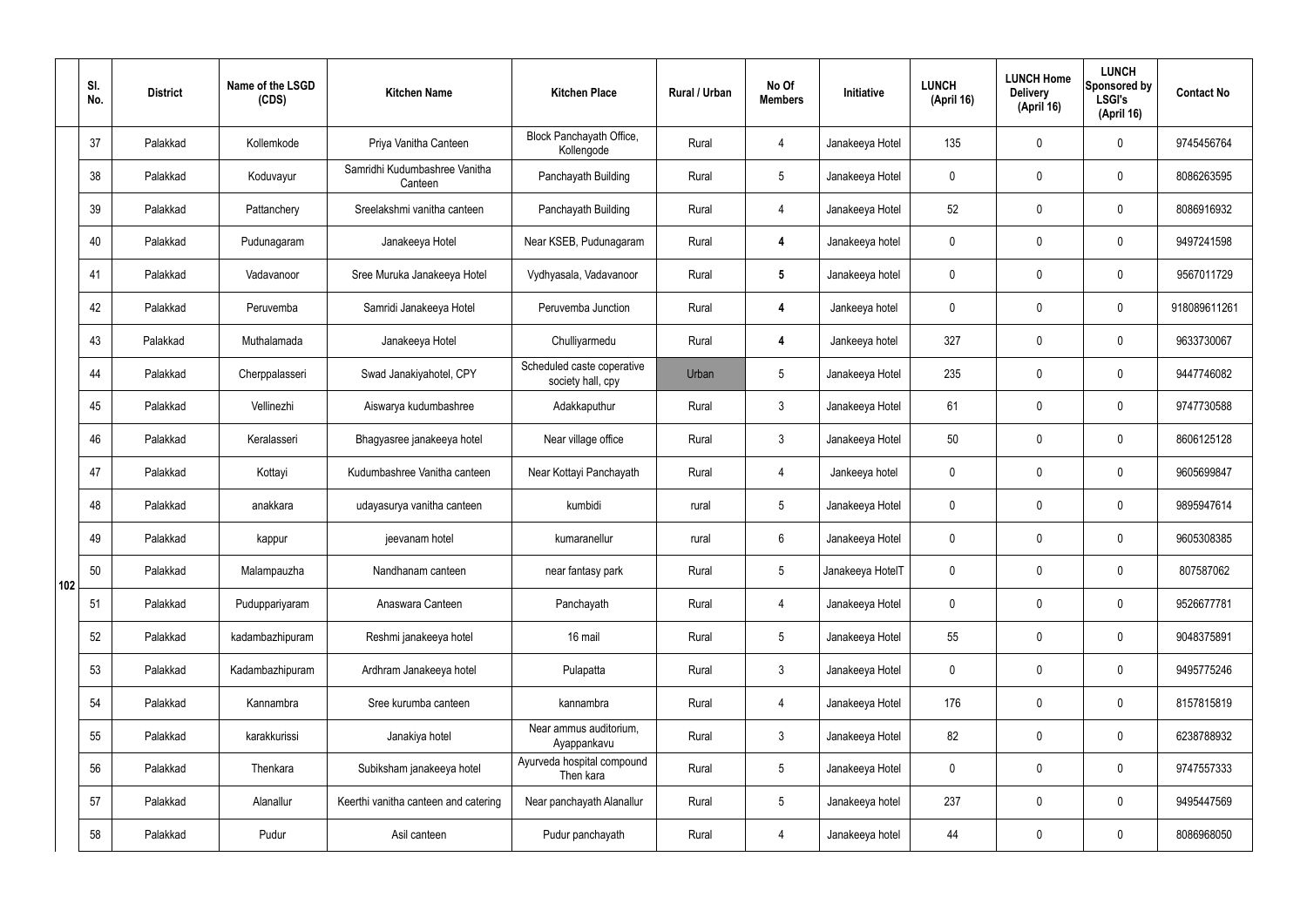|  | Sl. No. | District | Name of the LSGD (CDS) | Kitchen Name | Kitchen Place | Rural / Urban | No Of Members | Initiative | LUNCH (April 16) | LUNCH Home Delivery (April 16) | LUNCH Sponsored by LSGI's (April 16) | Contact No |
|---|---|---|---|---|---|---|---|---|---|---|---|---|
| 102 | 37 | Palakkad | Kollemkode | Priya Vanitha Canteen | Block Panchayath Office, Kollengode | Rural | 4 | Janakeeya Hotel | 135 | 0 | 0 | 9745456764 |
|  | 38 | Palakkad | Koduvayur | Samridhi Kudumbashree Vanitha Canteen | Panchayath Building | Rural | 5 | Janakeeya Hotel | 0 | 0 | 0 | 8086263595 |
|  | 39 | Palakkad | Pattanchery | Sreelakshmi vanitha canteen | Panchayath Building | Rural | 4 | Janakeeya Hotel | 52 | 0 | 0 | 8086916932 |
|  | 40 | Palakkad | Pudunagaram | Janakeeya Hotel | Near KSEB, Pudunagaram | Rural | 4 | Janakeeya hotel | 0 | 0 | 0 | 9497241598 |
|  | 41 | Palakkad | Vadavanoor | Sree Muruka Janakeeya Hotel | Vydhyasala, Vadavanoor | Rural | 5 | Janakeeya hotel | 0 | 0 | 0 | 9567011729 |
|  | 42 | Palakkad | Peruvemba | Samridi Janakeeya Hotel | Peruvemba Junction | Rural | 4 | Jankeeya hotel | 0 | 0 | 0 | 918089611261 |
|  | 43 | Palakkad | Muthalamada | Janakeeya Hotel | Chulliyarmedu | Rural | 4 | Jankeeya hotel | 327 | 0 | 0 | 9633730067 |
|  | 44 | Palakkad | Cherppalasseri | Swad Janakiyahotel, CPY | Scheduled caste coperative society hall, cpy | Urban | 5 | Janakeeya Hotel | 235 | 0 | 0 | 9447746082 |
|  | 45 | Palakkad | Vellinezhi | Aiswarya kudumbashree | Adakkaputhur | Rural | 3 | Janakeeya Hotel | 61 | 0 | 0 | 9747730588 |
|  | 46 | Palakkad | Keralasseri | Bhagyasree janakeeya hotel | Near village office | Rural | 3 | Janakeeya Hotel | 50 | 0 | 0 | 8606125128 |
|  | 47 | Palakkad | Kottayi | Kudumbashree Vanitha canteen | Near Kottayi Panchayath | Rural | 4 | Jankeeya hotel | 0 | 0 | 0 | 9605699847 |
|  | 48 | Palakkad | anakkara | udayasurya vanitha canteen | kumbidi | rural | 5 | Janakeeya Hotel | 0 | 0 | 0 | 9895947614 |
|  | 49 | Palakkad | kappur | jeevanam hotel | kumaranellur | rural | 6 | Janakeeya Hotel | 0 | 0 | 0 | 9605308385 |
|  | 50 | Palakkad | Malampauzha | Nandhanam canteen | near fantasy park | Rural | 5 | Janakeeya HotelT | 0 | 0 | 0 | 807587062 |
|  | 51 | Palakkad | Puduppariyaram | Anaswara Canteen | Panchayath | Rural | 4 | Janakeeya Hotel | 0 | 0 | 0 | 9526677781 |
|  | 52 | Palakkad | kadambazhipuram | Reshmi janakeeya hotel | 16 mail | Rural | 5 | Janakeeya Hotel | 55 | 0 | 0 | 9048375891 |
|  | 53 | Palakkad | Kadambazhipuram | Ardhram Janakeeya hotel | Pulapatta | Rural | 3 | Janakeeya Hotel | 0 | 0 | 0 | 9495775246 |
|  | 54 | Palakkad | Kannambra | Sree kurumba canteen | kannambra | Rural | 4 | Janakeeya Hotel | 176 | 0 | 0 | 8157815819 |
|  | 55 | Palakkad | karakkurissi | Janakiya hotel | Near ammus auditorium, Ayappankavu | Rural | 3 | Janakeeya Hotel | 82 | 0 | 0 | 6238788932 |
|  | 56 | Palakkad | Thenkara | Subiksham janakeeya hotel | Ayurveda hospital compound Then kara | Rural | 5 | Janakeeya Hotel | 0 | 0 | 0 | 9747557333 |
|  | 57 | Palakkad | Alanallur | Keerthi vanitha canteen and catering | Near panchayath Alanallur | Rural | 5 | Janakeeya hotel | 237 | 0 | 0 | 9495447569 |
|  | 58 | Palakkad | Pudur | Asil canteen | Pudur panchayath | Rural | 4 | Janakeeya hotel | 44 | 0 | 0 | 8086968050 |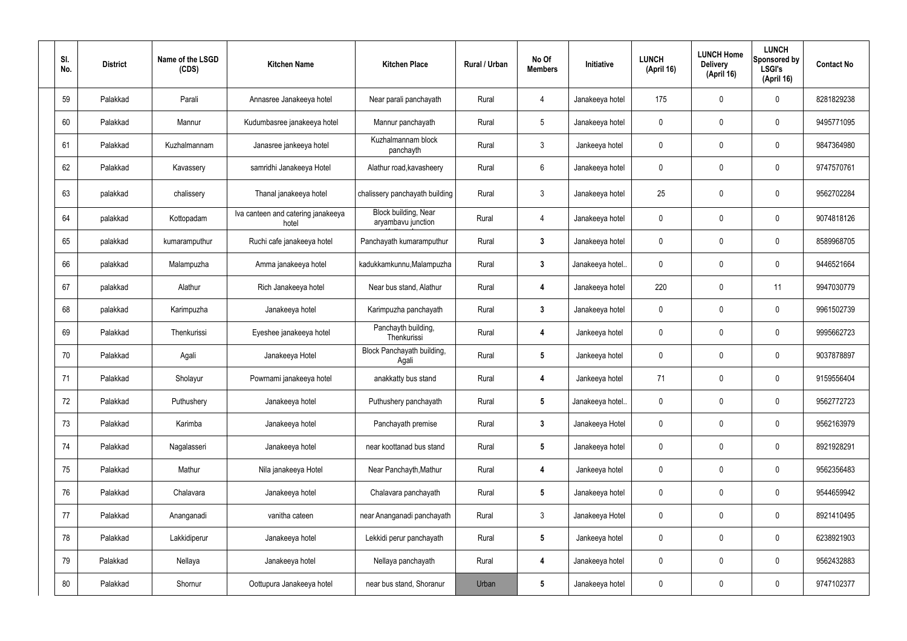| Sl. No. | District | Name of the LSGD (CDS) | Kitchen Name | Kitchen Place | Rural / Urban | No Of Members | Initiative | LUNCH (April 16) | LUNCH Home Delivery (April 16) | LUNCH Sponsored by LSGI's (April 16) | Contact No |
|---|---|---|---|---|---|---|---|---|---|---|---|
| 59 | Palakkad | Parali | Annasree Janakeeya hotel | Near parali panchayath | Rural | 4 | Janakeeya hotel | 175 | 0 | 0 | 8281829238 |
| 60 | Palakkad | Mannur | Kudumbasree janakeeya hotel | Mannur panchayath | Rural | 5 | Janakeeya hotel | 0 | 0 | 0 | 9495771095 |
| 61 | Palakkad | Kuzhalmannam | Janasree jankeeya hotel | Kuzhalmannam block panchayth | Rural | 3 | Jankeeya hotel | 0 | 0 | 0 | 9847364980 |
| 62 | Palakkad | Kavassery | samridhi Janakeeya Hotel | Alathur road,kavasheery | Rural | 6 | Janakeeya hotel | 0 | 0 | 0 | 9747570761 |
| 63 | palakkad | chalissery | Thanal janakeeya hotel | chalissery panchayath building | Rural | 3 | Janakeeya hotel | 25 | 0 | 0 | 9562702284 |
| 64 | palakkad | Kottopadam | Iva canteen and catering janakeeya hotel | Block building, Near aryambavu junction | Rural | 4 | Janakeeya hotel | 0 | 0 | 0 | 9074818126 |
| 65 | palakkad | kumaramputhur | Ruchi cafe janakeeya hotel | Panchayath kumaramputhur | Rural | 3 | Janakeeya hotel | 0 | 0 | 0 | 8589968705 |
| 66 | palakkad | Malampuzha | Amma janakeeya hotel | kadukkamkunnu,Malampuzha | Rural | 3 | Janakeeya hotel.. | 0 | 0 | 0 | 9446521664 |
| 67 | palakkad | Alathur | Rich Janakeeya hotel | Near bus stand, Alathur | Rural | 4 | Janakeeya hotel | 220 | 0 | 11 | 9947030779 |
| 68 | palakkad | Karimpuzha | Janakeeya hotel | Karimpuzha panchayath | Rural | 3 | Janakeeya hotel | 0 | 0 | 0 | 9961502739 |
| 69 | Palakkad | Thenkurissi | Eyeshee janakeeya hotel | Panchayth building, Thenkurissi | Rural | 4 | Jankeeya hotel | 0 | 0 | 0 | 9995662723 |
| 70 | Palakkad | Agali | Janakeeya Hotel | Block Panchayath building, Agali | Rural | 5 | Jankeeya hotel | 0 | 0 | 0 | 9037878897 |
| 71 | Palakkad | Sholayur | Powrnami janakeeya hotel | anakkatty bus stand | Rural | 4 | Jankeeya hotel | 71 | 0 | 0 | 9159556404 |
| 72 | Palakkad | Puthushery | Janakeeya hotel | Puthushery panchayath | Rural | 5 | Janakeeya hotel.. | 0 | 0 | 0 | 9562772723 |
| 73 | Palakkad | Karimba | Janakeeya hotel | Panchayath premise | Rural | 3 | Janakeeya Hotel | 0 | 0 | 0 | 9562163979 |
| 74 | Palakkad | Nagalasseri | Janakeeya hotel | near koottanad bus stand | Rural | 5 | Janakeeya hotel | 0 | 0 | 0 | 8921928291 |
| 75 | Palakkad | Mathur | Nila janakeeya Hotel | Near Panchayth,Mathur | Rural | 4 | Jankeeya hotel | 0 | 0 | 0 | 9562356483 |
| 76 | Palakkad | Chalavara | Janakeeya hotel | Chalavara panchayath | Rural | 5 | Janakeeya hotel | 0 | 0 | 0 | 9544659942 |
| 77 | Palakkad | Ananganadi | vanitha cateen | near Ananganadi panchayath | Rural | 3 | Janakeeya Hotel | 0 | 0 | 0 | 8921410495 |
| 78 | Palakkad | Lakkidiperur | Janakeeya hotel | Lekkidi perur panchayath | Rural | 5 | Jankeeya hotel | 0 | 0 | 0 | 6238921903 |
| 79 | Palakkad | Nellaya | Janakeeya hotel | Nellaya panchayath | Rural | 4 | Janakeeya hotel | 0 | 0 | 0 | 9562432883 |
| 80 | Palakkad | Shornur | Oottupura Janakeeya hotel | near bus stand, Shoranur | Urban | 5 | Janakeeya hotel | 0 | 0 | 0 | 9747102377 |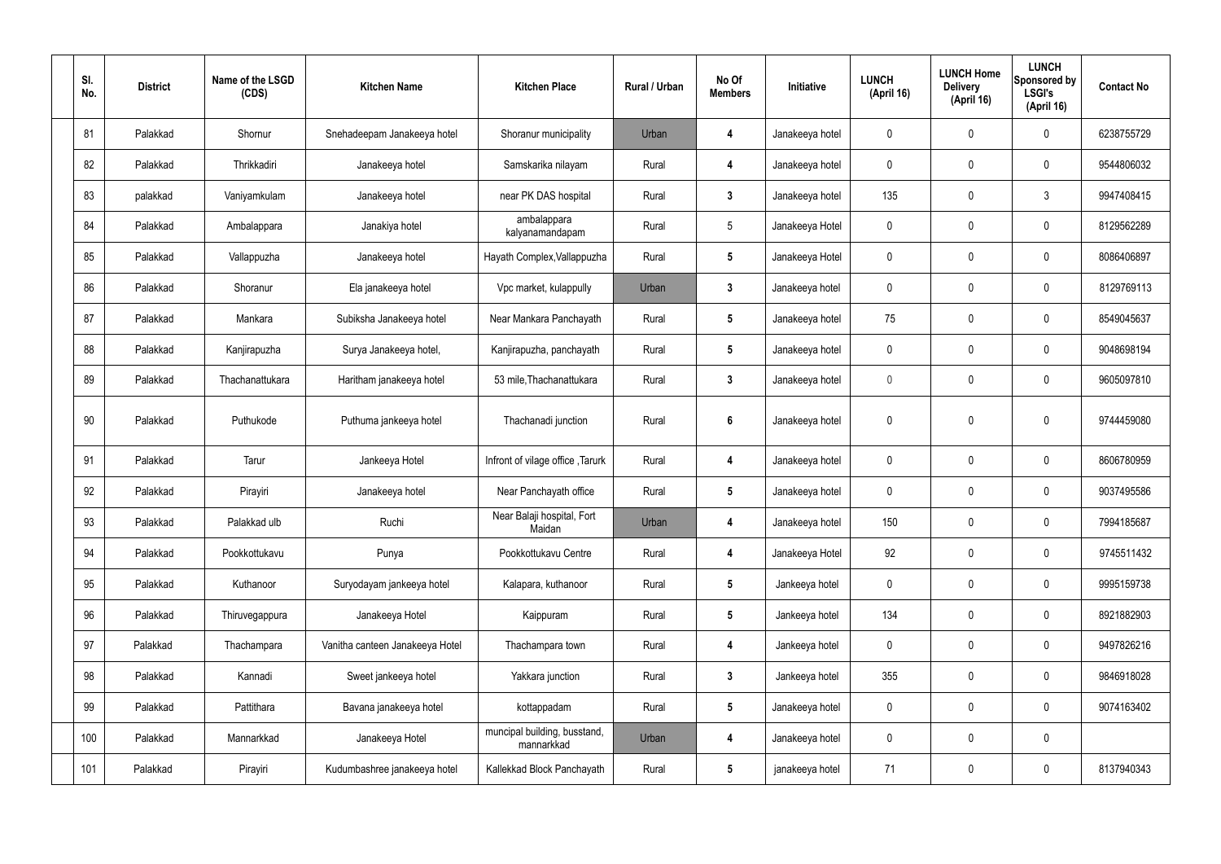| Sl. No. | District | Name of the LSGD (CDS) | Kitchen Name | Kitchen Place | Rural / Urban | No Of Members | Initiative | LUNCH (April 16) | LUNCH Home Delivery (April 16) | LUNCH Sponsored by LSGI's (April 16) | Contact No |
|---|---|---|---|---|---|---|---|---|---|---|---|
| 81 | Palakkad | Shornur | Snehadeepam Janakeeya hotel | Shoranur municipality | Urban | 4 | Janakeeya hotel | 0 | 0 | 0 | 6238755729 |
| 82 | Palakkad | Thrikkadiri | Janakeeya hotel | Samskarika nilayam | Rural | 4 | Janakeeya hotel | 0 | 0 | 0 | 9544806032 |
| 83 | palakkad | Vaniyamkulam | Janakeeya hotel | near PK DAS hospital | Rural | 3 | Janakeeya hotel | 135 | 0 | 3 | 9947408415 |
| 84 | Palakkad | Ambalappara | Janakiya hotel | ambalappara kalyanamandapam | Rural | 5 | Janakeeya Hotel | 0 | 0 | 0 | 8129562289 |
| 85 | Palakkad | Vallappuzha | Janakeeya hotel | Hayath Complex,Vallappuzha | Rural | 5 | Janakeeya Hotel | 0 | 0 | 0 | 8086406897 |
| 86 | Palakkad | Shoranur | Ela janakeeya hotel | Vpc market, kulappully | Urban | 3 | Janakeeya hotel | 0 | 0 | 0 | 8129769113 |
| 87 | Palakkad | Mankara | Subiksha Janakeeya hotel | Near Mankara Panchayath | Rural | 5 | Janakeeya hotel | 75 | 0 | 0 | 8549045637 |
| 88 | Palakkad | Kanjirapuzha | Surya Janakeeya hotel, | Kanjirapuzha, panchayath | Rural | 5 | Janakeeya hotel | 0 | 0 | 0 | 9048698194 |
| 89 | Palakkad | Thachanattukara | Haritham janakeeya hotel | 53 mile,Thachanattukara | Rural | 3 | Janakeeya hotel | 0 | 0 | 0 | 9605097810 |
| 90 | Palakkad | Puthukode | Puthuma jankeeya hotel | Thachanadi junction | Rural | 6 | Janakeeya hotel | 0 | 0 | 0 | 9744459080 |
| 91 | Palakkad | Tarur | Jankeeya Hotel | Infront of vilage office ,Tarurk | Rural | 4 | Janakeeya hotel | 0 | 0 | 0 | 8606780959 |
| 92 | Palakkad | Pirayiri | Janakeeya hotel | Near Panchayath office | Rural | 5 | Janakeeya hotel | 0 | 0 | 0 | 9037495586 |
| 93 | Palakkad | Palakkad ulb | Ruchi | Near Balaji hospital, Fort Maidan | Urban | 4 | Janakeeya hotel | 150 | 0 | 0 | 7994185687 |
| 94 | Palakkad | Pookkottukavu | Punya | Pookkottukavu Centre | Rural | 4 | Janakeeya Hotel | 92 | 0 | 0 | 9745511432 |
| 95 | Palakkad | Kuthanoor | Suryodayam jankeeya hotel | Kalapara, kuthanoor | Rural | 5 | Jankeeya hotel | 0 | 0 | 0 | 9995159738 |
| 96 | Palakkad | Thiruvegappura | Janakeeya Hotel | Kaippuram | Rural | 5 | Jankeeya hotel | 134 | 0 | 0 | 8921882903 |
| 97 | Palakkad | Thachampara | Vanitha canteen Janakeeya Hotel | Thachampara town | Rural | 4 | Jankeeya hotel | 0 | 0 | 0 | 9497826216 |
| 98 | Palakkad | Kannadi | Sweet jankeeya hotel | Yakkara junction | Rural | 3 | Jankeeya hotel | 355 | 0 | 0 | 9846918028 |
| 99 | Palakkad | Pattithara | Bavana janakeeya hotel | kottappadam | Rural | 5 | Janakeeya hotel | 0 | 0 | 0 | 9074163402 |
| 100 | Palakkad | Mannarkkad | Janakeeya Hotel | muncipal building, busstand, mannarkkad | Urban | 4 | Janakeeya hotel | 0 | 0 | 0 | |
| 101 | Palakkad | Pirayiri | Kudumbashree janakeeya hotel | Kallekkad Block Panchayath | Rural | 5 | janakeeya hotel | 71 | 0 | 0 | 8137940343 |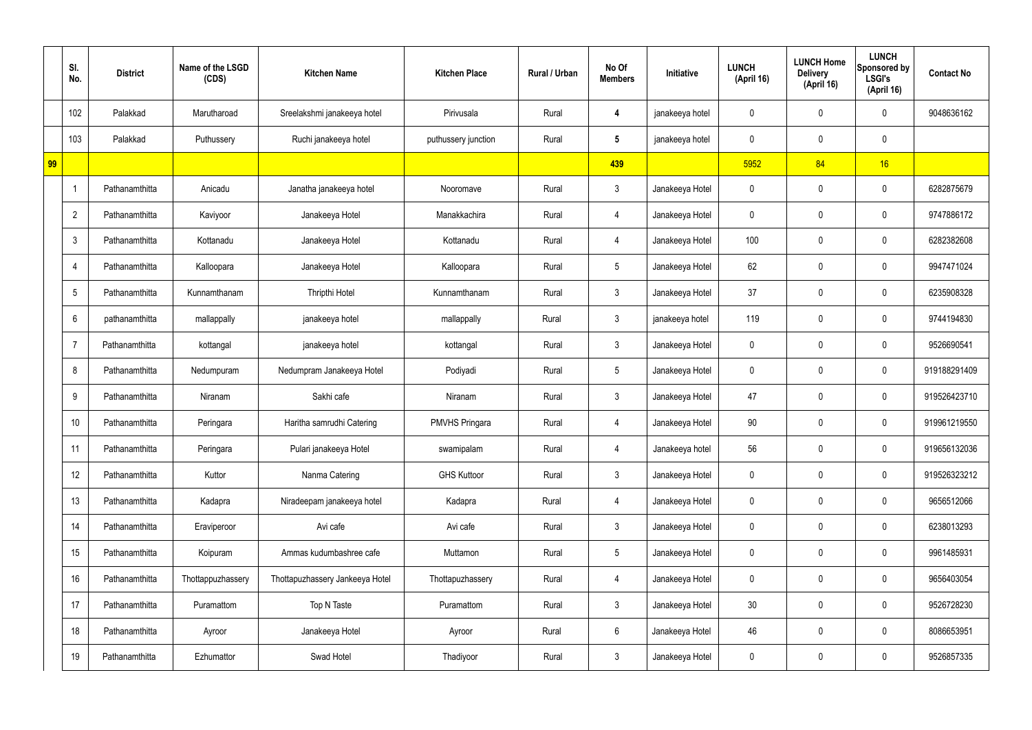|  | Sl. No. | District | Name of the LSGD (CDS) | Kitchen Name | Kitchen Place | Rural / Urban | No Of Members | Initiative | LUNCH (April 16) | LUNCH Home Delivery (April 16) | LUNCH Sponsored by LSGI's (April 16) | Contact No |
|---|---|---|---|---|---|---|---|---|---|---|---|---|
|  | 102 | Palakkad | Marutharoad | Sreelakshmi janakeeya hotel | Pirivusala | Rural | 4 | janakeeya hotel | 0 | 0 | 0 | 9048636162 |
|  | 103 | Palakkad | Puthussery | Ruchi janakeeya hotel | puthussery junction | Rural | 5 | janakeeya hotel | 0 | 0 | 0 |  |
| 99 |  |  |  |  |  |  | 439 |  | 5952 | 84 | 16 |  |
|  | 1 | Pathanamthitta | Anicadu | Janatha janakeeya hotel | Nooromave | Rural | 3 | Janakeeya Hotel | 0 | 0 | 0 | 6282875679 |
|  | 2 | Pathanamthitta | Kaviyoor | Janakeeya Hotel | Manakkachira | Rural | 4 | Janakeeya Hotel | 0 | 0 | 0 | 9747886172 |
|  | 3 | Pathanamthitta | Kottanadu | Janakeeya Hotel | Kottanadu | Rural | 4 | Janakeeya Hotel | 100 | 0 | 0 | 6282382608 |
|  | 4 | Pathanamthitta | Kalloopara | Janakeeya Hotel | Kalloopara | Rural | 5 | Janakeeya Hotel | 62 | 0 | 0 | 9947471024 |
|  | 5 | Pathanamthitta | Kunnamthanam | Thripthi Hotel | Kunnamthanam | Rural | 3 | Janakeeya Hotel | 37 | 0 | 0 | 6235908328 |
|  | 6 | pathanamthitta | mallappally | janakeeya hotel | mallappally | Rural | 3 | janakeeya hotel | 119 | 0 | 0 | 9744194830 |
|  | 7 | Pathanamthitta | kottangal | janakeeya hotel | kottangal | Rural | 3 | Janakeeya Hotel | 0 | 0 | 0 | 9526690541 |
|  | 8 | Pathanamthitta | Nedumpuram | Nedumpram Janakeeya Hotel | Podiyadi | Rural | 5 | Janakeeya Hotel | 0 | 0 | 0 | 919188291409 |
|  | 9 | Pathanamthitta | Niranam | Sakhi cafe | Niranam | Rural | 3 | Janakeeya Hotel | 47 | 0 | 0 | 919526423710 |
|  | 10 | Pathanamthitta | Peringara | Haritha samrudhi Catering | PMVHS Pringara | Rural | 4 | Janakeeya Hotel | 90 | 0 | 0 | 919961219550 |
|  | 11 | Pathanamthitta | Peringara | Pulari janakeeya Hotel | swamipalam | Rural | 4 | Janakeeya hotel | 56 | 0 | 0 | 919656132036 |
|  | 12 | Pathanamthitta | Kuttor | Nanma Catering | GHS Kuttoor | Rural | 3 | Janakeeya Hotel | 0 | 0 | 0 | 919526323212 |
|  | 13 | Pathanamthitta | Kadapra | Niradeepam janakeeya hotel | Kadapra | Rural | 4 | Janakeeya Hotel | 0 | 0 | 0 | 9656512066 |
|  | 14 | Pathanamthitta | Eraviperoor | Avi cafe | Avi cafe | Rural | 3 | Janakeeya Hotel | 0 | 0 | 0 | 6238013293 |
|  | 15 | Pathanamthitta | Koipuram | Ammas kudumbashree cafe | Muttamon | Rural | 5 | Janakeeya Hotel | 0 | 0 | 0 | 9961485931 |
|  | 16 | Pathanamthitta | Thottappuzhassery | Thottapuzhassery Jankeeya Hotel | Thottapuzhassery | Rural | 4 | Janakeeya Hotel | 0 | 0 | 0 | 9656403054 |
|  | 17 | Pathanamthitta | Puramattom | Top N Taste | Puramattom | Rural | 3 | Janakeeya Hotel | 30 | 0 | 0 | 9526728230 |
|  | 18 | Pathanamthitta | Ayroor | Janakeeya Hotel | Ayroor | Rural | 6 | Janakeeya Hotel | 46 | 0 | 0 | 8086653951 |
|  | 19 | Pathanamthitta | Ezhumattor | Swad Hotel | Thadiyoor | Rural | 3 | Janakeeya Hotel | 0 | 0 | 0 | 9526857335 |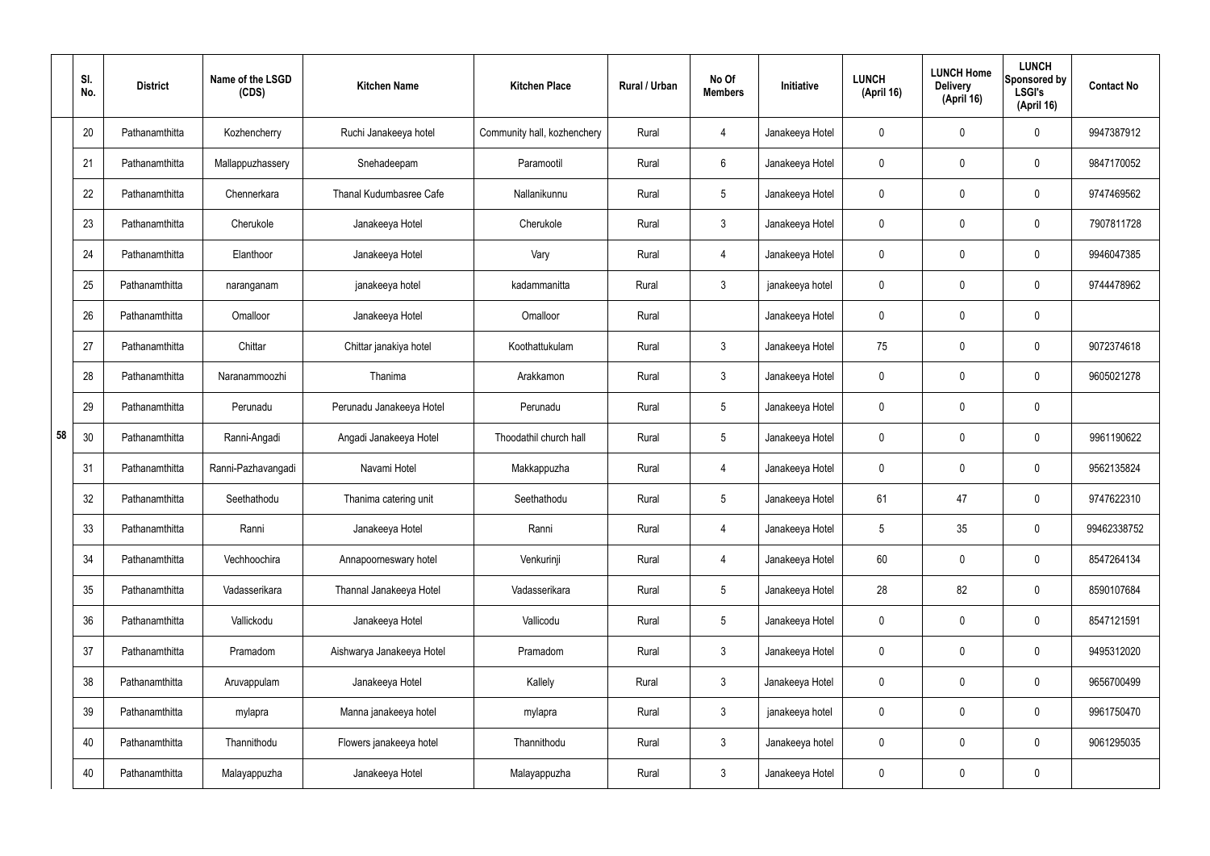| | Sl. No. | District | Name of the LSGD (CDS) | Kitchen Name | Kitchen Place | Rural / Urban | No Of Members | Initiative | LUNCH (April 16) | LUNCH Home Delivery (April 16) | LUNCH Sponsored by LSGI's (April 16) | Contact No |
|---|---|---|---|---|---|---|---|---|---|---|---|---|
| 58 | 20 | Pathanamthitta | Kozhencherry | Ruchi Janakeeya hotel | Community hall, kozhenchery | Rural | 4 | Janakeeya Hotel | 0 | 0 | 0 | 9947387912 |
| | 21 | Pathanamthitta | Mallappuzhassery | Snehadeepam | Paramootil | Rural | 6 | Janakeeya Hotel | 0 | 0 | 0 | 9847170052 |
| | 22 | Pathanamthitta | Chennerkara | Thanal Kudumbasree Cafe | Nallanikunnu | Rural | 5 | Janakeeya Hotel | 0 | 0 | 0 | 9747469562 |
| | 23 | Pathanamthitta | Cherukole | Janakeeya Hotel | Cherukole | Rural | 3 | Janakeeya Hotel | 0 | 0 | 0 | 7907811728 |
| | 24 | Pathanamthitta | Elanthoor | Janakeeya Hotel | Vary | Rural | 4 | Janakeeya Hotel | 0 | 0 | 0 | 9946047385 |
| | 25 | Pathanamthitta | naranganam | janakeeya hotel | kadammanitta | Rural | 3 | janakeeya hotel | 0 | 0 | 0 | 9744478962 |
| | 26 | Pathanamthitta | Omalloor | Janakeeya Hotel | Omalloor | Rural | | Janakeeya Hotel | 0 | 0 | 0 | |
| | 27 | Pathanamthitta | Chittar | Chittar janakiya hotel | Koothattukulam | Rural | 3 | Janakeeya Hotel | 75 | 0 | 0 | 9072374618 |
| | 28 | Pathanamthitta | Naranammoozhi | Thanima | Arakkamon | Rural | 3 | Janakeeya Hotel | 0 | 0 | 0 | 9605021278 |
| | 29 | Pathanamthitta | Perunadu | Perunadu Janakeeya Hotel | Perunadu | Rural | 5 | Janakeeya Hotel | 0 | 0 | 0 | |
| | 30 | Pathanamthitta | Ranni-Angadi | Angadi Janakeeya Hotel | Thoodathil church hall | Rural | 5 | Janakeeya Hotel | 0 | 0 | 0 | 9961190622 |
| | 31 | Pathanamthitta | Ranni-Pazhavangadi | Navami Hotel | Makkappuzha | Rural | 4 | Janakeeya Hotel | 0 | 0 | 0 | 9562135824 |
| | 32 | Pathanamthitta | Seethathodu | Thanima catering unit | Seethathodu | Rural | 5 | Janakeeya Hotel | 61 | 47 | 0 | 9747622310 |
| | 33 | Pathanamthitta | Ranni | Janakeeya Hotel | Ranni | Rural | 4 | Janakeeya Hotel | 5 | 35 | 0 | 99462338752 |
| | 34 | Pathanamthitta | Vechhoochira | Annapoorneswary hotel | Venkurinji | Rural | 4 | Janakeeya Hotel | 60 | 0 | 0 | 8547264134 |
| | 35 | Pathanamthitta | Vadasserikara | Thannal Janakeeya Hotel | Vadasserikara | Rural | 5 | Janakeeya Hotel | 28 | 82 | 0 | 8590107684 |
| | 36 | Pathanamthitta | Vallickodu | Janakeeya Hotel | Vallicodu | Rural | 5 | Janakeeya Hotel | 0 | 0 | 0 | 8547121591 |
| | 37 | Pathanamthitta | Pramadom | Aishwarya Janakeeya Hotel | Pramadom | Rural | 3 | Janakeeya Hotel | 0 | 0 | 0 | 9495312020 |
| | 38 | Pathanamthitta | Aruvappulam | Janakeeya Hotel | Kallely | Rural | 3 | Janakeeya Hotel | 0 | 0 | 0 | 9656700499 |
| | 39 | Pathanamthitta | mylapra | Manna janakeeya hotel | mylapra | Rural | 3 | janakeeya hotel | 0 | 0 | 0 | 9961750470 |
| | 40 | Pathanamthitta | Thannithodu | Flowers janakeeya hotel | Thannithodu | Rural | 3 | Janakeeya hotel | 0 | 0 | 0 | 9061295035 |
| | 40 | Pathanamthitta | Malayappuzha | Janakeeya Hotel | Malayappuzha | Rural | 3 | Janakeeya Hotel | 0 | 0 | 0 | |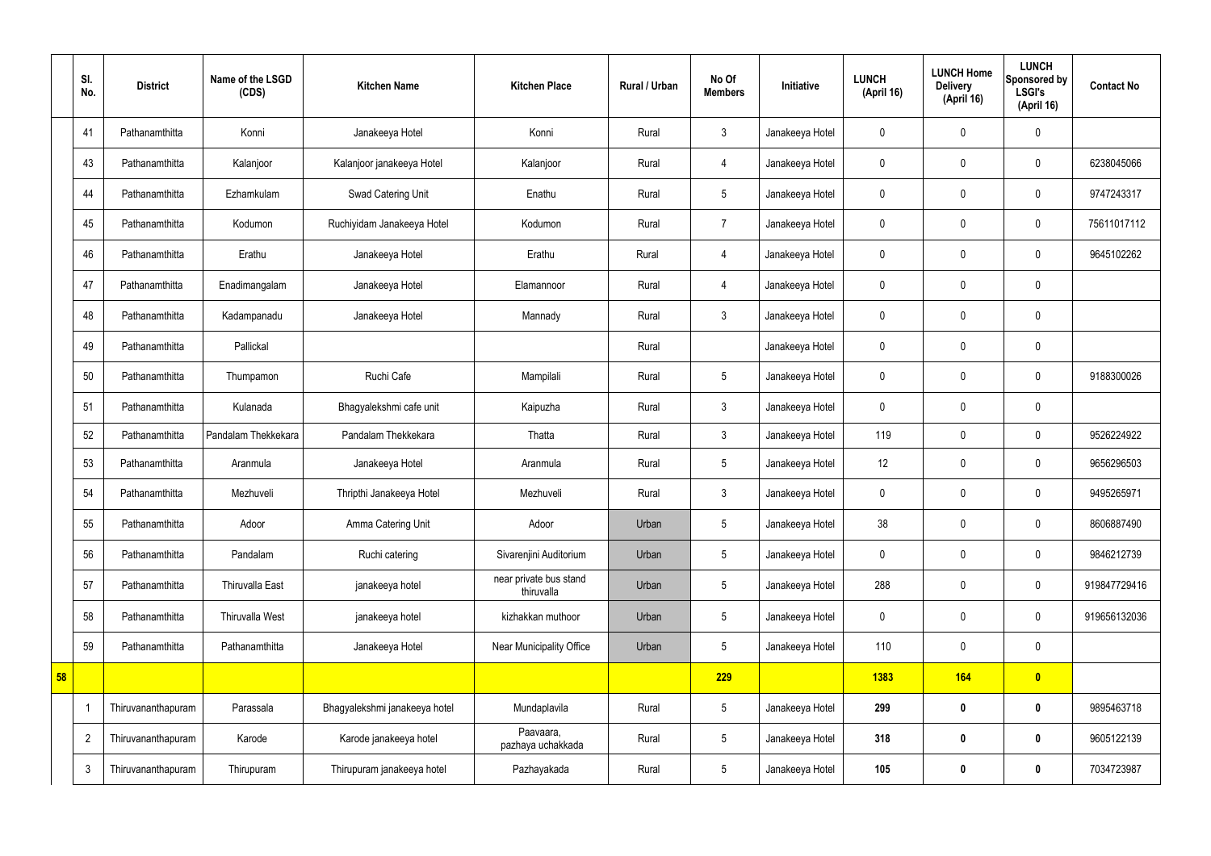|  | Sl. No. | District | Name of the LSGD (CDS) | Kitchen Name | Kitchen Place | Rural / Urban | No Of Members | Initiative | LUNCH (April 16) | LUNCH Home Delivery (April 16) | LUNCH Sponsored by LSGI's (April 16) | Contact No |
|---|---|---|---|---|---|---|---|---|---|---|---|---|
|  | 41 | Pathanamthitta | Konni | Janakeeya Hotel | Konni | Rural | 3 | Janakeeya Hotel | 0 | 0 | 0 |  |
|  | 43 | Pathanamthitta | Kalanjoor | Kalanjoor janakeeya Hotel | Kalanjoor | Rural | 4 | Janakeeya Hotel | 0 | 0 | 0 | 6238045066 |
|  | 44 | Pathanamthitta | Ezhamkulam | Swad Catering Unit | Enathu | Rural | 5 | Janakeeya Hotel | 0 | 0 | 0 | 9747243317 |
|  | 45 | Pathanamthitta | Kodumon | Ruchiyidam Janakeeya Hotel | Kodumon | Rural | 7 | Janakeeya Hotel | 0 | 0 | 0 | 75611017112 |
|  | 46 | Pathanamthitta | Erathu | Janakeeya Hotel | Erathu | Rural | 4 | Janakeeya Hotel | 0 | 0 | 0 | 9645102262 |
|  | 47 | Pathanamthitta | Enadimangalam | Janakeeya Hotel | Elamannoor | Rural | 4 | Janakeeya Hotel | 0 | 0 | 0 |  |
|  | 48 | Pathanamthitta | Kadampanadu | Janakeeya Hotel | Mannady | Rural | 3 | Janakeeya Hotel | 0 | 0 | 0 |  |
|  | 49 | Pathanamthitta | Pallickal |  |  | Rural |  | Janakeeya Hotel | 0 | 0 | 0 |  |
|  | 50 | Pathanamthitta | Thumpamon | Ruchi Cafe | Mampilali | Rural | 5 | Janakeeya Hotel | 0 | 0 | 0 | 9188300026 |
|  | 51 | Pathanamthitta | Kulanada | Bhagyalekshmi cafe unit | Kaipuzha | Rural | 3 | Janakeeya Hotel | 0 | 0 | 0 |  |
|  | 52 | Pathanamthitta | Pandalam Thekkekara | Pandalam Thekkekara | Thatta | Rural | 3 | Janakeeya Hotel | 119 | 0 | 0 | 9526224922 |
|  | 53 | Pathanamthitta | Aranmula | Janakeeya Hotel | Aranmula | Rural | 5 | Janakeeya Hotel | 12 | 0 | 0 | 9656296503 |
|  | 54 | Pathanamthitta | Mezhuveli | Thripthi Janakeeya Hotel | Mezhuveli | Rural | 3 | Janakeeya Hotel | 0 | 0 | 0 | 9495265971 |
|  | 55 | Pathanamthitta | Adoor | Amma Catering Unit | Adoor | Urban | 5 | Janakeeya Hotel | 38 | 0 | 0 | 8606887490 |
|  | 56 | Pathanamthitta | Pandalam | Ruchi catering | Sivarenjini Auditorium | Urban | 5 | Janakeeya Hotel | 0 | 0 | 0 | 9846212739 |
|  | 57 | Pathanamthitta | Thiruvalla East | janakeeya hotel | near private bus stand thiruvalla | Urban | 5 | Janakeeya Hotel | 288 | 0 | 0 | 919847729416 |
|  | 58 | Pathanamthitta | Thiruvalla West | janakeeya hotel | kizhakkan muthoor | Urban | 5 | Janakeeya Hotel | 0 | 0 | 0 | 919656132036 |
|  | 59 | Pathanamthitta | Pathanamthitta | Janakeeya Hotel | Near Municipality Office | Urban | 5 | Janakeeya Hotel | 110 | 0 | 0 |  |
| **58** |  |  |  |  |  |  | **229** |  | **1383** | **164** | **0** |  |
|  | 1 | Thiruvananthapuram | Parassala | Bhagyalekshmi janakeeya hotel | Mundaplavila | Rural | 5 | Janakeeya Hotel | **299** | **0** | **0** | 9895463718 |
|  | 2 | Thiruvananthapuram | Karode | Karode janakeeya hotel | Paavaara, pazhaya uchakkada | Rural | 5 | Janakeeya Hotel | **318** | **0** | **0** | 9605122139 |
|  | 3 | Thiruvananthapuram | Thirupuram | Thirupuram janakeeya hotel | Pazhayakada | Rural | 5 | Janakeeya Hotel | **105** | **0** | **0** | 7034723987 |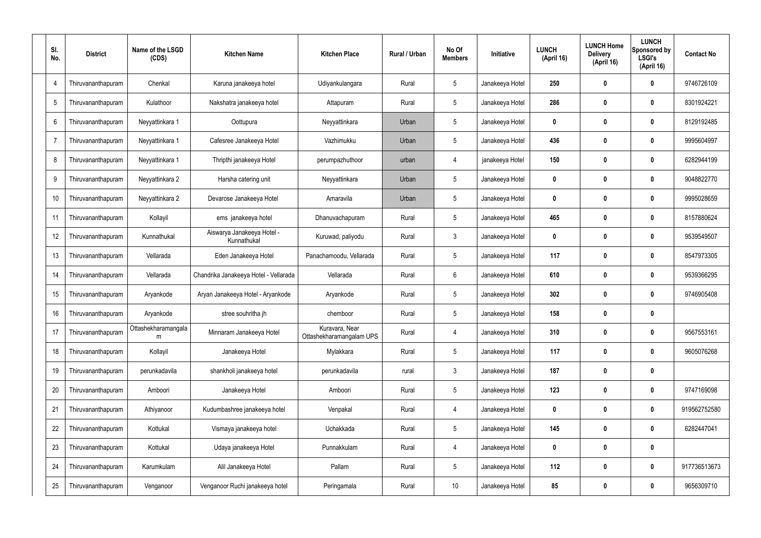| Sl. No. | District | Name of the LSGD (CDS) | Kitchen Name | Kitchen Place | Rural / Urban | No Of Members | Initiative | LUNCH (April 16) | LUNCH Home Delivery (April 16) | LUNCH Sponsored by LSGI's (April 16) | Contact No |
|---|---|---|---|---|---|---|---|---|---|---|---|
| 4 | Thiruvananthapuram | Chenkal | Karuna janakeeya hotel | Udiyankulangara | Rural | 5 | Janakeeya Hotel | 250 | 0 | 0 | 9746726109 |
| 5 | Thiruvananthapuram | Kulathoor | Nakshatra janakeeya hotel | Attapuram | Rural | 5 | Janakeeya Hotel | 286 | 0 | 0 | 8301924221 |
| 6 | Thiruvananthapuram | Neyyattinkara 1 | Oottupura | Neyyattinkara | Urban | 5 | Janakeeya Hotel | 0 | 0 | 0 | 8129192485 |
| 7 | Thiruvananthapuram | Neyyattinkara 1 | Cafesree Janakeeya Hotel | Vazhimukku | Urban | 5 | Janakeeya Hotel | 436 | 0 | 0 | 9995604997 |
| 8 | Thiruvananthapuram | Neyyattinkara 1 | Thripthi janakeeya Hotel | perumpazhuthoor | urban | 4 | janakeeya Hotel | 150 | 0 | 0 | 6282944199 |
| 9 | Thiruvananthapuram | Neyyattinkara 2 | Harsha catering unit | Neyyattinkara | Urban | 5 | Janakeeya Hotel | 0 | 0 | 0 | 9048822770 |
| 10 | Thiruvananthapuram | Neyyattinkara 2 | Devarose Janakeeya Hotel | Amaravila | Urban | 5 | Janakeeya Hotel | 0 | 0 | 0 | 9995028659 |
| 11 | Thiruvananthapuram | Kollayil | ems janakeeya hotel | Dhanuvachapuram | Rural | 5 | Janakeeya Hotel | 465 | 0 | 0 | 8157880624 |
| 12 | Thiruvananthapuram | Kunnathukal | Aiswarya Janakeeya Hotel - Kunnathukal | Kuruwad, paliyodu | Rural | 3 | Janakeeya Hotel | 0 | 0 | 0 | 9539549507 |
| 13 | Thiruvananthapuram | Vellarada | Eden Janakeeya Hotel | Panachamoodu, Vellarada | Rural | 5 | Janakeeya Hotel | 117 | 0 | 0 | 8547973305 |
| 14 | Thiruvananthapuram | Vellarada | Chandrika Janakeeya Hotel - Vellarada | Vellarada | Rural | 6 | Janakeeya Hotel | 610 | 0 | 0 | 9539366295 |
| 15 | Thiruvananthapuram | Aryankode | Aryan Janakeeya Hotel - Aryankode | Aryankode | Rural | 5 | Janakeeya Hotel | 302 | 0 | 0 | 9746905408 |
| 16 | Thiruvananthapuram | Aryankode | stree souhritha jh | chemboor | Rural | 5 | Janakeeya Hotel | 158 | 0 | 0 | |
| 17 | Thiruvananthapuram | Ottashekharamangalam | Minnaram Janakeeya Hotel | Kuravara, Near Ottashekharamangalam UPS | Rural | 4 | Janakeeya Hotel | 310 | 0 | 0 | 9567553161 |
| 18 | Thiruvananthapuram | Kollayil | Janakeeya Hotel | Mylakkara | Rural | 5 | Janakeeya Hotel | 117 | 0 | 0 | 9605076268 |
| 19 | Thiruvananthapuram | perunkadavila | shankholi janakeeya hotel | perunkadavila | rural | 3 | Janakeeya Hotel | 187 | 0 | 0 | |
| 20 | Thiruvananthapuram | Amboori | Janakeeya Hotel | Amboori | Rural | 5 | Janakeeya Hotel | 123 | 0 | 0 | 9747169098 |
| 21 | Thiruvananthapuram | Athiyanoor | Kudumbashree janakeeya hotel | Venpakal | Rural | 4 | Janakeeya Hotel | 0 | 0 | 0 | 919562752580 |
| 22 | Thiruvananthapuram | Kottukal | Vismaya janakeeya hotel | Uchakkada | Rural | 5 | Janakeeya Hotel | 145 | 0 | 0 | 6282447041 |
| 23 | Thiruvananthapuram | Kottukal | Udaya janakeeya Hotel | Punnakkulam | Rural | 4 | Janakeeya Hotel | 0 | 0 | 0 | |
| 24 | Thiruvananthapuram | Karumkulam | Alil Janakeeya Hotel | Pallam | Rural | 5 | Janakeeya Hotel | 112 | 0 | 0 | 917736513673 |
| 25 | Thiruvananthapuram | Venganoor | Venganoor Ruchi janakeeya hotel | Peringamala | Rural | 10 | Janakeeya Hotel | 85 | 0 | 0 | 9656309710 |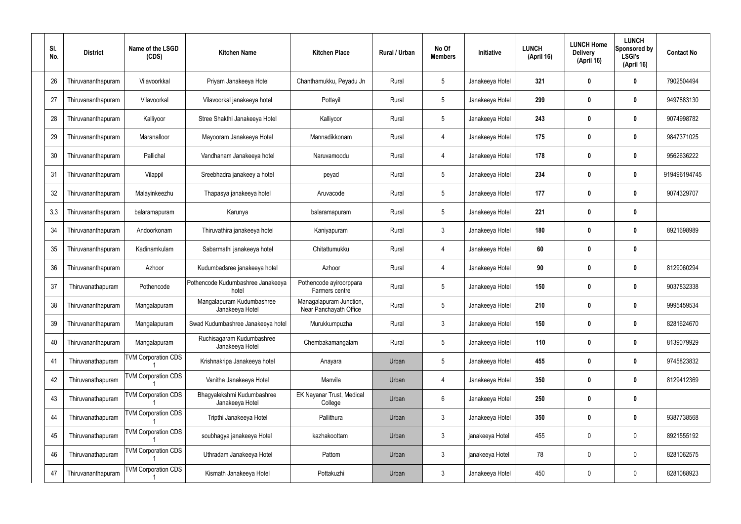| Sl. No. | District | Name of the LSGD (CDS) | Kitchen Name | Kitchen Place | Rural / Urban | No Of Members | Initiative | LUNCH (April 16) | LUNCH Home Delivery (April 16) | LUNCH Sponsored by LSGI's (April 16) | Contact No |
|---|---|---|---|---|---|---|---|---|---|---|---|
| 26 | Thiruvananthapuram | Vilavoorkkal | Priyam Janakeeya Hotel | Chanthamukku, Peyadu Jn | Rural | 5 | Janakeeya Hotel | **321** | **0** | **0** | 7902504494 |
| 27 | Thiruvananthapuram | Vilavoorkal | Vilavoorkal janakeeya hotel | Pottayil | Rural | 5 | Janakeeya Hotel | **299** | **0** | **0** | 9497883130 |
| 28 | Thiruvananthapuram | Kalliyoor | Stree Shakthi Janakeeya Hotel | Kalliyoor | Rural | 5 | Janakeeya Hotel | **243** | **0** | **0** | 9074998782 |
| 29 | Thiruvananthapuram | Maranalloor | Mayooram Janakeeya Hotel | Mannadikkonam | Rural | 4 | Janakeeya Hotel | **175** | **0** | **0** | 9847371025 |
| 30 | Thiruvananthapuram | Pallichal | Vandhanam Janakeeya hotel | Naruvamoodu | Rural | 4 | Janakeeya Hotel | **178** | **0** | **0** | 9562636222 |
| 31 | Thiruvananthapuram | Vilappil | Sreebhadra janakeey a hotel | peyad | Rural | 5 | Janakeeya Hotel | **234** | **0** | **0** | 919496194745 |
| 32 | Thiruvananthapuram | Malayinkeezhu | Thapasya janakeeya hotel | Aruvacode | Rural | 5 | Janakeeya Hotel | **177** | **0** | **0** | 9074329707 |
| 3,3 | Thiruvananthapuram | balaramapuram | Karunya | balaramapuram | Rural | 5 | Janakeeya Hotel | **221** | **0** | **0** | |
| 34 | Thiruvananthapuram | Andoorkonam | Thiruvathira janakeeya hotel | Kaniyapuram | Rural | 3 | Janakeeya Hotel | **180** | **0** | **0** | 8921698989 |
| 35 | Thiruvananthapuram | Kadinamkulam | Sabarmathi janakeeya hotel | Chitattumukku | Rural | 4 | Janakeeya Hotel | **60** | **0** | **0** | |
| 36 | Thiruvananthapuram | Azhoor | Kudumbadsree janakeeya hotel | Azhoor | Rural | 4 | Janakeeya Hotel | **90** | **0** | **0** | 8129060294 |
| 37 | Thiruvanathapuram | Pothencode | Pothencode Kudumbashree Janakeeya hotel | Pothencode ayiroorppara Farmers centre | Rural | 5 | Janakeeya Hotel | **150** | **0** | **0** | 9037832338 |
| 38 | Thiruvananthapuram | Mangalapuram | Mangalapuram Kudumbashree Janakeeya Hotel | Managalapuram Junction, Near Panchayath Office | Rural | 5 | Janakeeya Hotel | **210** | **0** | **0** | 9995459534 |
| 39 | Thiruvananthapuram | Mangalapuram | Swad Kudumbashree Janakeeya hotel | Murukkumpuzha | Rural | 3 | Janakeeya Hotel | **150** | **0** | **0** | 8281624670 |
| 40 | Thiruvananthapuram | Mangalapuram | Ruchisagaram Kudumbashree Janakeeya Hotel | Chembakamangalam | Rural | 5 | Janakeeya Hotel | **110** | **0** | **0** | 8139079929 |
| 41 | Thiruvanathapuram | TVM Corporation CDS 1 | Krishnakripa Janakeeya hotel | Anayara | Urban | 5 | Janakeeya Hotel | **455** | **0** | **0** | 9745823832 |
| 42 | Thiruvanathapuram | TVM Corporation CDS 1 | Vanitha Janakeeya Hotel | Manvila | Urban | 4 | Janakeeya Hotel | **350** | **0** | **0** | 8129412369 |
| 43 | Thiruvanathapuram | TVM Corporation CDS 1 | Bhagyalekshmi Kudumbashree Janakeeya Hotel | EK Nayanar Trust, Medical College | Urban | 6 | Janakeeya Hotel | **250** | **0** | **0** | |
| 44 | Thiruvanathapuram | TVM Corporation CDS 1 | Tripthi Janakeeya Hotel | Pallithura | Urban | 3 | Janakeeya Hotel | **350** | **0** | **0** | 9387738568 |
| 45 | Thiruvanathapuram | TVM Corporation CDS 1 | soubhagya janakeeya Hotel | kazhakoottam | Urban | 3 | janakeeya Hotel | 455 | 0 | 0 | 8921555192 |
| 46 | Thiruvanathapuram | TVM Corporation CDS 1 | Uthradam Janakeeya Hotel | Pattom | Urban | 3 | janakeeya Hotel | 78 | 0 | 0 | 8281062575 |
| 47 | Thiruvananthapuram | TVM Corporation CDS 1 | Kismath Janakeeya Hotel | Pottakuzhi | Urban | 3 | Janakeeya Hotel | 450 | 0 | 0 | 8281088923 |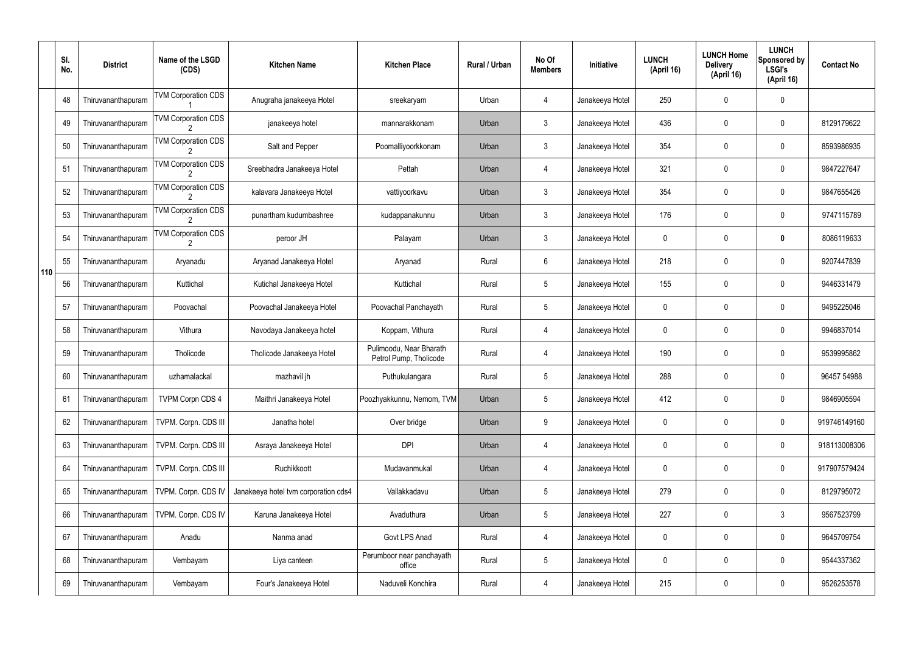| | Sl. No. | District | Name of the LSGD (CDS) | Kitchen Name | Kitchen Place | Rural / Urban | No Of Members | Initiative | LUNCH (April 16) | LUNCH Home Delivery (April 16) | LUNCH Sponsored by LSGI's (April 16) | Contact No |
|---|---|---|---|---|---|---|---|---|---|---|---|---|
| 110 | 48 | Thiruvananthapuram | TVM Corporation CDS 1 | Anugraha janakeeya Hotel | sreekaryam | Urban | 4 | Janakeeya Hotel | 250 | 0 | 0 | |
| | 49 | Thiruvananthapuram | TVM Corporation CDS 2 | janakeeya hotel | mannarakkonam | Urban | 3 | Janakeeya Hotel | 436 | 0 | 0 | 8129179622 |
| | 50 | Thiruvananthapuram | TVM Corporation CDS 2 | Salt and Pepper | Poomalliyoorkkonam | Urban | 3 | Janakeeya Hotel | 354 | 0 | 0 | 8593986935 |
| | 51 | Thiruvananthapuram | TVM Corporation CDS 2 | Sreebhadra Janakeeya Hotel | Pettah | Urban | 4 | Janakeeya Hotel | 321 | 0 | 0 | 9847227647 |
| | 52 | Thiruvananthapuram | TVM Corporation CDS 2 | kalavara Janakeeya Hotel | vattiyoorkavu | Urban | 3 | Janakeeya Hotel | 354 | 0 | 0 | 9847655426 |
| | 53 | Thiruvananthapuram | TVM Corporation CDS 2 | punartham kudumbashree | kudappanakunnu | Urban | 3 | Janakeeya Hotel | 176 | 0 | 0 | 9747115789 |
| | 54 | Thiruvananthapuram | TVM Corporation CDS 2 | peroor JH | Palayam | Urban | 3 | Janakeeya Hotel | 0 | 0 | **0** | 8086119633 |
| | 55 | Thiruvananthapuram | Aryanadu | Aryanad Janakeeya Hotel | Aryanad | Rural | 6 | Janakeeya Hotel | 218 | 0 | 0 | 9207447839 |
| | 56 | Thiruvananthapuram | Kuttichal | Kutichal Janakeeya Hotel | Kuttichal | Rural | 5 | Janakeeya Hotel | 155 | 0 | 0 | 9446331479 |
| | 57 | Thiruvananthapuram | Poovachal | Poovachal Janakeeya Hotel | Poovachal Panchayath | Rural | 5 | Janakeeya Hotel | 0 | 0 | 0 | 9495225046 |
| | 58 | Thiruvananthapuram | Vithura | Navodaya Janakeeya hotel | Koppam, Vithura | Rural | 4 | Janakeeya Hotel | 0 | 0 | 0 | 9946837014 |
| | 59 | Thiruvananthapuram | Tholicode | Tholicode Janakeeya Hotel | Pulimoodu, Near Bharath Petrol Pump, Tholicode | Rural | 4 | Janakeeya Hotel | 190 | 0 | 0 | 9539995862 |
| | 60 | Thiruvananthapuram | uzhamalackal | mazhavil jh | Puthukulangara | Rural | 5 | Janakeeya Hotel | 288 | 0 | 0 | 96457 54988 |
| | 61 | Thiruvananthapuram | TVPM Corpn CDS 4 | Maithri Janakeeya Hotel | Poozhyakkunnu, Nemom, TVM | Urban | 5 | Janakeeya Hotel | 412 | 0 | 0 | 9846905594 |
| | 62 | Thiruvananthapuram | TVPM. Corpn. CDS III | Janatha hotel | Over bridge | Urban | 9 | Janakeeya Hotel | 0 | 0 | 0 | 919746149160 |
| | 63 | Thiruvananthapuram | TVPM. Corpn. CDS III | Asraya Janakeeya Hotel | DPI | Urban | 4 | Janakeeya Hotel | 0 | 0 | 0 | 918113008306 |
| | 64 | Thiruvananthapuram | TVPM. Corpn. CDS III | Ruchikkoott | Mudavanmukal | Urban | 4 | Janakeeya Hotel | 0 | 0 | 0 | 917907579424 |
| | 65 | Thiruvananthapuram | TVPM. Corpn. CDS IV | Janakeeya hotel tvm corporation cds4 | Vallakkadavu | Urban | 5 | Janakeeya Hotel | 279 | 0 | 0 | 8129795072 |
| | 66 | Thiruvananthapuram | TVPM. Corpn. CDS IV | Karuna Janakeeya Hotel | Avaduthura | Urban | 5 | Janakeeya Hotel | 227 | 0 | 3 | 9567523799 |
| | 67 | Thiruvananthapuram | Anadu | Nanma anad | Govt LPS Anad | Rural | 4 | Janakeeya Hotel | 0 | 0 | 0 | 9645709754 |
| | 68 | Thiruvananthapuram | Vembayam | Liya canteen | Perumboor near panchayath office | Rural | 5 | Janakeeya Hotel | 0 | 0 | 0 | 9544337362 |
| | 69 | Thiruvananthapuram | Vembayam | Four's Janakeeya Hotel | Naduveli Konchira | Rural | 4 | Janakeeya Hotel | 215 | 0 | 0 | 9526253578 |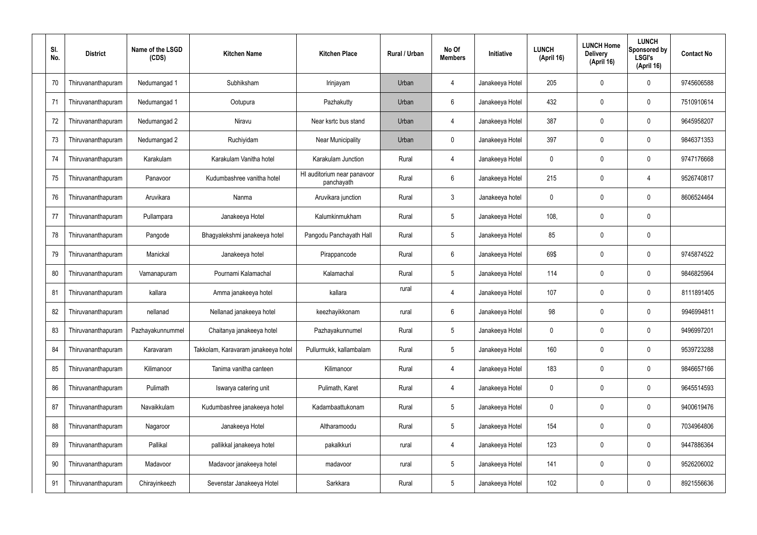| Sl. No. | District | Name of the LSGD (CDS) | Kitchen Name | Kitchen Place | Rural / Urban | No Of Members | Initiative | LUNCH (April 16) | LUNCH Home Delivery (April 16) | LUNCH Sponsored by LSGI's (April 16) | Contact No |
|---|---|---|---|---|---|---|---|---|---|---|---|
| 70 | Thiruvananthapuram | Nedumangad 1 | Subhiksham | Irinjayam | Urban | 4 | Janakeeya Hotel | 205 | 0 | 0 | 9745606588 |
| 71 | Thiruvananthapuram | Nedumangad 1 | Ootupura | Pazhakutty | Urban | 6 | Janakeeya Hotel | 432 | 0 | 0 | 7510910614 |
| 72 | Thiruvananthapuram | Nedumangad 2 | Niravu | Near ksrtc bus stand | Urban | 4 | Janakeeya Hotel | 387 | 0 | 0 | 9645958207 |
| 73 | Thiruvananthapuram | Nedumangad 2 | Ruchiyidam | Near Municipality | Urban | 0 | Janakeeya Hotel | 397 | 0 | 0 | 9846371353 |
| 74 | Thiruvananthapuram | Karakulam | Karakulam Vanitha hotel | Karakulam Junction | Rural | 4 | Janakeeya Hotel | 0 | 0 | 0 | 9747176668 |
| 75 | Thiruvananthapuram | Panavoor | Kudumbashree vanitha hotel | HI auditorium near panavoor panchayath | Rural | 6 | Janakeeya Hotel | 215 | 0 | 4 | 9526740817 |
| 76 | Thiruvananthapuram | Aruvikara | Nanma | Aruvikara junction | Rural | 3 | Janakeeya hotel | 0 | 0 | 0 | 8606524464 |
| 77 | Thiruvananthapuram | Pullampara | Janakeeya Hotel | Kalumkinmukham | Rural | 5 | Janakeeya Hotel | 108, | 0 | 0 | |
| 78 | Thiruvananthapuram | Pangode | Bhagyalekshmi janakeeya hotel | Pangodu Panchayath Hall | Rural | 5 | Janakeeya Hotel | 85 | 0 | 0 | |
| 79 | Thiruvananthapuram | Manickal | Janakeeya hotel | Pirappancode | Rural | 6 | Janakeeya Hotel | 69$ | 0 | 0 | 9745874522 |
| 80 | Thiruvananthapuram | Vamanapuram | Pournami Kalamachal | Kalamachal | Rural | 5 | Janakeeya Hotel | 114 | 0 | 0 | 9846825964 |
| 81 | Thiruvananthapuram | kallara | Amma janakeeya hotel | kallara | rural | 4 | Janakeeya Hotel | 107 | 0 | 0 | 8111891405 |
| 82 | Thiruvananthapuram | nellanad | Nellanad janakeeya hotel | keezhayikkonam | rural | 6 | Janakeeya Hotel | 98 | 0 | 0 | 9946994811 |
| 83 | Thiruvananthapuram | Pazhayakunnummel | Chaitanya janakeeya hotel | Pazhayakunnumel | Rural | 5 | Janakeeya Hotel | 0 | 0 | 0 | 9496997201 |
| 84 | Thiruvananthapuram | Karavaram | Takkolam, Karavaram janakeeya hotel | Pullurmukk, kallambalam | Rural | 5 | Janakeeya Hotel | 160 | 0 | 0 | 9539723288 |
| 85 | Thiruvananthapuram | Kilimanoor | Tanima vanitha canteen | Kilimanoor | Rural | 4 | Janakeeya Hotel | 183 | 0 | 0 | 9846657166 |
| 86 | Thiruvananthapuram | Pulimath | Iswarya catering unit | Pulimath, Karet | Rural | 4 | Janakeeya Hotel | 0 | 0 | 0 | 9645514593 |
| 87 | Thiruvananthapuram | Navaikkulam | Kudumbashree janakeeya hotel | Kadambaattukonam | Rural | 5 | Janakeeya Hotel | 0 | 0 | 0 | 9400619476 |
| 88 | Thiruvananthapuram | Nagaroor | Janakeeya Hotel | Altharamoodu | Rural | 5 | Janakeeya Hotel | 154 | 0 | 0 | 7034964806 |
| 89 | Thiruvananthapuram | Pallikal | pallikkal janakeeya hotel | pakalkkuri | rural | 4 | Janakeeya Hotel | 123 | 0 | 0 | 9447886364 |
| 90 | Thiruvananthapuram | Madavoor | Madavoor janakeeya hotel | madavoor | rural | 5 | Janakeeya Hotel | 141 | 0 | 0 | 9526206002 |
| 91 | Thiruvananthapuram | Chirayinkeezh | Sevenstar Janakeeya Hotel | Sarkkara | Rural | 5 | Janakeeya Hotel | 102 | 0 | 0 | 8921556636 |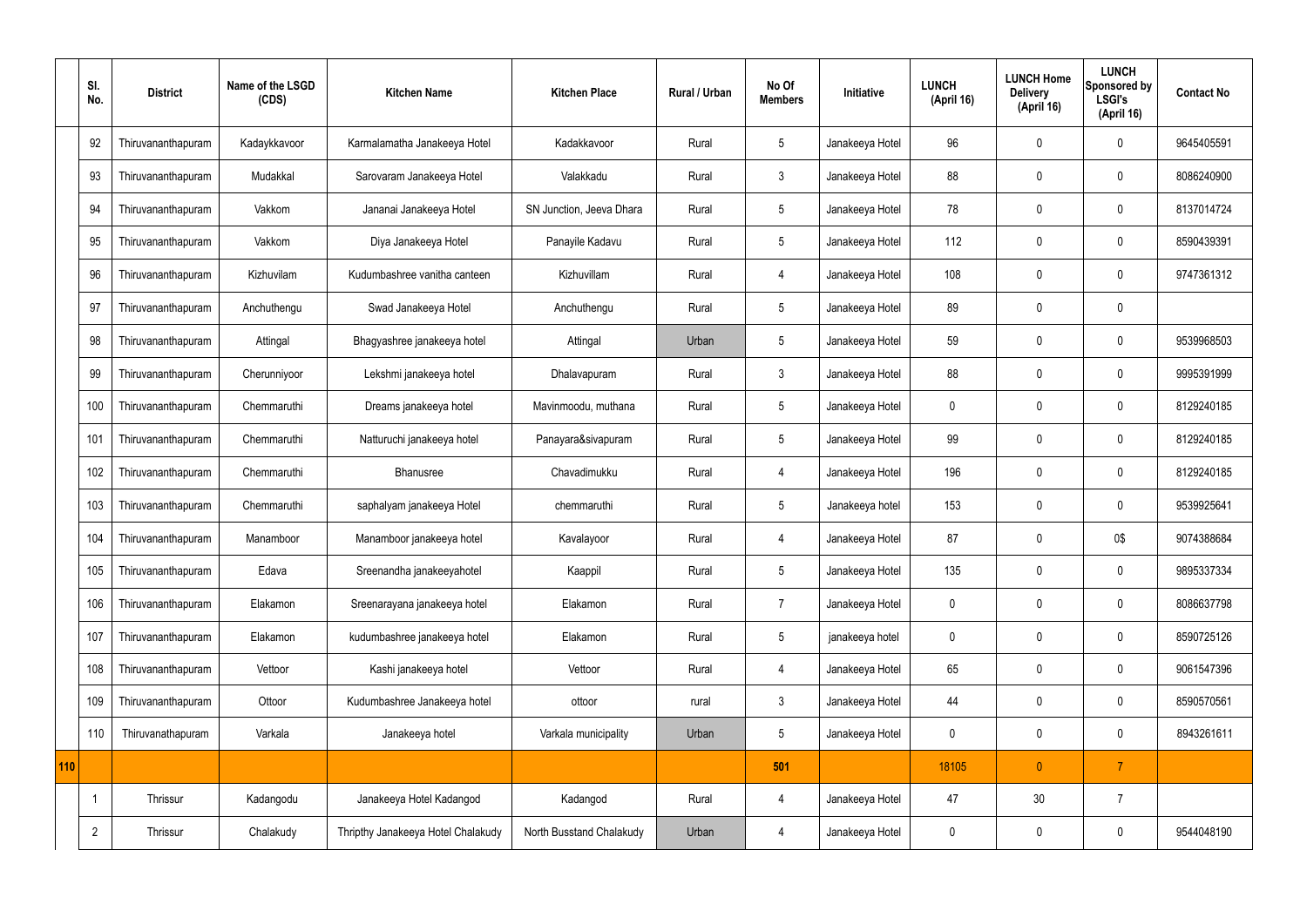| | Sl. No. | District | Name of the LSGD (CDS) | Kitchen Name | Kitchen Place | Rural / Urban | No Of Members | Initiative | LUNCH (April 16) | LUNCH Home Delivery (April 16) | LUNCH Sponsored by LSGI's (April 16) | Contact No |
|---|---|---|---|---|---|---|---|---|---|---|---|---|
| | 92 | Thiruvananthapuram | Kadaykkavoor | Karmalamatha Janakeeya Hotel | Kadakkavoor | Rural | 5 | Janakeeya Hotel | 96 | 0 | 0 | 9645405591 |
| | 93 | Thiruvananthapuram | Mudakkal | Sarovaram Janakeeya Hotel | Valakkadu | Rural | 3 | Janakeeya Hotel | 88 | 0 | 0 | 8086240900 |
| | 94 | Thiruvananthapuram | Vakkom | Jananai Janakeeya Hotel | SN Junction, Jeeva Dhara | Rural | 5 | Janakeeya Hotel | 78 | 0 | 0 | 8137014724 |
| | 95 | Thiruvananthapuram | Vakkom | Diya Janakeeya Hotel | Panayile Kadavu | Rural | 5 | Janakeeya Hotel | 112 | 0 | 0 | 8590439391 |
| | 96 | Thiruvananthapuram | Kizhuvilam | Kudumbashree vanitha canteen | Kizhuvillam | Rural | 4 | Janakeeya Hotel | 108 | 0 | 0 | 9747361312 |
| | 97 | Thiruvananthapuram | Anchuthengu | Swad Janakeeya Hotel | Anchuthengu | Rural | 5 | Janakeeya Hotel | 89 | 0 | 0 | |
| | 98 | Thiruvananthapuram | Attingal | Bhagyashree janakeeya hotel | Attingal | Urban | 5 | Janakeeya Hotel | 59 | 0 | 0 | 9539968503 |
| | 99 | Thiruvananthapuram | Cherunniyoor | Lekshmi janakeeya hotel | Dhalavapuram | Rural | 3 | Janakeeya Hotel | 88 | 0 | 0 | 9995391999 |
| | 100 | Thiruvananthapuram | Chemmaruthi | Dreams janakeeya hotel | Mavinmoodu, muthana | Rural | 5 | Janakeeya Hotel | 0 | 0 | 0 | 8129240185 |
| | 101 | Thiruvananthapuram | Chemmaruthi | Natturuchi janakeeya hotel | Panayara&sivapuram | Rural | 5 | Janakeeya Hotel | 99 | 0 | 0 | 8129240185 |
| | 102 | Thiruvananthapuram | Chemmaruthi | Bhanusree | Chavadimukku | Rural | 4 | Janakeeya Hotel | 196 | 0 | 0 | 8129240185 |
| | 103 | Thiruvananthapuram | Chemmaruthi | saphalyam janakeeya Hotel | chemmaruthi | Rural | 5 | Janakeeya hotel | 153 | 0 | 0 | 9539925641 |
| | 104 | Thiruvananthapuram | Manamboor | Manamboor janakeeya hotel | Kavalayoor | Rural | 4 | Janakeeya Hotel | 87 | 0 | 0$ | 9074388684 |
| | 105 | Thiruvananthapuram | Edava | Sreenandha janakeeyahotel | Kaappil | Rural | 5 | Janakeeya Hotel | 135 | 0 | 0 | 9895337334 |
| | 106 | Thiruvananthapuram | Elakamon | Sreenarayana janakeeya hotel | Elakamon | Rural | 7 | Janakeeya Hotel | 0 | 0 | 0 | 8086637798 |
| | 107 | Thiruvananthapuram | Elakamon | kudumbashree janakeeya hotel | Elakamon | Rural | 5 | janakeeya hotel | 0 | 0 | 0 | 8590725126 |
| | 108 | Thiruvananthapuram | Vettoor | Kashi janakeeya hotel | Vettoor | Rural | 4 | Janakeeya Hotel | 65 | 0 | 0 | 9061547396 |
| | 109 | Thiruvananthapuram | Ottoor | Kudumbashree Janakeeya hotel | ottoor | rural | 3 | Janakeeya Hotel | 44 | 0 | 0 | 8590570561 |
| | 110 | Thiruvanathapuram | Varkala | Janakeeya hotel | Varkala municipality | Urban | 5 | Janakeeya Hotel | 0 | 0 | 0 | 8943261611 |
| 110 | | | | | | | 501 | | 18105 | 0 | 7 | |
| | 1 | Thrissur | Kadangodu | Janakeeya Hotel Kadangod | Kadangod | Rural | 4 | Janakeeya Hotel | 47 | 30 | 7 | |
| | 2 | Thrissur | Chalakudy | Thripthy Janakeeya Hotel Chalakudy | North Busstand Chalakudy | Urban | 4 | Janakeeya Hotel | 0 | 0 | 0 | 9544048190 |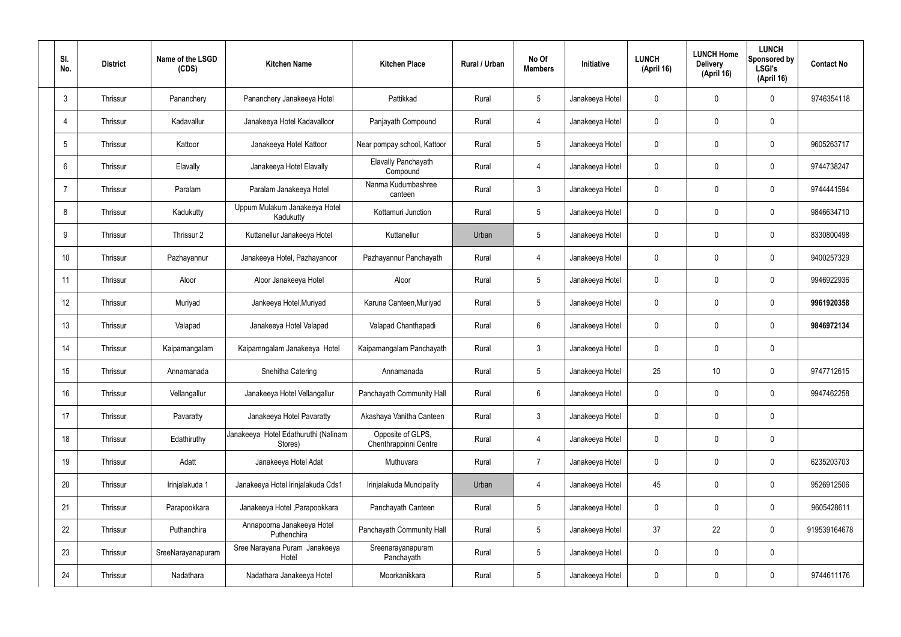| Sl. No. | District | Name of the LSGD (CDS) | Kitchen Name | Kitchen Place | Rural / Urban | No Of Members | Initiative | LUNCH (April 16) | LUNCH Home Delivery (April 16) | LUNCH Sponsored by LSGI's (April 16) | Contact No |
|---|---|---|---|---|---|---|---|---|---|---|---|
| 3 | Thrissur | Pananchery | Pananchery Janakeeya Hotel | Pattikkad | Rural | 5 | Janakeeya Hotel | 0 | 0 | 0 | 9746354118 |
| 4 | Thrissur | Kadavallur | Janakeeya Hotel Kadavalloor | Panjayath Compound | Rural | 4 | Janakeeya Hotel | 0 | 0 | 0 | |
| 5 | Thrissur | Kattoor | Janakeeya Hotel Kattoor | Near pompay school, Kattoor | Rural | 5 | Janakeeya Hotel | 0 | 0 | 0 | 9605263717 |
| 6 | Thrissur | Elavally | Janakeeya Hotel Elavally | Elavally Panchayath Compound | Rural | 4 | Janakeeya Hotel | 0 | 0 | 0 | 9744738247 |
| 7 | Thrissur | Paralam | Paralam Janakeeya Hotel | Nanma Kudumbashree canteen | Rural | 3 | Janakeeya Hotel | 0 | 0 | 0 | 9744441594 |
| 8 | Thrissur | Kadukutty | Uppum Mulakum Janakeeya Hotel Kadukutty | Kottamuri Junction | Rural | 5 | Janakeeya Hotel | 0 | 0 | 0 | 9846634710 |
| 9 | Thrissur | Thrissur 2 | Kuttanellur Janakeeya Hotel | Kuttanellur | Urban | 5 | Janakeeya Hotel | 0 | 0 | 0 | 8330800498 |
| 10 | Thrissur | Pazhayannur | Janakeeya Hotel, Pazhayanoor | Pazhayannur Panchayath | Rural | 4 | Janakeeya Hotel | 0 | 0 | 0 | 9400257329 |
| 11 | Thrissur | Aloor | Aloor Janakeeya Hotel | Aloor | Rural | 5 | Janakeeya Hotel | 0 | 0 | 0 | 9946922936 |
| 12 | Thrissur | Muriyad | Jankeeya Hotel,Muriyad | Karuna Canteen,Muriyad | Rural | 5 | Janakeeya Hotel | 0 | 0 | 0 | **9961920358** |
| 13 | Thrissur | Valapad | Janakeeya Hotel Valapad | Valapad Chanthapadi | Rural | 6 | Janakeeya Hotel | 0 | 0 | 0 | **9846972134** |
| 14 | Thrissur | Kaipamangalam | Kaipamngalam Janakeeya Hotel | Kaipamangalam Panchayath | Rural | 3 | Janakeeya Hotel | 0 | 0 | 0 | |
| 15 | Thrissur | Annamanada | Snehitha Catering | Annamanada | Rural | 5 | Janakeeya Hotel | 25 | 10 | 0 | 9747712615 |
| 16 | Thrissur | Vellangallur | Janakeeya Hotel Vellangallur | Panchayath Community Hall | Rural | 6 | Janakeeya Hotel | 0 | 0 | 0 | 9947462258 |
| 17 | Thrissur | Pavaratty | Janakeeya Hotel Pavaratty | Akashaya Vanitha Canteen | Rural | 3 | Janakeeya Hotel | 0 | 0 | 0 | |
| 18 | Thrissur | Edathiruthy | Janakeeya Hotel Edathuruthi (Nalinam Stores) | Opposite of GLPS, Chenthrappinni Centre | Rural | 4 | Janakeeya Hotel | 0 | 0 | 0 | |
| 19 | Thrissur | Adatt | Janakeeya Hotel Adat | Muthuvara | Rural | 7 | Janakeeya Hotel | 0 | 0 | 0 | 6235203703 |
| 20 | Thrissur | Irinjalakuda 1 | Janakeeya Hotel Irinjalakuda Cds1 | Irinjalakuda Muncipality | Urban | 4 | Janakeeya Hotel | 45 | 0 | 0 | 9526912506 |
| 21 | Thrissur | Parapookkara | Janakeeya Hotel ,Parapookkara | Panchayath Canteen | Rural | 5 | Janakeeya Hotel | 0 | 0 | 0 | 9605428611 |
| 22 | Thrissur | Puthanchira | Annapoorna Janakeeya Hotel Puthenchira | Panchayath Community Hall | Rural | 5 | Janakeeya Hotel | 37 | 22 | 0 | 919539164678 |
| 23 | Thrissur | SreeNarayanapuram | Sree Narayana Puram Janakeeya Hotel | Sreenarayanapuram Panchayath | Rural | 5 | Janakeeya Hotel | 0 | 0 | 0 | |
| 24 | Thrissur | Nadathara | Nadathara Janakeeya Hotel | Moorkanikkara | Rural | 5 | Janakeeya Hotel | 0 | 0 | 0 | 9744611176 |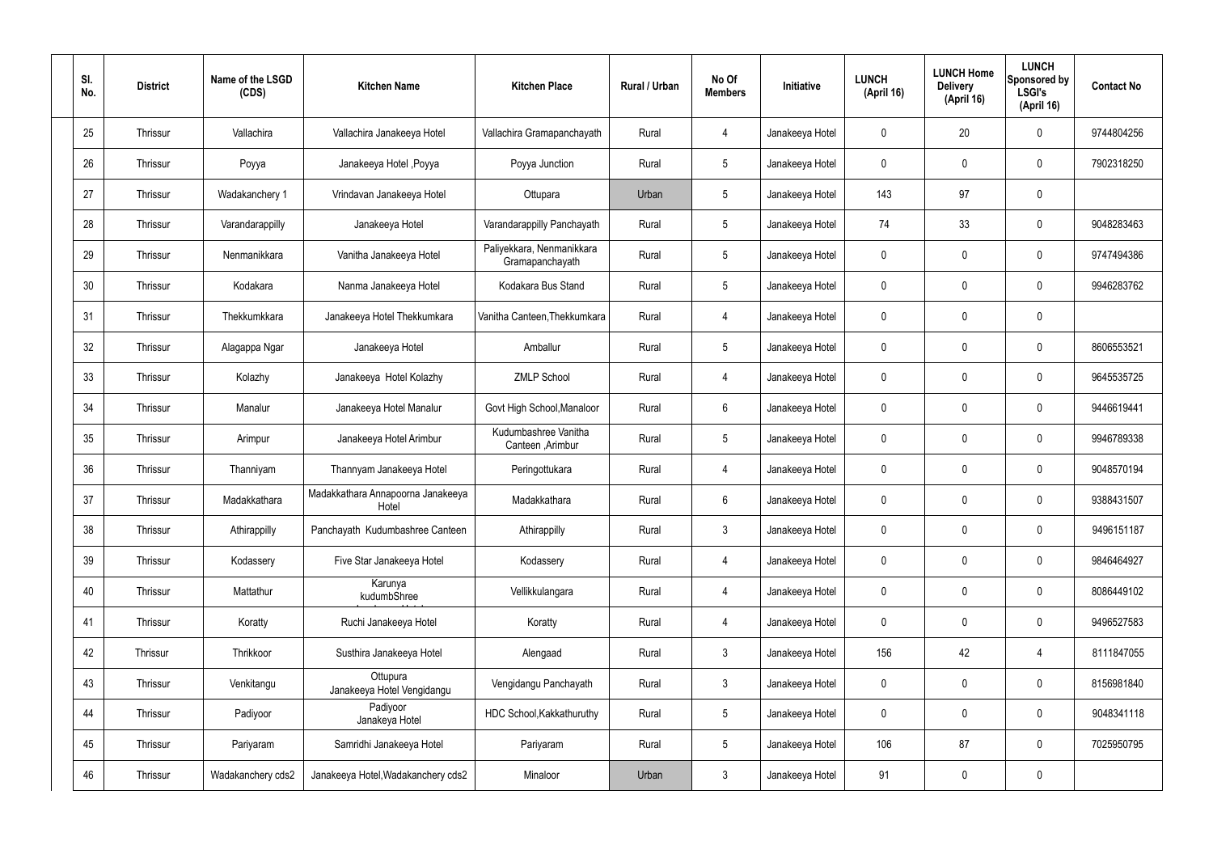| Sl. No. | District | Name of the LSGD (CDS) | Kitchen Name | Kitchen Place | Rural / Urban | No Of Members | Initiative | LUNCH (April 16) | LUNCH Home Delivery (April 16) | LUNCH Sponsored by LSGI's (April 16) | Contact No |
|---|---|---|---|---|---|---|---|---|---|---|---|
| 25 | Thrissur | Vallachira | Vallachira Janakeeya Hotel | Vallachira Gramapanchayath | Rural | 4 | Janakeeya Hotel | 0 | 20 | 0 | 9744804256 |
| 26 | Thrissur | Poyya | Janakeeya Hotel ,Poyya | Poyya Junction | Rural | 5 | Janakeeya Hotel | 0 | 0 | 0 | 7902318250 |
| 27 | Thrissur | Wadakanchery 1 | Vrindavan Janakeeya Hotel | Ottupara | Urban | 5 | Janakeeya Hotel | 143 | 97 | 0 | |
| 28 | Thrissur | Varandarappilly | Janakeeya Hotel | Varandarappilly Panchayath | Rural | 5 | Janakeeya Hotel | 74 | 33 | 0 | 9048283463 |
| 29 | Thrissur | Nenmanikkara | Vanitha Janakeeya Hotel | Paliyekkara, Nenmanikkara Gramapanchayath | Rural | 5 | Janakeeya Hotel | 0 | 0 | 0 | 9747494386 |
| 30 | Thrissur | Kodakara | Nanma Janakeeya Hotel | Kodakara Bus Stand | Rural | 5 | Janakeeya Hotel | 0 | 0 | 0 | 9946283762 |
| 31 | Thrissur | Thekkumkkara | Janakeeya Hotel Thekkumkara | Vanitha Canteen,Thekkumkara | Rural | 4 | Janakeeya Hotel | 0 | 0 | 0 | |
| 32 | Thrissur | Alagappa Ngar | Janakeeya Hotel | Amballur | Rural | 5 | Janakeeya Hotel | 0 | 0 | 0 | 8606553521 |
| 33 | Thrissur | Kolazhy | Janakeeya Hotel Kolazhy | ZMLP School | Rural | 4 | Janakeeya Hotel | 0 | 0 | 0 | 9645535725 |
| 34 | Thrissur | Manalur | Janakeeya Hotel Manalur | Govt High School,Manaloor | Rural | 6 | Janakeeya Hotel | 0 | 0 | 0 | 9446619441 |
| 35 | Thrissur | Arimpur | Janakeeya Hotel Arimbur | Kudumbashree Vanitha Canteen ,Arimbur | Rural | 5 | Janakeeya Hotel | 0 | 0 | 0 | 9946789338 |
| 36 | Thrissur | Thanniyam | Thannyam Janakeeya Hotel | Peringottukara | Rural | 4 | Janakeeya Hotel | 0 | 0 | 0 | 9048570194 |
| 37 | Thrissur | Madakkathara | Madakkathara Annapoorna Janakeeya Hotel | Madakkathara | Rural | 6 | Janakeeya Hotel | 0 | 0 | 0 | 9388431507 |
| 38 | Thrissur | Athirappilly | Panchayath Kudumbashree Canteen | Athirappilly | Rural | 3 | Janakeeya Hotel | 0 | 0 | 0 | 9496151187 |
| 39 | Thrissur | Kodassery | Five Star Janakeeya Hotel | Kodassery | Rural | 4 | Janakeeya Hotel | 0 | 0 | 0 | 9846464927 |
| 40 | Thrissur | Mattathur | Karunya kudumbShree Janakeeya Hotel | Vellikkulangara | Rural | 4 | Janakeeya Hotel | 0 | 0 | 0 | 8086449102 |
| 41 | Thrissur | Koratty | Ruchi Janakeeya Hotel | Koratty | Rural | 4 | Janakeeya Hotel | 0 | 0 | 0 | 9496527583 |
| 42 | Thrissur | Thrikkoor | Susthira Janakeeya Hotel | Alengaad | Rural | 3 | Janakeeya Hotel | 156 | 42 | 4 | 8111847055 |
| 43 | Thrissur | Venkitangu | Ottupura Janakeeya Hotel Vengidangu | Vengidangu Panchayath | Rural | 3 | Janakeeya Hotel | 0 | 0 | 0 | 8156981840 |
| 44 | Thrissur | Padiyoor | Padiyoor Janakeya Hotel | HDC School,Kakkathuruthy | Rural | 5 | Janakeeya Hotel | 0 | 0 | 0 | 9048341118 |
| 45 | Thrissur | Pariyaram | Samridhi Janakeeya Hotel | Pariyaram | Rural | 5 | Janakeeya Hotel | 106 | 87 | 0 | 7025950795 |
| 46 | Thrissur | Wadakanchery cds2 | Janakeeya Hotel,Wadakanchery cds2 | Minaloor | Urban | 3 | Janakeeya Hotel | 91 | 0 | 0 | |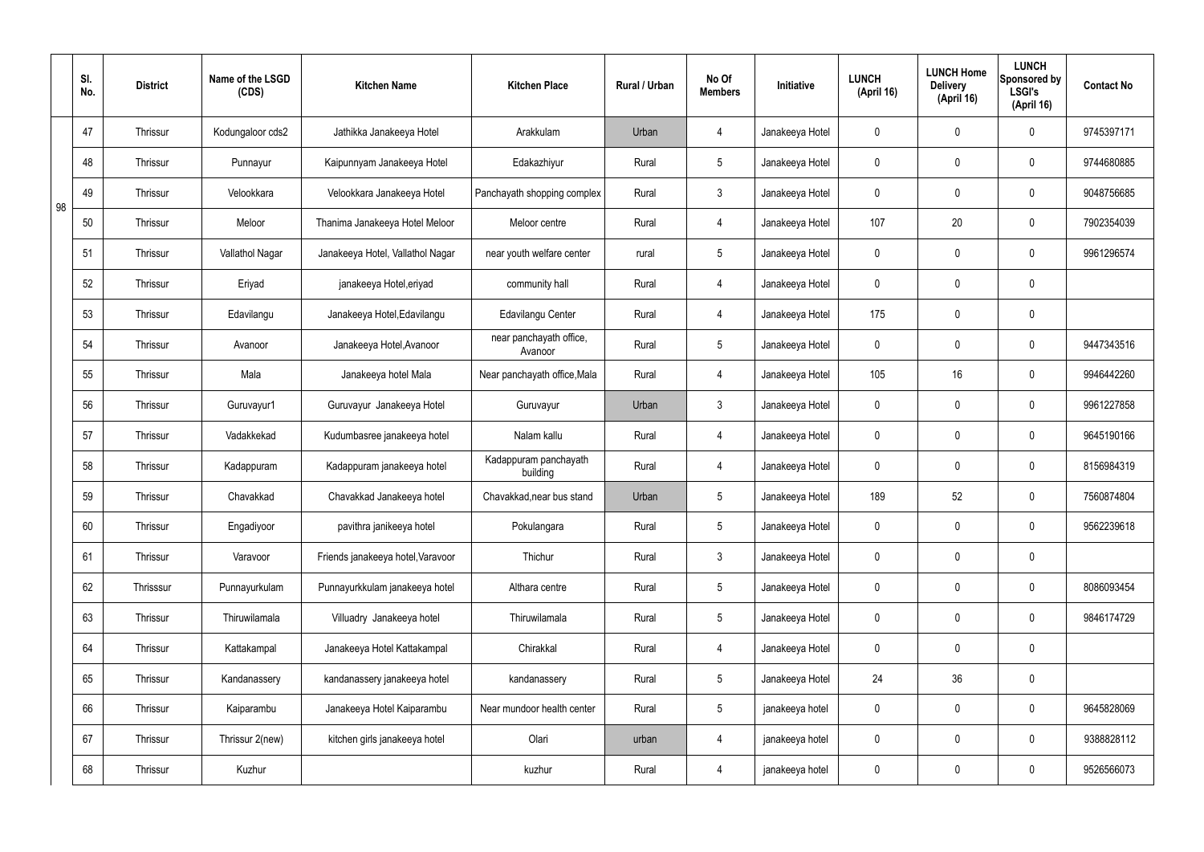|  | Sl. No. | District | Name of the LSGD (CDS) | Kitchen Name | Kitchen Place | Rural / Urban | No Of Members | Initiative | LUNCH (April 16) | LUNCH Home Delivery (April 16) | LUNCH Sponsored by LSGI's (April 16) | Contact No |
|---|---|---|---|---|---|---|---|---|---|---|---|---|
| 98 | 47 | Thrissur | Kodungaloor cds2 | Jathikka Janakeeya Hotel | Arakkulam | Urban | 4 | Janakeeya Hotel | 0 | 0 | 0 | 9745397171 |
|  | 48 | Thrissur | Punnayur | Kaipunnyam Janakeeya Hotel | Edakazhiyur | Rural | 5 | Janakeeya Hotel | 0 | 0 | 0 | 9744680885 |
|  | 49 | Thrissur | Velookkara | Velookkara Janakeeya Hotel | Panchayath shopping complex | Rural | 3 | Janakeeya Hotel | 0 | 0 | 0 | 9048756685 |
|  | 50 | Thrissur | Meloor | Thanima Janakeeya Hotel Meloor | Meloor centre | Rural | 4 | Janakeeya Hotel | 107 | 20 | 0 | 7902354039 |
|  | 51 | Thrissur | Vallathol Nagar | Janakeeya Hotel, Vallathol Nagar | near youth welfare center | rural | 5 | Janakeeya Hotel | 0 | 0 | 0 | 9961296574 |
|  | 52 | Thrissur | Eriyad | janakeeya Hotel,eriyad | community hall | Rural | 4 | Janakeeya Hotel | 0 | 0 | 0 |  |
|  | 53 | Thrissur | Edavilangu | Janakeeya Hotel,Edavilangu | Edavilangu Center | Rural | 4 | Janakeeya Hotel | 175 | 0 | 0 |  |
|  | 54 | Thrissur | Avanoor | Janakeeya Hotel,Avanoor | near panchayath office, Avanoor | Rural | 5 | Janakeeya Hotel | 0 | 0 | 0 | 9447343516 |
|  | 55 | Thrissur | Mala | Janakeeya hotel Mala | Near panchayath office,Mala | Rural | 4 | Janakeeya Hotel | 105 | 16 | 0 | 9946442260 |
|  | 56 | Thrissur | Guruvayur1 | Guruvayur Janakeeya Hotel | Guruvayur | Urban | 3 | Janakeeya Hotel | 0 | 0 | 0 | 9961227858 |
|  | 57 | Thrissur | Vadakkekad | Kudumbasree janakeeya hotel | Nalam kallu | Rural | 4 | Janakeeya Hotel | 0 | 0 | 0 | 9645190166 |
|  | 58 | Thrissur | Kadappuram | Kadappuram janakeeya hotel | Kadappuram panchayath building | Rural | 4 | Janakeeya Hotel | 0 | 0 | 0 | 8156984319 |
|  | 59 | Thrissur | Chavakkad | Chavakkad Janakeeya hotel | Chavakkad,near bus stand | Urban | 5 | Janakeeya Hotel | 189 | 52 | 0 | 7560874804 |
|  | 60 | Thrissur | Engadiyoor | pavithra janikeeya hotel | Pokulangara | Rural | 5 | Janakeeya Hotel | 0 | 0 | 0 | 9562239618 |
|  | 61 | Thrissur | Varavoor | Friends janakeeya hotel,Varavoor | Thichur | Rural | 3 | Janakeeya Hotel | 0 | 0 | 0 |  |
|  | 62 | Thrisssur | Punnayurkulam | Punnayurkkulam janakeeya hotel | Althara centre | Rural | 5 | Janakeeya Hotel | 0 | 0 | 0 | 8086093454 |
|  | 63 | Thrissur | Thiruwilamala | Villuadry Janakeeya hotel | Thiruwilamala | Rural | 5 | Janakeeya Hotel | 0 | 0 | 0 | 9846174729 |
|  | 64 | Thrissur | Kattakampal | Janakeeya Hotel Kattakampal | Chirakkal | Rural | 4 | Janakeeya Hotel | 0 | 0 | 0 |  |
|  | 65 | Thrissur | Kandanassery | kandanassery janakeeya hotel | kandanassery | Rural | 5 | Janakeeya Hotel | 24 | 36 | 0 |  |
|  | 66 | Thrissur | Kaiparambu | Janakeeya Hotel Kaiparambu | Near mundoor health center | Rural | 5 | janakeeya hotel | 0 | 0 | 0 | 9645828069 |
|  | 67 | Thrissur | Thrissur 2(new) | kitchen girls janakeeya hotel | Olari | urban | 4 | janakeeya hotel | 0 | 0 | 0 | 9388828112 |
|  | 68 | Thrissur | Kuzhur |  | kuzhur | Rural | 4 | janakeeya hotel | 0 | 0 | 0 | 9526566073 |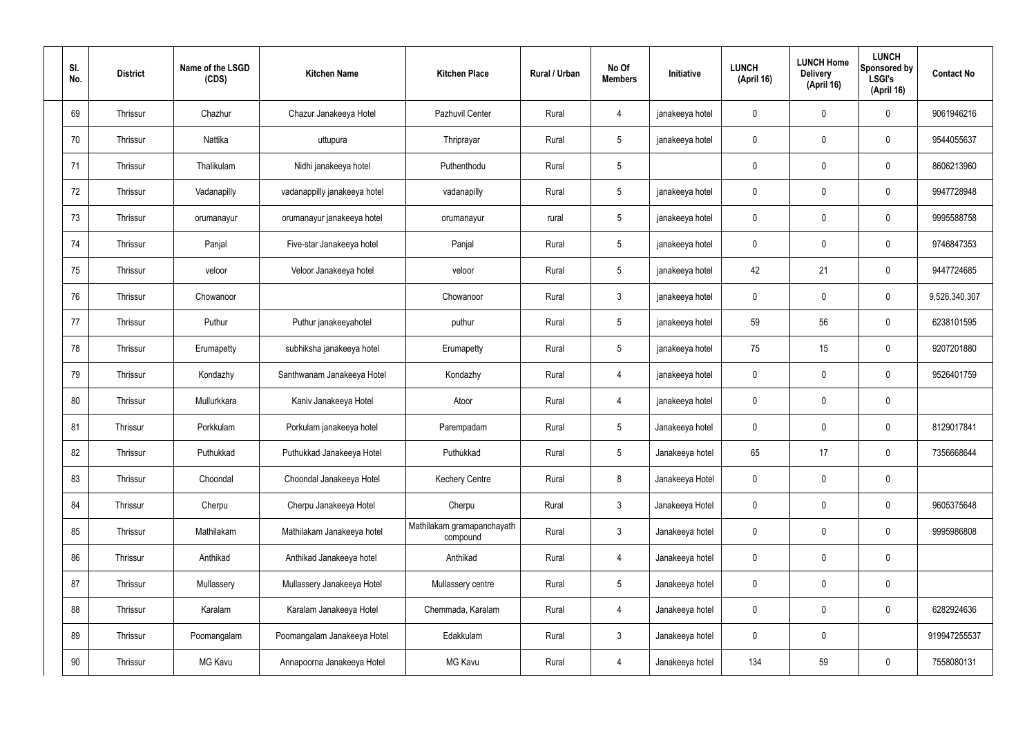| Sl. No. | District | Name of the LSGD (CDS) | Kitchen Name | Kitchen Place | Rural / Urban | No Of Members | Initiative | LUNCH (April 16) | LUNCH Home Delivery (April 16) | LUNCH Sponsored by LSGI's (April 16) | Contact No |
|---|---|---|---|---|---|---|---|---|---|---|---|
| 69 | Thrissur | Chazhur | Chazur Janakeeya Hotel | Pazhuvil Center | Rural | 4 | janakeeya hotel | 0 | 0 | 0 | 9061946216 |
| 70 | Thrissur | Nattika | uttupura | Thriprayar | Rural | 5 | janakeeya hotel | 0 | 0 | 0 | 9544055637 |
| 71 | Thrissur | Thalikulam | Nidhi janakeeya hotel | Puthenthodu | Rural | 5 | | 0 | 0 | 0 | 8606213960 |
| 72 | Thrissur | Vadanapilly | vadanappilly janakeeya hotel | vadanapilly | Rural | 5 | janakeeya hotel | 0 | 0 | 0 | 9947728948 |
| 73 | Thrissur | orumanayur | orumanayur janakeeya hotel | orumanayur | rural | 5 | janakeeya hotel | 0 | 0 | 0 | 9995588758 |
| 74 | Thrissur | Panjal | Five-star Janakeeya hotel | Panjal | Rural | 5 | janakeeya hotel | 0 | 0 | 0 | 9746847353 |
| 75 | Thrissur | veloor | Veloor Janakeeya hotel | veloor | Rural | 5 | janakeeya hotel | 42 | 21 | 0 | 9447724685 |
| 76 | Thrissur | Chowanoor | | Chowanoor | Rural | 3 | janakeeya hotel | 0 | 0 | 0 | 9,526,340,307 |
| 77 | Thrissur | Puthur | Puthur janakeeyahotel | puthur | Rural | 5 | janakeeya hotel | 59 | 56 | 0 | 6238101595 |
| 78 | Thrissur | Erumapetty | subhiksha janakeeya hotel | Erumapetty | Rural | 5 | janakeeya hotel | 75 | 15 | 0 | 9207201880 |
| 79 | Thrissur | Kondazhy | Santhwanam Janakeeya Hotel | Kondazhy | Rural | 4 | janakeeya hotel | 0 | 0 | 0 | 9526401759 |
| 80 | Thrissur | Mullurkkara | Kaniv Janakeeya Hotel | Atoor | Rural | 4 | janakeeya hotel | 0 | 0 | 0 | |
| 81 | Thrissur | Porkkulam | Porkulam janakeeya hotel | Parempadam | Rural | 5 | Janakeeya hotel | 0 | 0 | 0 | 8129017841 |
| 82 | Thrissur | Puthukkad | Puthukkad Janakeeya Hotel | Puthukkad | Rural | 5 | Janakeeya hotel | 65 | 17 | 0 | 7356668644 |
| 83 | Thrissur | Choondal | Choondal Janakeeya Hotel | Kechery Centre | Rural | 8 | Janakeeya Hotel | 0 | 0 | 0 | |
| 84 | Thrissur | Cherpu | Cherpu Janakeeya Hotel | Cherpu | Rural | 3 | Janakeeya Hotel | 0 | 0 | 0 | 9605375648 |
| 85 | Thrissur | Mathilakam | Mathilakam Janakeeya hotel | Mathilakam gramapanchayath compound | Rural | 3 | Janakeeya hotel | 0 | 0 | 0 | 9995986808 |
| 86 | Thrissur | Anthikad | Anthikad Janakeeya hotel | Anthikad | Rural | 4 | Janakeeya hotel | 0 | 0 | 0 | |
| 87 | Thrissur | Mullassery | Mullassery Janakeeya Hotel | Mullassery centre | Rural | 5 | Janakeeya hotel | 0 | 0 | 0 | |
| 88 | Thrissur | Karalam | Karalam Janakeeya Hotel | Chemmada, Karalam | Rural | 4 | Janakeeya hotel | 0 | 0 | 0 | 6282924636 |
| 89 | Thrissur | Poomangalam | Poomangalam Janakeeya Hotel | Edakkulam | Rural | 3 | Janakeeya hotel | 0 | 0 | | 919947255537 |
| 90 | Thrissur | MG Kavu | Annapoorna Janakeeya Hotel | MG Kavu | Rural | 4 | Janakeeya hotel | 134 | 59 | 0 | 7558080131 |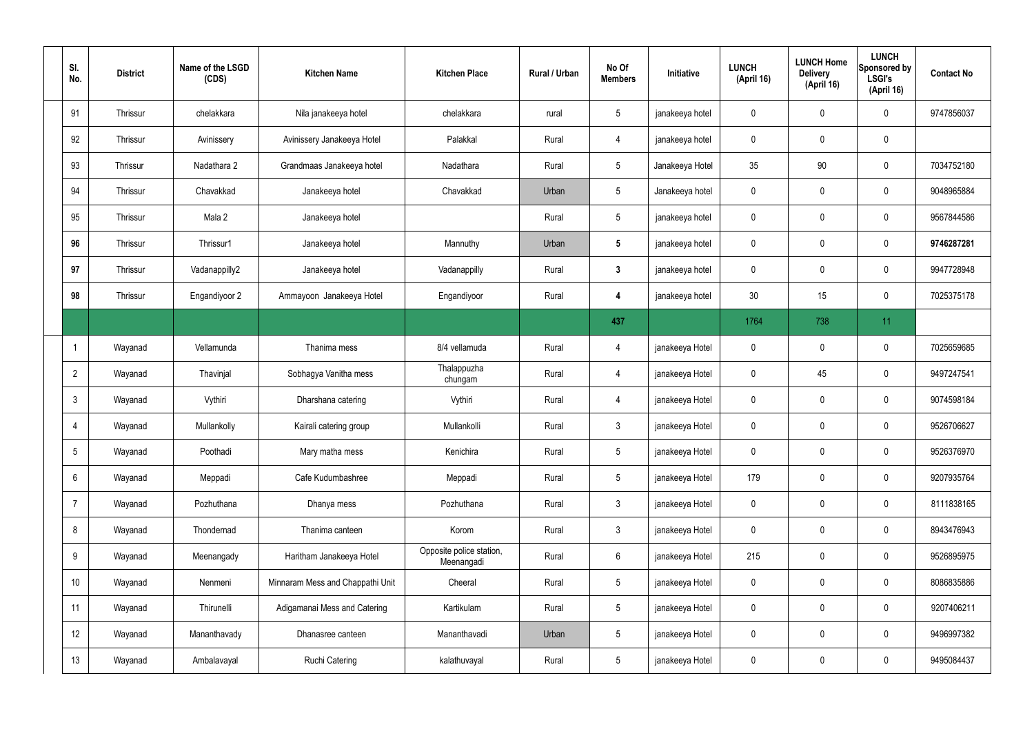| Sl. No. | District | Name of the LSGD (CDS) | Kitchen Name | Kitchen Place | Rural / Urban | No Of Members | Initiative | LUNCH (April 16) | LUNCH Home Delivery (April 16) | LUNCH Sponsored by LSGI's (April 16) | Contact No |
|---|---|---|---|---|---|---|---|---|---|---|---|
| 91 | Thrissur | chelakkara | Nila janakeeya hotel | chelakkara | rural | 5 | janakeeya hotel | 0 | 0 | 0 | 9747856037 |
| 92 | Thrissur | Avinissery | Avinissery Janakeeya Hotel | Palakkal | Rural | 4 | janakeeya hotel | 0 | 0 | 0 | |
| 93 | Thrissur | Nadathara 2 | Grandmaas Janakeeya hotel | Nadathara | Rural | 5 | Janakeeya Hotel | 35 | 90 | 0 | 7034752180 |
| 94 | Thrissur | Chavakkad | Janakeeya hotel | Chavakkad | Urban | 5 | Janakeeya hotel | 0 | 0 | 0 | 9048965884 |
| 95 | Thrissur | Mala 2 | Janakeeya hotel | | Rural | 5 | janakeeya hotel | 0 | 0 | 0 | 9567844586 |
| **96** | Thrissur | Thrissur1 | Janakeeya hotel | Mannuthy | Urban | **5** | janakeeya hotel | 0 | 0 | 0 | **9746287281** |
| **97** | Thrissur | Vadanappilly2 | Janakeeya hotel | Vadanappilly | Rural | **3** | janakeeya hotel | 0 | 0 | 0 | 9947728948 |
| **98** | Thrissur | Engandiyoor 2 | Ammayoon Janakeeya Hotel | Engandiyoor | Rural | **4** | janakeeya hotel | 30 | 15 | 0 | 7025375178 |
| | | | | | | **437** | | 1764 | 738 | 11 | |
| 1 | Wayanad | Vellamunda | Thanima mess | 8/4 vellamuda | Rural | 4 | janakeeya Hotel | 0 | 0 | 0 | 7025659685 |
| 2 | Wayanad | Thavinjal | Sobhagya Vanitha mess | Thalappuzha chungam | Rural | 4 | janakeeya Hotel | 0 | 45 | 0 | 9497247541 |
| 3 | Wayanad | Vythiri | Dharshana catering | Vythiri | Rural | 4 | janakeeya Hotel | 0 | 0 | 0 | 9074598184 |
| 4 | Wayanad | Mullankolly | Kairali catering group | Mullankolli | Rural | 3 | janakeeya Hotel | 0 | 0 | 0 | 9526706627 |
| 5 | Wayanad | Poothadi | Mary matha mess | Kenichira | Rural | 5 | janakeeya Hotel | 0 | 0 | 0 | 9526376970 |
| 6 | Wayanad | Meppadi | Cafe Kudumbashree | Meppadi | Rural | 5 | janakeeya Hotel | 179 | 0 | 0 | 9207935764 |
| 7 | Wayanad | Pozhuthana | Dhanya mess | Pozhuthana | Rural | 3 | janakeeya Hotel | 0 | 0 | 0 | 8111838165 |
| 8 | Wayanad | Thondernad | Thanima canteen | Korom | Rural | 3 | janakeeya Hotel | 0 | 0 | 0 | 8943476943 |
| 9 | Wayanad | Meenangady | Haritham Janakeeya Hotel | Opposite police station, Meenangadi | Rural | 6 | janakeeya Hotel | 215 | 0 | 0 | 9526895975 |
| 10 | Wayanad | Nenmeni | Minnaram Mess and Chappathi Unit | Cheeral | Rural | 5 | janakeeya Hotel | 0 | 0 | 0 | 8086835886 |
| 11 | Wayanad | Thirunelli | Adigamanai Mess and Catering | Kartikulam | Rural | 5 | janakeeya Hotel | 0 | 0 | 0 | 9207406211 |
| 12 | Wayanad | Mananthavady | Dhanasree canteen | Mananthavadi | Urban | 5 | janakeeya Hotel | 0 | 0 | 0 | 9496997382 |
| 13 | Wayanad | Ambalavayal | Ruchi Catering | kalathuvayal | Rural | 5 | janakeeya Hotel | 0 | 0 | 0 | 9495084437 |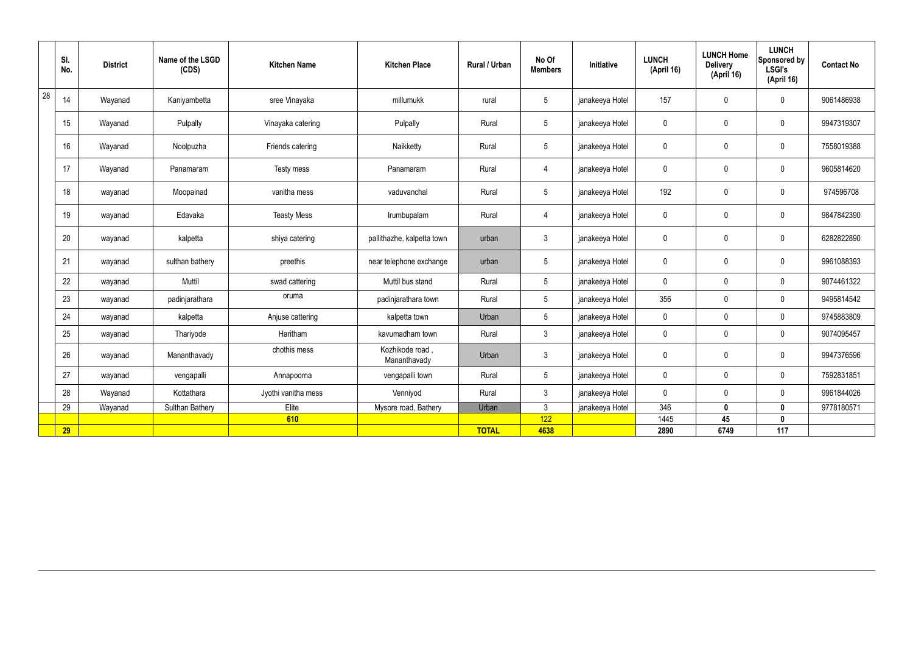| | Sl. No. | District | Name of the LSGD (CDS) | Kitchen Name | Kitchen Place | Rural / Urban | No Of Members | Initiative | LUNCH (April 16) | LUNCH Home Delivery (April 16) | LUNCH Sponsored by LSGI's (April 16) | Contact No |
|---|---|---|---|---|---|---|---|---|---|---|---|---|
| 28 | 14 | Wayanad | Kaniyambetta | sree Vinayaka | millumukk | rural | 5 | janakeeya Hotel | 157 | 0 | 0 | 9061486938 |
| | 15 | Wayanad | Pulpally | Vinayaka catering | Pulpally | Rural | 5 | janakeeya Hotel | 0 | 0 | 0 | 9947319307 |
| | 16 | Wayanad | Noolpuzha | Friends catering | Naikketty | Rural | 5 | janakeeya Hotel | 0 | 0 | 0 | 7558019388 |
| | 17 | Wayanad | Panamaram | Testy mess | Panamaram | Rural | 4 | janakeeya Hotel | 0 | 0 | 0 | 9605814620 |
| | 18 | wayanad | Moopainad | vanitha mess | vaduvanchal | Rural | 5 | janakeeya Hotel | 192 | 0 | 0 | 974596708 |
| | 19 | wayanad | Edavaka | Teasty Mess | Irumbupalam | Rural | 4 | janakeeya Hotel | 0 | 0 | 0 | 9847842390 |
| | 20 | wayanad | kalpetta | shiya catering | pallithazhe, kalpetta town | urban | 3 | janakeeya Hotel | 0 | 0 | 0 | 6282822890 |
| | 21 | wayanad | sulthan bathery | preethis | near telephone exchange | urban | 5 | janakeeya Hotel | 0 | 0 | 0 | 9961088393 |
| | 22 | wayanad | Muttil | swad cattering | Muttil bus stand | Rural | 5 | janakeeya Hotel | 0 | 0 | 0 | 9074461322 |
| | 23 | wayanad | padinjarathara | oruma | padinjarathara town | Rural | 5 | janakeeya Hotel | 356 | 0 | 0 | 9495814542 |
| | 24 | wayanad | kalpetta | Anjuse cattering | kalpetta town | Urban | 5 | janakeeya Hotel | 0 | 0 | 0 | 9745883809 |
| | 25 | wayanad | Thariyode | Haritham | kavumadham town | Rural | 3 | janakeeya Hotel | 0 | 0 | 0 | 9074095457 |
| | 26 | wayanad | Mananthavady | chothis mess | Kozhikode road , Mananthavady | Urban | 3 | janakeeya Hotel | 0 | 0 | 0 | 9947376596 |
| | 27 | wayanad | vengapalli | Annapoorna | vengapalli town | Rural | 5 | janakeeya Hotel | 0 | 0 | 0 | 7592831851 |
| | 28 | Wayanad | Kottathara | Jyothi vanitha mess | Venniyod | Rural | 3 | janakeeya Hotel | 0 | 0 | 0 | 9961844026 |
| | 29 | Wayanad | Sulthan Bathery | Elite | Mysore road, Bathery | Urban | 3 | janakeeya Hotel | 346 | **0** | **0** | 9778180571 |
| | | | | **610** | | | 122 | | 1445 | **45** | **0** | |
| | **29** | | | | | **TOTAL** | **4638** | | **2890** | **6749** | **117** | |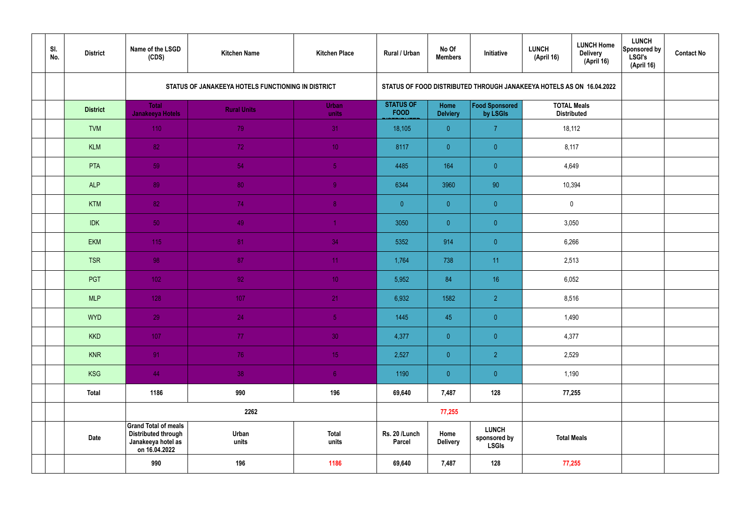| | Sl. No. | District | Name of the LSGD (CDS) | Kitchen Name | Kitchen Place | Rural / Urban | No Of Members | Initiative | LUNCH (April 16) | LUNCH Home Delivery (April 16) | LUNCH Sponsored by LSGI's (April 16) | Contact No |
|---|---|---|---|---|---|---|---|---|---|---|---|---|
| | | | STATUS OF JANAKEEYA HOTELS FUNCTIONING IN DISTRICT | | | STATUS OF FOOD DISTRIBUTED THROUGH JANAKEEYA HOTELS AS ON 16.04.2022 | | | | | | |
| | | District | Total Janakeeya Hotels | Rural Units | Urban units | STATUS OF FOOD DISTRIBUTED | Home Delviery | Food Sponsored by LSGIs | TOTAL Meals Distributed | | | |
| | | TVM | 110 | 79 | 31 | 18,105 | 0 | 7 | 18,112 | | | |
| | | KLM | 82 | 72 | 10 | 8117 | 0 | 0 | 8,117 | | | |
| | | PTA | 59 | 54 | 5 | 4485 | 164 | 0 | 4,649 | | | |
| | | ALP | 89 | 80 | 9 | 6344 | 3960 | 90 | 10,394 | | | |
| | | KTM | 82 | 74 | 8 | 0 | 0 | 0 | 0 | | | |
| | | IDK | 50 | 49 | 1 | 3050 | 0 | 0 | 3,050 | | | |
| | | EKM | 115 | 81 | 34 | 5352 | 914 | 0 | 6,266 | | | |
| | | TSR | 98 | 87 | 11 | 1,764 | 738 | 11 | 2,513 | | | |
| | | PGT | 102 | 92 | 10 | 5,952 | 84 | 16 | 6,052 | | | |
| | | MLP | 128 | 107 | 21 | 6,932 | 1582 | 2 | 8,516 | | | |
| | | WYD | 29 | 24 | 5 | 1445 | 45 | 0 | 1,490 | | | |
| | | KKD | 107 | 77 | 30 | 4,377 | 0 | 0 | 4,377 | | | |
| | | KNR | 91 | 76 | 15 | 2,527 | 0 | 2 | 2,529 | | | |
| | | KSG | 44 | 38 | 6 | 1190 | 0 | 0 | 1,190 | | | |
| | | Total | 1186 | 990 | 196 | 69,640 | 7,487 | 128 | 77,255 | | | |
| | | | 2262 | | | 77,255 | | | | | | |
| | | Date | Grand Total of meals Distributed through Janakeeya hotel as on 16.04.2022 | Urban units | Total units | Rs. 20 /Lunch Parcel | Home Delivery | LUNCH sponsored by LSGIs | Total Meals | | | |
| | | | 990 | 196 | 1186 | 69,640 | 7,487 | 128 | 77,255 | | | |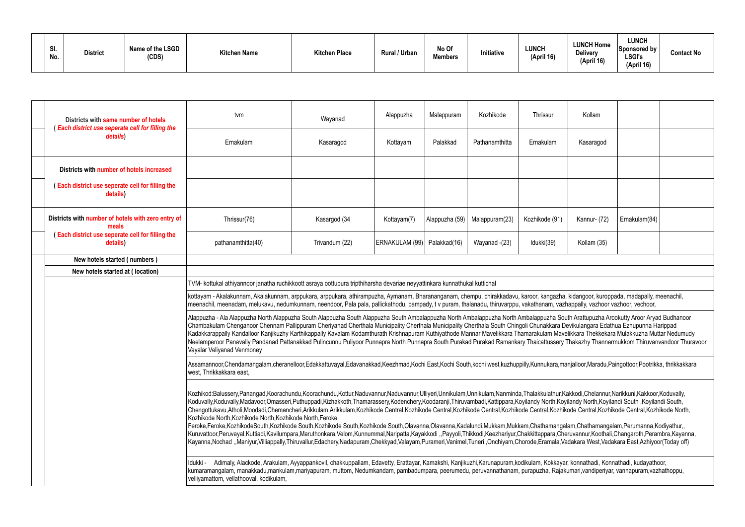| Sl. No. | District | Name of the LSGD (CDS) | Kitchen Name | Kitchen Place | Rural / Urban | No Of Members | Initiative | LUNCH (April 16) | LUNCH Home Delivery (April 16) | LUNCH Sponsored by LSGI's (April 16) | Contact No |
|---|---|---|---|---|---|---|---|---|---|---|---|

| | | | | | | | | | |
|---|---|---|---|---|---|---|---|---|---|
| Districts with **same number of hotels** (*Each district use seperate cell for filling the details*) | tvm | Wayanad | Alappuzha | Malappuram | Kozhikode | Thrissur | Kollam | | |
| | Ernakulam | Kasaragod | Kottayam | Palakkad | Pathanamthitta | Ernakulam | Kasaragod | | |
| Districts with **number of hotels increased** | | | | | | | | | |
| (Each district use seperate cell for filling the details) | | | | | | | | | |
| Districts with **number of hotels with zero entry of meals** (Each district use seperate cell for filling the details) | Thrissur(76) | Kasargod (34 | Kottayam(7) | Alappuzha (59) | Malappuram(23) | Kozhikode (91) | Kannur- (72) | Ernakulam(84) | |
| | pathanamthitta(40) | Trivandum (22) | ERNAKULAM (99) | Palakkad(16) | Wayanad -(23) | Idukki(39) | Kollam (35) | | |
| New hotels started ( numbers ) | | | | | | | | | |
| New hotels started at ( location) | | | | | | | | | |

TVM- kottukal athiyannoor janatha ruchikkoott asraya oottupura tripthiharsha devariae neyyattinkara kunnathukal kuttichal

kottayam - Akalakunnam, Akalakunnam, arppukara, arppukara, athirampuzha, Aymanam, Bharananganam, chempu, chirakkadavu, karoor, kangazha, kidangoor, kuroppada, madapally, meenachil, meenachil, meenadam, melukavu, nedumkunnam, neendoor, Pala pala, pallickathodu, pampady, t v puram, thalanadu, thiruvarppu, vakathanam, vazhappally, vazhoor vazhoor, vechoor,

Alappuzha - Ala Alappuzha North Alappuzha South Alappuzha South Alappuzha South Ambalappuzha North Ambalappuzha North Ambalappuzha South Arattupuzha Arookutty Aroor Aryad Budhanoor Chambakulam Chenganoor Chennam Pallippuram Cheriyanad Cherthala Municipality Cherthala Municipality Cherthala South Chingoli Chunakkara Devikulangara Edathua Ezhupunna Harippad Kadakkarappally Kandalloor Kanjikuzhy Karthikappally Kavalam Kodamthurath Krishnapuram Kuthiyathode Mannar Mavelikkara Thamarakulam Mavelikkara Thekkekara Mulakkuzha Muttar Nedumudy Neelamperoor Panavally Pandanad Pattanakkad Pulincunnu Puliyoor Punnapra North Punnapra South Purakad Purakad Ramankary Thaicattussery Thakazhy Thannermukkom Thiruvanvandoor Thuravoor Vayalar Veliyanad Venmoney

Assamannoor,Chendamangalam,cheranelloor,Edakkattuvayal,Edavanakkad,Keezhmad,Kochi East,Kochi South,kochi west,kuzhuppilly,Kunnukara,manjalloor,Maradu,Paingottoor,Pootrikka, thrikkakkara west, Thrikkakkara east,

Kozhikod:Balussery,Panangad,Koorachundu,Koorachundu,Kottur,Naduvannur,Naduvannur,Ulliyeri,Unnikulam,Unnikulam,Nanminda,Thalakkulathur,Kakkodi,Chelannur,Narikkuni,Kakkoor,Koduvally, Koduvally,Koduvally,Madavoor,Omasseri,Puthuppadi,Kizhakkoth,Thamarassery,Kodenchery,Koodaranji,Thiruvambadi,Kattippara,Koyilandy North,Koyilandy North,Koyilandi South ,Koyilandi South, Chengottukavu,Atholi,Moodadi,Chemancheri,Arikkulam,Arikkulam,Kozhikode Central,Kozhikode Central,Kozhikode Central,Kozhikode Central,Kozhikode Central,Kozhikode Central,Kozhikode North, Kozhikode North,Kozhikode North,Kozhikode North,Feroke
Feroke,Feroke,KozhikodeSouth,Kozhikode South,Kozhikode South,Kozhikode South,Olavanna,Olavanna,Kadalundi,Mukkam,Mukkam,Chathamangalam,Chathamangalam,Perumanna,Kodiyathur,, Kuruvattoor,Peruvayal,Kuttiadi,Kavilumpara,Maruthonkara,Velom,Kunnummal,Naripatta,Kayakkodi ,,Payyoli,Thikkodi,Keezhariyur,Chakkittappara,Cheruvannur,Koothali,Changaroth,Perambra,Kayanna, Kayanna,Nochad ,,Maniyur,Villiappally,Thiruvallur,Edachery,Nadapuram,Chekkyad,Valayam,Purameri,Vanimel,Tuneri ,Onchiyam,Chorode,Eramala,Vadakara West,Vadakara East,Azhiyoor(Today off)

Idukki - Adimaly, Alackode, Arakulam, Ayyappankovil, chakkuppallam, Edavetty, Erattayar, Kamakshi, Kanjikuzhi,Karunapuram,kodikulam, Kokkayar, konnathadi, Konnathadi, kudayathoor, kumaramangalam, manakkadu,mankulam,mariyapuram, muttom, Nedumkandam, pambadumpara, peerumedu, peruvannathanam, purapuzha, Rajakumari,vandiperiyar, vannapuram,vazhathoppu, velliyamattom, vellathooval, kodikulam,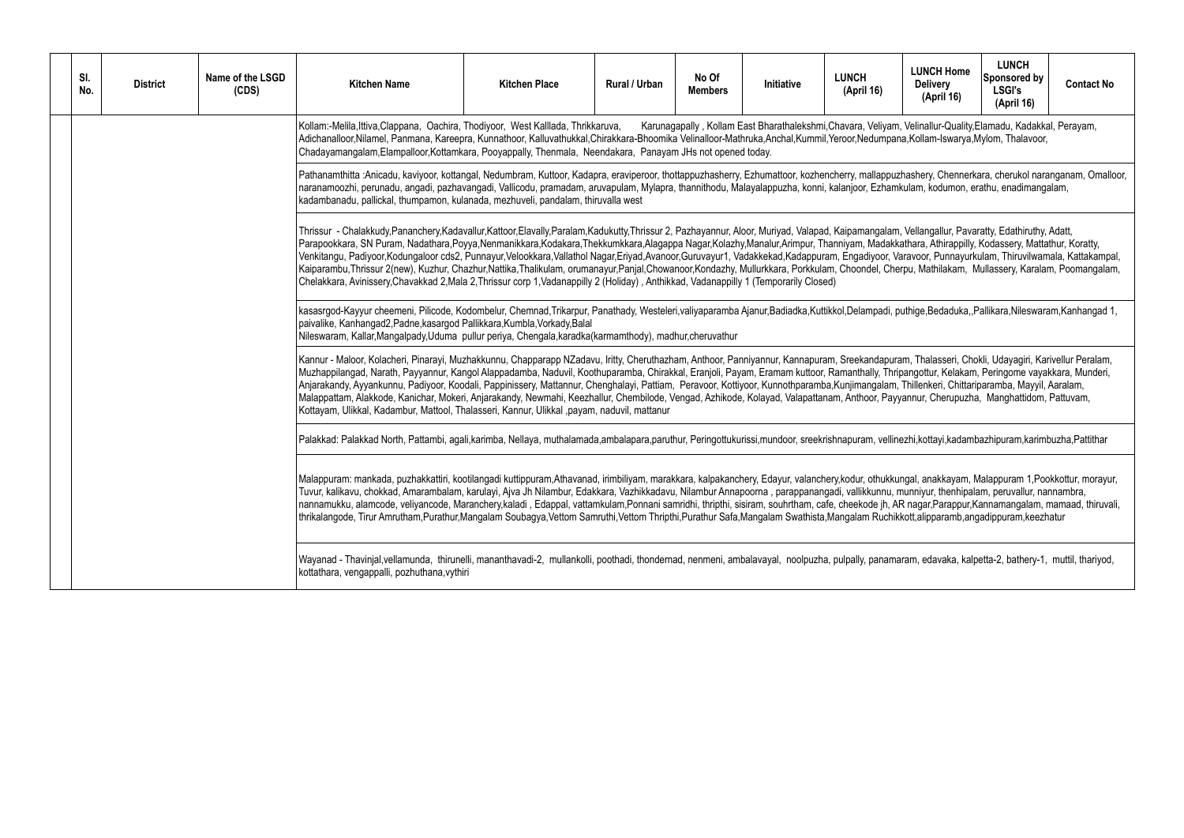| | Sl. No. | District | Name of the LSGD (CDS) | Kitchen Name | Kitchen Place | Rural / Urban | No Of Members | Initiative | LUNCH (April 16) | LUNCH Home Delivery (April 16) | LUNCH Sponsored by LSGI's (April 16) | Contact No |
|---|---|---|---|---|---|---|---|---|---|---|---|---|
| | | | | Kollam:-Melila,Ittiva,Clappana, Oachira, Thodiyoor, West Kalllada, Thrikkaruva, Karunagapally , Kollam East Bharathalekshmi,Chavara, Veliyam, Velinallur-Quality,Elamadu, Kadakkal, Perayam, Adichanalloor,Nilamel, Panmana, Kareepra, Kunnathoor, Kalluvathukkal,Chirakkara-Bhoomika Velinalloor-Mathruka,Anchal,Kummil,Yeroor,Nedumpana,Kollam-Iswarya,Mylom, Thalavoor, Chadayamangalam,Elampalloor,Kottamkara, Pooyappally, Thenmala, Neendakara, Panayam JHs not opened today. | | | | | | | | |
| | | | | Pathanamthitta :Anicadu, kaviyoor, kottangal, Nedumbram, Kuttoor, Kadapra, eraviperoor, thottappuzhasherry, Ezhumattoor, kozhencherry, mallappuzhashery, Chennerkara, cherukol naranganam, Omalloor, naranamoozhi, perunadu, angadi, pazhavangadi, Vallicodu, pramadam, aruvapulam, Mylapra, thannithodu, Malayalappuzha, konni, kalanjoor, Ezhamkulam, kodumon, erathu, enadimangalam, kadambanadu, pallickal, thumpamon, kulanada, mezhuveli, pandalam, thiruvalla west | | | | | | | | |
| | | | | Thrissur - Chalakkudy,Pananchery,Kadavallur,Kattoor,Elavally,Paralam,Kadukutty,Thrissur 2, Pazhayannur, Aloor, Muriyad, Valapad, Kaipamangalam, Vellangallur, Pavaratty, Edathiruthy, Adatt, Parapookkara, SN Puram, Nadathara,Poyya,Nenmanikkara,Kodakara,Thekkumkkara,Alagappa Nagar,Kolazhy,Manalur,Arimpur, Thanniyam, Madakkathara, Athirappilly, Kodassery, Mattathur, Koratty, Venkitangu, Padiyoor,Kodungaloor cds2, Punnayur,Velookkara,Vallathol Nagar,Eriyad,Avanoor,Guruvayur1, Vadakkekad,Kadappuram, Engadiyoor, Varavoor, Punnayurkulam, Thiruvilwamala, Kattakampal, Kaiparambu,Thrissur 2(new), Kuzhur, Chazhur,Nattika,Thalikulam, orumanayur,Panjal,Chowanoor,Kondazhy, Mullurkkara, Porkkulam, Choondel, Cherpu, Mathilakam, Mullassery, Karalam, Poomangalam, Chelakkara, Avinissery,Chavakkad 2,Mala 2,Thrissur corp 1,Vadanappilly 2 (Holiday) , Anthikkad, Vadanappilly 1 (Temporarily Closed) | | | | | | | | |
| | | | | kasasrgod-Kayyur cheemeni, Pilicode, Kodombelur, Chemnad,Trikarpur, Panathady, Westeleri,valiyaparamba Ajanur,Badiadka,Kuttikkol,Delampadi, puthige,Bedaduka,,Pallikara,Nileswaram,Kanhangad 1, paivalike, Kanhangad2,Padne,kasargod Pallikkara,Kumbla,Vorkady,Balal Nileswaram, Kallar,Mangalpady,Uduma pullur periya, Chengala,karadka(karmamthody), madhur,cheruvathur | | | | | | | | |
| | | | | Kannur - Maloor, Kolacheri, Pinarayi, Muzhakkunnu, Chapparapp NZadavu, Iritty, Cheruthazham, Anthoor, Panniyannur, Kannapuram, Sreekandapuram, Thalasseri, Chokli, Udayagiri, Karivellur Peralam, Muzhappilangad, Narath, Payyannur, Kangol Alappadamba, Naduvil, Koothuparamba, Chirakkal, Eranjoli, Payam, Eramam kuttoor, Ramanthally, Thripangottur, Kelakam, Peringome vayakkara, Munderi, Anjarakandy, Ayyankunnu, Padiyoor, Koodali, Pappinissery, Mattannur, Chenghalayi, Pattiam, Peravoor, Kottiyoor, Kunnothparamba,Kunjimangalam, Thillenkeri, Chittariparamba, Mayyil, Aaralam, Malappattam, Alakkode, Kanichar, Mokeri, Anjarakandy, Newmahi, Keezhallur, Chembilode, Vengad, Azhikode, Kolayad, Valapattanam, Anthoor, Payyannur, Cherupuzha, Manghattidom, Pattuvam, Kottayam, Ulikkal, Kadambur, Mattool, Thalasseri, Kannur, Ulikkal ,payam, naduvil, mattanur | | | | | | | | |
| | | | | Palakkad: Palakkad North, Pattambi, agali,karimba, Nellaya, muthalamada,ambalapara,paruthur, Peringottukurissi,mundoor, sreekrishnapuram, vellinezhi,kottayi,kadambazhipuram,karimbuzha,Pattithar | | | | | | | | |
| | | | | Malappuram: mankada, puzhakkattiri, kootilangadi kuttippuram,Athavanad, irimbiliyam, marakkara, kalpakanchery, Edayur, valanchery,kodur, othukkungal, anakkayam, Malappuram 1,Pookkottur, morayur, Tuvur, kalikavu, chokkad, Amarambalam, karulayi, Ajva Jh Nilambur, Edakkara, Vazhikkadavu, Nilambur Annapoorna , parappanangadi, vallikkunnu, munniyur, thenhipalam, peruvallur, nannambra, nannamukku, alamcode, veliyancode, Maranchery,kaladi , Edappal, vattamkulam,Ponnani samridhi, thripthi, sisiram, souhrtham, cafe, cheekode jh, AR nagar,Parappur,Kannamangalam, mamaad, thiruvali, thrikalangode, Tirur Amrutham,Purathur,Mangalam Soubagya,Vettom Samruthi,Vettom Thripthi,Purathur Safa,Mangalam Swathista,Mangalam Ruchikkott,alipparamb,angadippuram,keezhatur | | | | | | | | |
| | | | | Wayanad - Thavinjal,vellamunda, thirunelli, mananthavadi-2, mullankolli, poothadi, thondernad, nenmeni, ambalavayal, noolpuzha, pulpally, panamaram, edavaka, kalpetta-2, bathery-1, muttil, thariyod, kottathara, vengappalli, pozhuthana,vythiri | | | | | | | | |